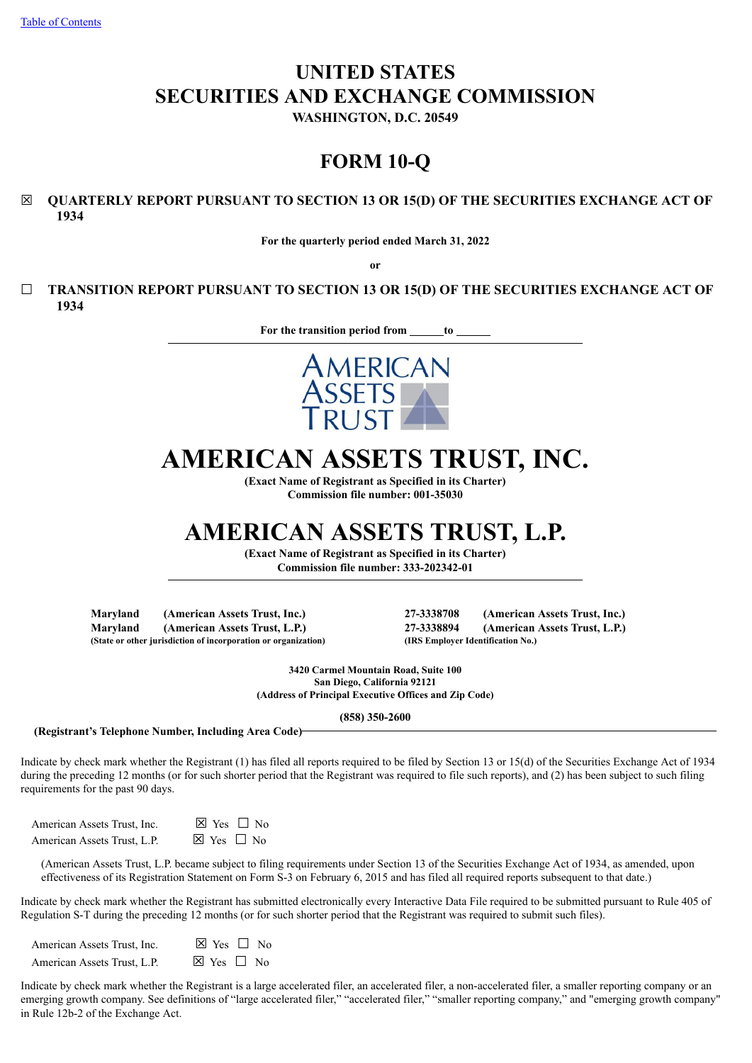Table of Contents

# UNITED STATES
# SECURITIES AND EXCHANGE COMMISSION
**WASHINGTON, D.C. 20549**

# FORM 10-Q

☒ **QUARTERLY REPORT PURSUANT TO SECTION 13 OR 15(D) OF THE SECURITIES EXCHANGE ACT OF 1934**

**For the quarterly period ended March 31, 2022**

**or**

☐ **TRANSITION REPORT PURSUANT TO SECTION 13 OR 15(D) OF THE SECURITIES EXCHANGE ACT OF 1934**

**For the transition period from ______to ______**

# AMERICAN ASSETS TRUST, INC.
**(Exact Name of Registrant as Specified in its Charter)**
**Commission file number: 001-35030**

# AMERICAN ASSETS TRUST, L.P.
**(Exact Name of Registrant as Specified in its Charter)**
**Commission file number: 333-202342-01**

| | | | |
|---|---|---|---|
| **Maryland** | **(American Assets Trust, Inc.)** | **27-3338708** | **(American Assets Trust, Inc.)** |
| **Maryland** | **(American Assets Trust, L.P.)** | **27-3338894** | **(American Assets Trust, L.P.)** |
| **(State or other jurisdiction of incorporation or organization)** | | **(IRS Employer Identification No.)** | |

**3420 Carmel Mountain Road, Suite 100**
**San Diego, California 92121**
**(Address of Principal Executive Offices and Zip Code)**

**(858) 350-2600**
**(Registrant's Telephone Number, Including Area Code)**

Indicate by check mark whether the Registrant (1) has filed all reports required to be filed by Section 13 or 15(d) of the Securities Exchange Act of 1934 during the preceding 12 months (or for such shorter period that the Registrant was required to file such reports), and (2) has been subject to such filing requirements for the past 90 days.

| | |
|---|---|
| American Assets Trust, Inc. | ☒ Yes ☐ No |
| American Assets Trust, L.P. | ☒ Yes ☐ No |

(American Assets Trust, L.P. became subject to filing requirements under Section 13 of the Securities Exchange Act of 1934, as amended, upon effectiveness of its Registration Statement on Form S-3 on February 6, 2015 and has filed all required reports subsequent to that date.)

Indicate by check mark whether the Registrant has submitted electronically every Interactive Data File required to be submitted pursuant to Rule 405 of Regulation S-T during the preceding 12 months (or for such shorter period that the Registrant was required to submit such files).

| | |
|---|---|
| American Assets Trust, Inc. | ☒ Yes ☐ No |
| American Assets Trust, L.P. | ☒ Yes ☐ No |

Indicate by check mark whether the Registrant is a large accelerated filer, an accelerated filer, a non-accelerated filer, a smaller reporting company or an emerging growth company. See definitions of "large accelerated filer," "accelerated filer," "smaller reporting company," and "emerging growth company" in Rule 12b-2 of the Exchange Act.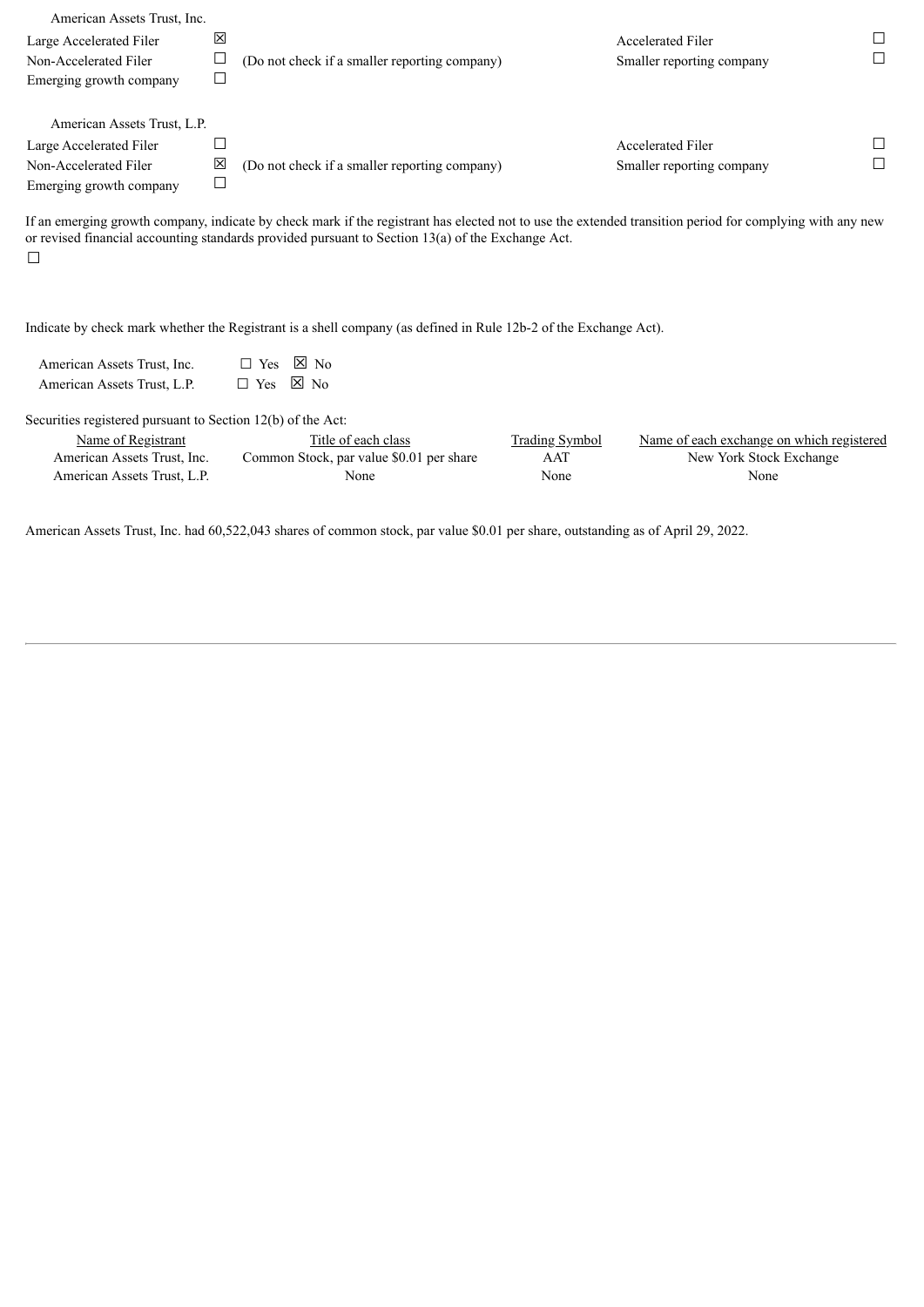American Assets Trust, Inc.

| | | | | |
|---|---|---|---|---|
| Large Accelerated Filer | ☒ | | Accelerated Filer | ☐ |
| Non-Accelerated Filer | ☐ | (Do not check if a smaller reporting company) | Smaller reporting company | ☐ |
| Emerging growth company | ☐ | | | |

American Assets Trust, L.P.

| | | | | |
|---|---|---|---|---|
| Large Accelerated Filer | ☐ | | Accelerated Filer | ☐ |
| Non-Accelerated Filer | ☒ | (Do not check if a smaller reporting company) | Smaller reporting company | ☐ |
| Emerging growth company | ☐ | | | |

If an emerging growth company, indicate by check mark if the registrant has elected not to use the extended transition period for complying with any new or revised financial accounting standards provided pursuant to Section 13(a) of the Exchange Act.
☐

Indicate by check mark whether the Registrant is a shell company (as defined in Rule 12b-2 of the Exchange Act).

| | |
|---|---|
| American Assets Trust, Inc. | ☐ Yes ☒ No |
| American Assets Trust, L.P. | ☐ Yes ☒ No |

Securities registered pursuant to Section 12(b) of the Act:

| Name of Registrant | Title of each class | Trading Symbol | Name of each exchange on which registered |
|---|---|---|---|
| American Assets Trust, Inc. | Common Stock, par value $0.01 per share | AAT | New York Stock Exchange |
| American Assets Trust, L.P. | None | None | None |

American Assets Trust, Inc. had 60,522,043 shares of common stock, par value $0.01 per share, outstanding as of April 29, 2022.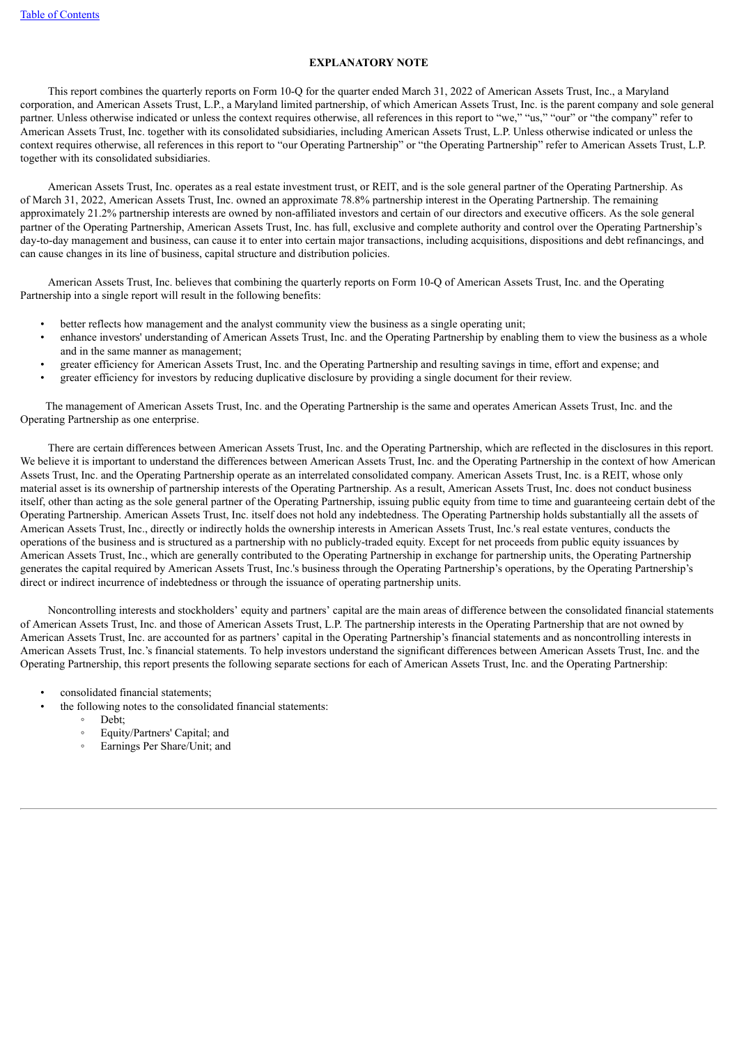## EXPLANATORY NOTE

This report combines the quarterly reports on Form 10-Q for the quarter ended March 31, 2022 of American Assets Trust, Inc., a Maryland corporation, and American Assets Trust, L.P., a Maryland limited partnership, of which American Assets Trust, Inc. is the parent company and sole general partner. Unless otherwise indicated or unless the context requires otherwise, all references in this report to "we," "us," "our" or "the company" refer to American Assets Trust, Inc. together with its consolidated subsidiaries, including American Assets Trust, L.P. Unless otherwise indicated or unless the context requires otherwise, all references in this report to "our Operating Partnership" or "the Operating Partnership" refer to American Assets Trust, L.P. together with its consolidated subsidiaries.

American Assets Trust, Inc. operates as a real estate investment trust, or REIT, and is the sole general partner of the Operating Partnership. As of March 31, 2022, American Assets Trust, Inc. owned an approximate 78.8% partnership interest in the Operating Partnership. The remaining approximately 21.2% partnership interests are owned by non-affiliated investors and certain of our directors and executive officers. As the sole general partner of the Operating Partnership, American Assets Trust, Inc. has full, exclusive and complete authority and control over the Operating Partnership's day-to-day management and business, can cause it to enter into certain major transactions, including acquisitions, dispositions and debt refinancings, and can cause changes in its line of business, capital structure and distribution policies.

American Assets Trust, Inc. believes that combining the quarterly reports on Form 10-Q of American Assets Trust, Inc. and the Operating Partnership into a single report will result in the following benefits:

- better reflects how management and the analyst community view the business as a single operating unit;
- enhance investors' understanding of American Assets Trust, Inc. and the Operating Partnership by enabling them to view the business as a whole and in the same manner as management;
- greater efficiency for American Assets Trust, Inc. and the Operating Partnership and resulting savings in time, effort and expense; and
- greater efficiency for investors by reducing duplicative disclosure by providing a single document for their review.

The management of American Assets Trust, Inc. and the Operating Partnership is the same and operates American Assets Trust, Inc. and the Operating Partnership as one enterprise.

There are certain differences between American Assets Trust, Inc. and the Operating Partnership, which are reflected in the disclosures in this report. We believe it is important to understand the differences between American Assets Trust, Inc. and the Operating Partnership in the context of how American Assets Trust, Inc. and the Operating Partnership operate as an interrelated consolidated company. American Assets Trust, Inc. is a REIT, whose only material asset is its ownership of partnership interests of the Operating Partnership. As a result, American Assets Trust, Inc. does not conduct business itself, other than acting as the sole general partner of the Operating Partnership, issuing public equity from time to time and guaranteeing certain debt of the Operating Partnership. American Assets Trust, Inc. itself does not hold any indebtedness. The Operating Partnership holds substantially all the assets of American Assets Trust, Inc., directly or indirectly holds the ownership interests in American Assets Trust, Inc.'s real estate ventures, conducts the operations of the business and is structured as a partnership with no publicly-traded equity. Except for net proceeds from public equity issuances by American Assets Trust, Inc., which are generally contributed to the Operating Partnership in exchange for partnership units, the Operating Partnership generates the capital required by American Assets Trust, Inc.'s business through the Operating Partnership's operations, by the Operating Partnership's direct or indirect incurrence of indebtedness or through the issuance of operating partnership units.

Noncontrolling interests and stockholders' equity and partners' capital are the main areas of difference between the consolidated financial statements of American Assets Trust, Inc. and those of American Assets Trust, L.P. The partnership interests in the Operating Partnership that are not owned by American Assets Trust, Inc. are accounted for as partners' capital in the Operating Partnership's financial statements and as noncontrolling interests in American Assets Trust, Inc.'s financial statements. To help investors understand the significant differences between American Assets Trust, Inc. and the Operating Partnership, this report presents the following separate sections for each of American Assets Trust, Inc. and the Operating Partnership:

- consolidated financial statements;
- the following notes to the consolidated financial statements:
  - Debt;
  - Equity/Partners' Capital; and
  - Earnings Per Share/Unit; and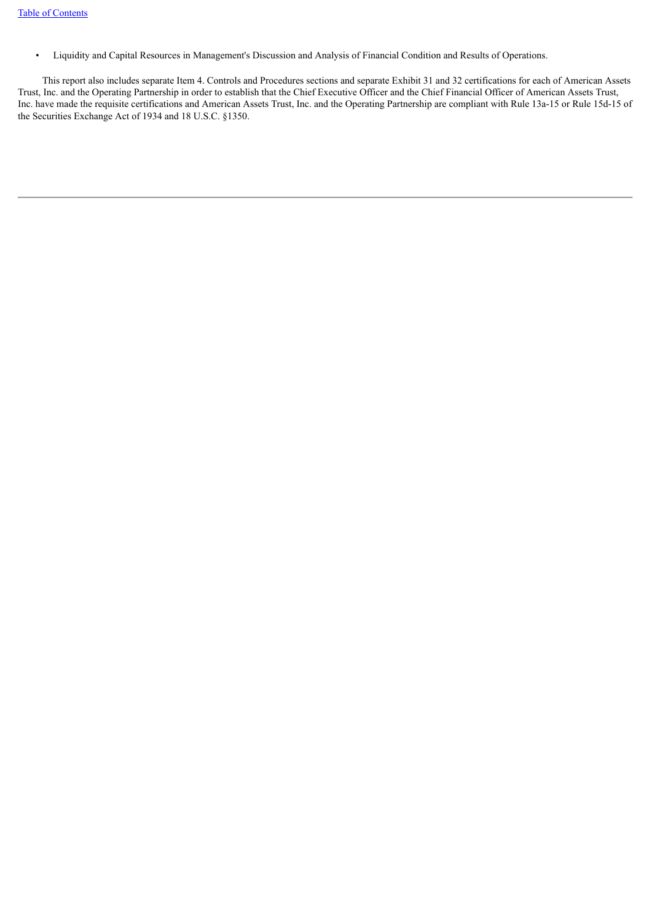- Liquidity and Capital Resources in Management's Discussion and Analysis of Financial Condition and Results of Operations.

This report also includes separate Item 4. Controls and Procedures sections and separate Exhibit 31 and 32 certifications for each of American Assets Trust, Inc. and the Operating Partnership in order to establish that the Chief Executive Officer and the Chief Financial Officer of American Assets Trust, Inc. have made the requisite certifications and American Assets Trust, Inc. and the Operating Partnership are compliant with Rule 13a-15 or Rule 15d-15 of the Securities Exchange Act of 1934 and 18 U.S.C. §1350.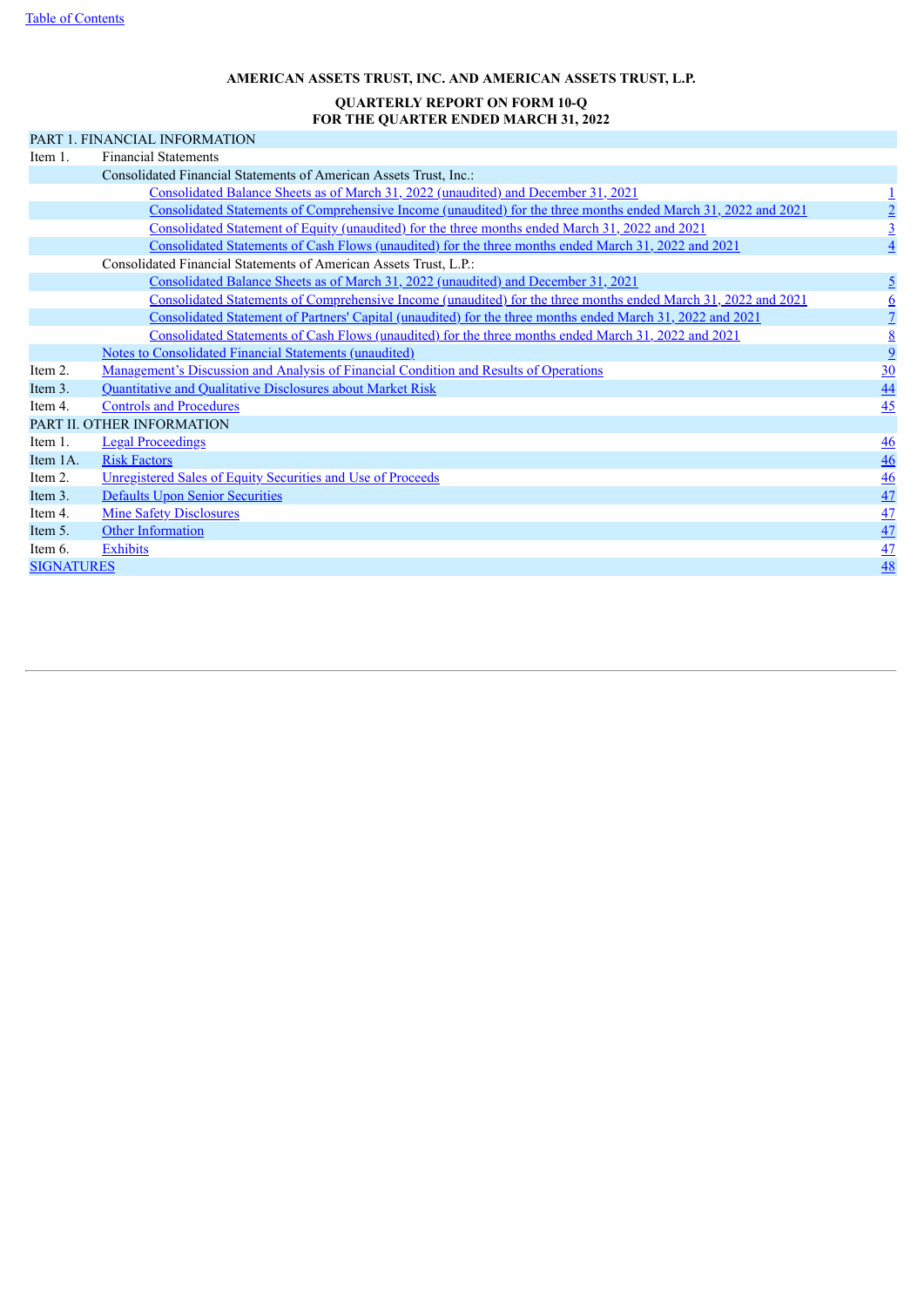**AMERICAN ASSETS TRUST, INC. AND AMERICAN ASSETS TRUST, L.P.**

**QUARTERLY REPORT ON FORM 10-Q**
**FOR THE QUARTER ENDED MARCH 31, 2022**

| | | |
|---|---|---|
| PART 1. FINANCIAL INFORMATION | | |
| Item 1. | Financial Statements | |
| | Consolidated Financial Statements of American Assets Trust, Inc.: | |
| | Consolidated Balance Sheets as of March 31, 2022 (unaudited) and December 31, 2021 | 1 |
| | Consolidated Statements of Comprehensive Income (unaudited) for the three months ended March 31, 2022 and 2021 | 2 |
| | Consolidated Statement of Equity (unaudited) for the three months ended March 31, 2022 and 2021 | 3 |
| | Consolidated Statements of Cash Flows (unaudited) for the three months ended March 31, 2022 and 2021 | 4 |
| | Consolidated Financial Statements of American Assets Trust, L.P.: | |
| | Consolidated Balance Sheets as of March 31, 2022 (unaudited) and December 31, 2021 | 5 |
| | Consolidated Statements of Comprehensive Income (unaudited) for the three months ended March 31, 2022 and 2021 | 6 |
| | Consolidated Statement of Partners' Capital (unaudited) for the three months ended March 31, 2022 and 2021 | 7 |
| | Consolidated Statements of Cash Flows (unaudited) for the three months ended March 31, 2022 and 2021 | 8 |
| | Notes to Consolidated Financial Statements (unaudited) | 9 |
| Item 2. | Management’s Discussion and Analysis of Financial Condition and Results of Operations | 30 |
| Item 3. | Quantitative and Qualitative Disclosures about Market Risk | 44 |
| Item 4. | Controls and Procedures | 45 |
| PART II. OTHER INFORMATION | | |
| Item 1. | Legal Proceedings | 46 |
| Item 1A. | Risk Factors | 46 |
| Item 2. | Unregistered Sales of Equity Securities and Use of Proceeds | 46 |
| Item 3. | Defaults Upon Senior Securities | 47 |
| Item 4. | Mine Safety Disclosures | 47 |
| Item 5. | Other Information | 47 |
| Item 6. | Exhibits | 47 |
| SIGNATURES | | 48 |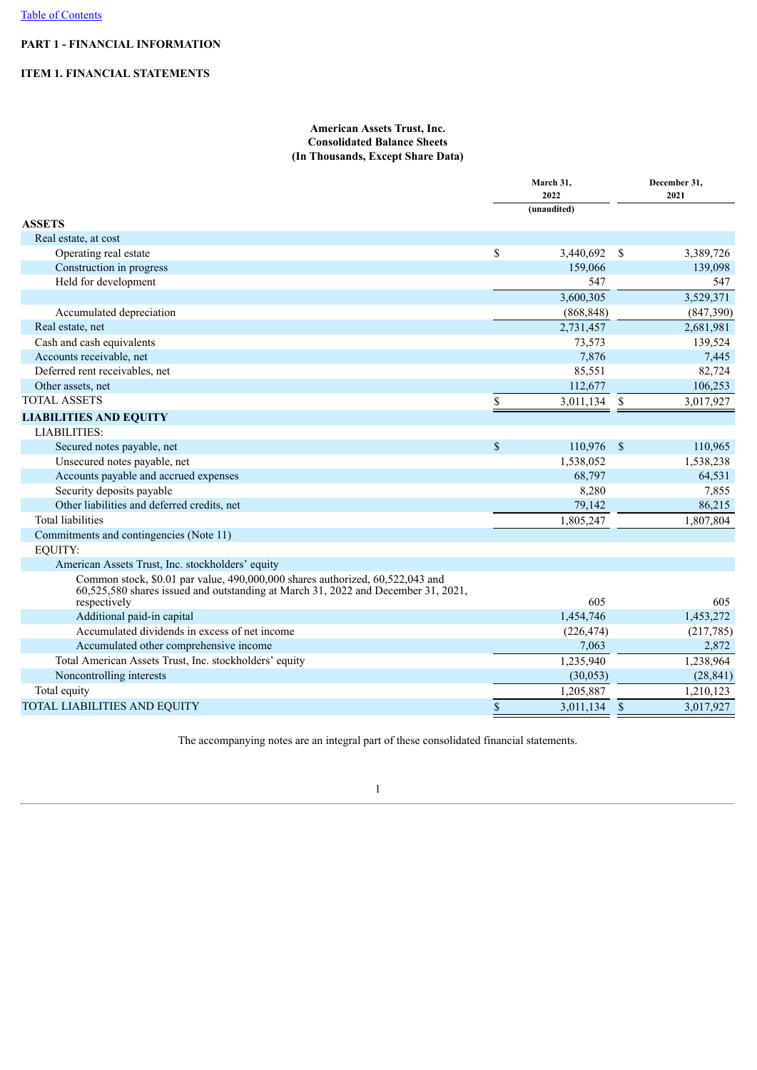[Table of Contents](#)

**PART 1 - FINANCIAL INFORMATION**

**ITEM 1. FINANCIAL STATEMENTS**

**American Assets Trust, Inc.**
**Consolidated Balance Sheets**
**(In Thousands, Except Share Data)**

| | March 31, 2022 (unaudited) | December 31, 2021 |
|---|---|---|
| **ASSETS** | | |
| Real estate, at cost | | |
| Operating real estate | $ 3,440,692 | $ 3,389,726 |
| Construction in progress | 159,066 | 139,098 |
| Held for development | 547 | 547 |
| | 3,600,305 | 3,529,371 |
| Accumulated depreciation | (868,848) | (847,390) |
| Real estate, net | 2,731,457 | 2,681,981 |
| Cash and cash equivalents | 73,573 | 139,524 |
| Accounts receivable, net | 7,876 | 7,445 |
| Deferred rent receivables, net | 85,551 | 82,724 |
| Other assets, net | 112,677 | 106,253 |
| TOTAL ASSETS | $ 3,011,134 | $ 3,017,927 |
| **LIABILITIES AND EQUITY** | | |
| LIABILITIES: | | |
| Secured notes payable, net | $ 110,976 | $ 110,965 |
| Unsecured notes payable, net | 1,538,052 | 1,538,238 |
| Accounts payable and accrued expenses | 68,797 | 64,531 |
| Security deposits payable | 8,280 | 7,855 |
| Other liabilities and deferred credits, net | 79,142 | 86,215 |
| Total liabilities | 1,805,247 | 1,807,804 |
| Commitments and contingencies (Note 11) | | |
| EQUITY: | | |
| American Assets Trust, Inc. stockholders' equity | | |
| Common stock, $0.01 par value, 490,000,000 shares authorized, 60,522,043 and 60,525,580 shares issued and outstanding at March 31, 2022 and December 31, 2021, respectively | 605 | 605 |
| Additional paid-in capital | 1,454,746 | 1,453,272 |
| Accumulated dividends in excess of net income | (226,474) | (217,785) |
| Accumulated other comprehensive income | 7,063 | 2,872 |
| Total American Assets Trust, Inc. stockholders' equity | 1,235,940 | 1,238,964 |
| Noncontrolling interests | (30,053) | (28,841) |
| Total equity | 1,205,887 | 1,210,123 |
| TOTAL LIABILITIES AND EQUITY | $ 3,011,134 | $ 3,017,927 |

The accompanying notes are an integral part of these consolidated financial statements.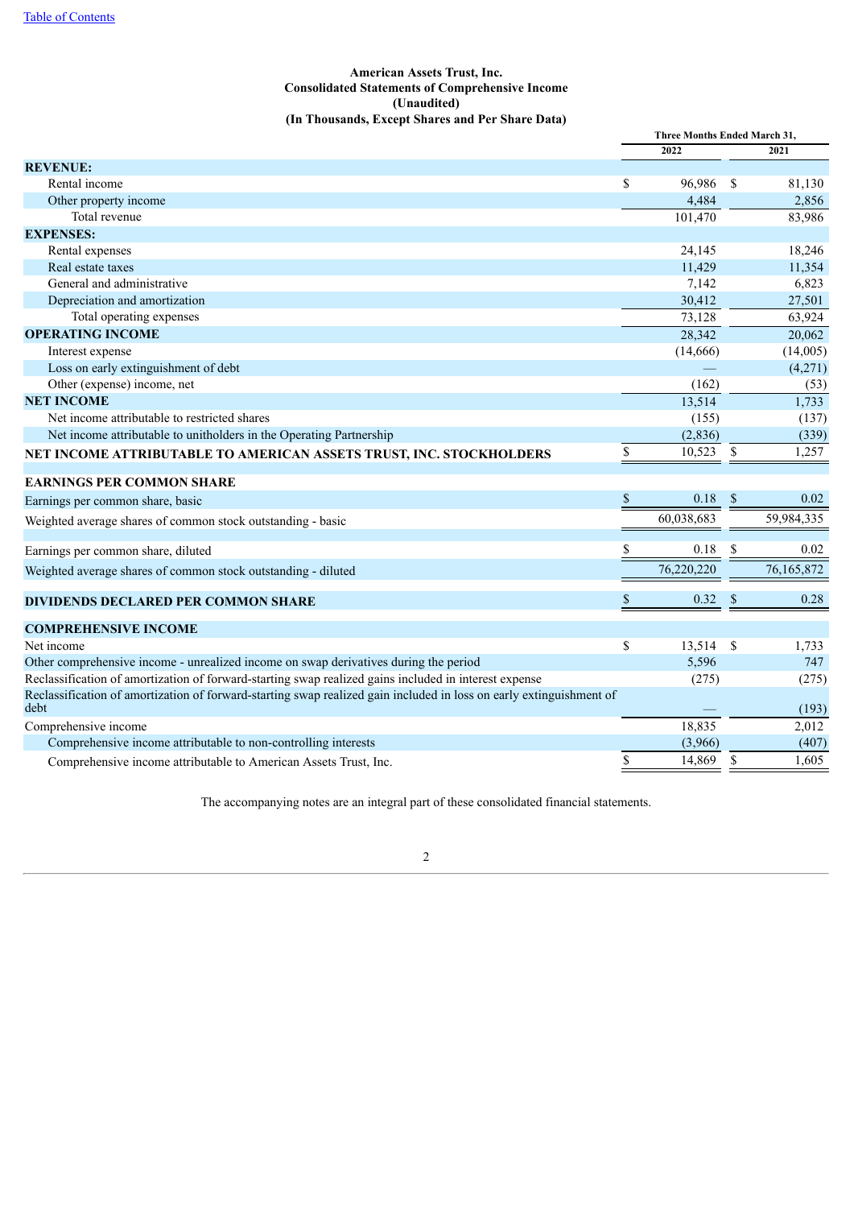**American Assets Trust, Inc.**
**Consolidated Statements of Comprehensive Income**
**(Unaudited)**
**(In Thousands, Except Shares and Per Share Data)**

| | Three Months Ended March 31, | |
|---|---|---|
| | 2022 | 2021 |
| **REVENUE:** | | |
| Rental income | $ 96,986 | $ 81,130 |
| Other property income | 4,484 | 2,856 |
| Total revenue | 101,470 | 83,986 |
| **EXPENSES:** | | |
| Rental expenses | 24,145 | 18,246 |
| Real estate taxes | 11,429 | 11,354 |
| General and administrative | 7,142 | 6,823 |
| Depreciation and amortization | 30,412 | 27,501 |
| Total operating expenses | 73,128 | 63,924 |
| **OPERATING INCOME** | 28,342 | 20,062 |
| Interest expense | (14,666) | (14,005) |
| Loss on early extinguishment of debt | — | (4,271) |
| Other (expense) income, net | (162) | (53) |
| **NET INCOME** | 13,514 | 1,733 |
| Net income attributable to restricted shares | (155) | (137) |
| Net income attributable to unitholders in the Operating Partnership | (2,836) | (339) |
| **NET INCOME ATTRIBUTABLE TO AMERICAN ASSETS TRUST, INC. STOCKHOLDERS** | $ 10,523 | $ 1,257 |
| **EARNINGS PER COMMON SHARE** | | |
| Earnings per common share, basic | $ 0.18 | $ 0.02 |
| Weighted average shares of common stock outstanding - basic | 60,038,683 | 59,984,335 |
| Earnings per common share, diluted | $ 0.18 | $ 0.02 |
| Weighted average shares of common stock outstanding - diluted | 76,220,220 | 76,165,872 |
| **DIVIDENDS DECLARED PER COMMON SHARE** | $ 0.32 | $ 0.28 |
| **COMPREHENSIVE INCOME** | | |
| Net income | $ 13,514 | $ 1,733 |
| Other comprehensive income - unrealized income on swap derivatives during the period | 5,596 | 747 |
| Reclassification of amortization of forward-starting swap realized gains included in interest expense | (275) | (275) |
| Reclassification of amortization of forward-starting swap realized gain included in loss on early extinguishment of debt | — | (193) |
| Comprehensive income | 18,835 | 2,012 |
| Comprehensive income attributable to non-controlling interests | (3,966) | (407) |
| Comprehensive income attributable to American Assets Trust, Inc. | $ 14,869 | $ 1,605 |

The accompanying notes are an integral part of these consolidated financial statements.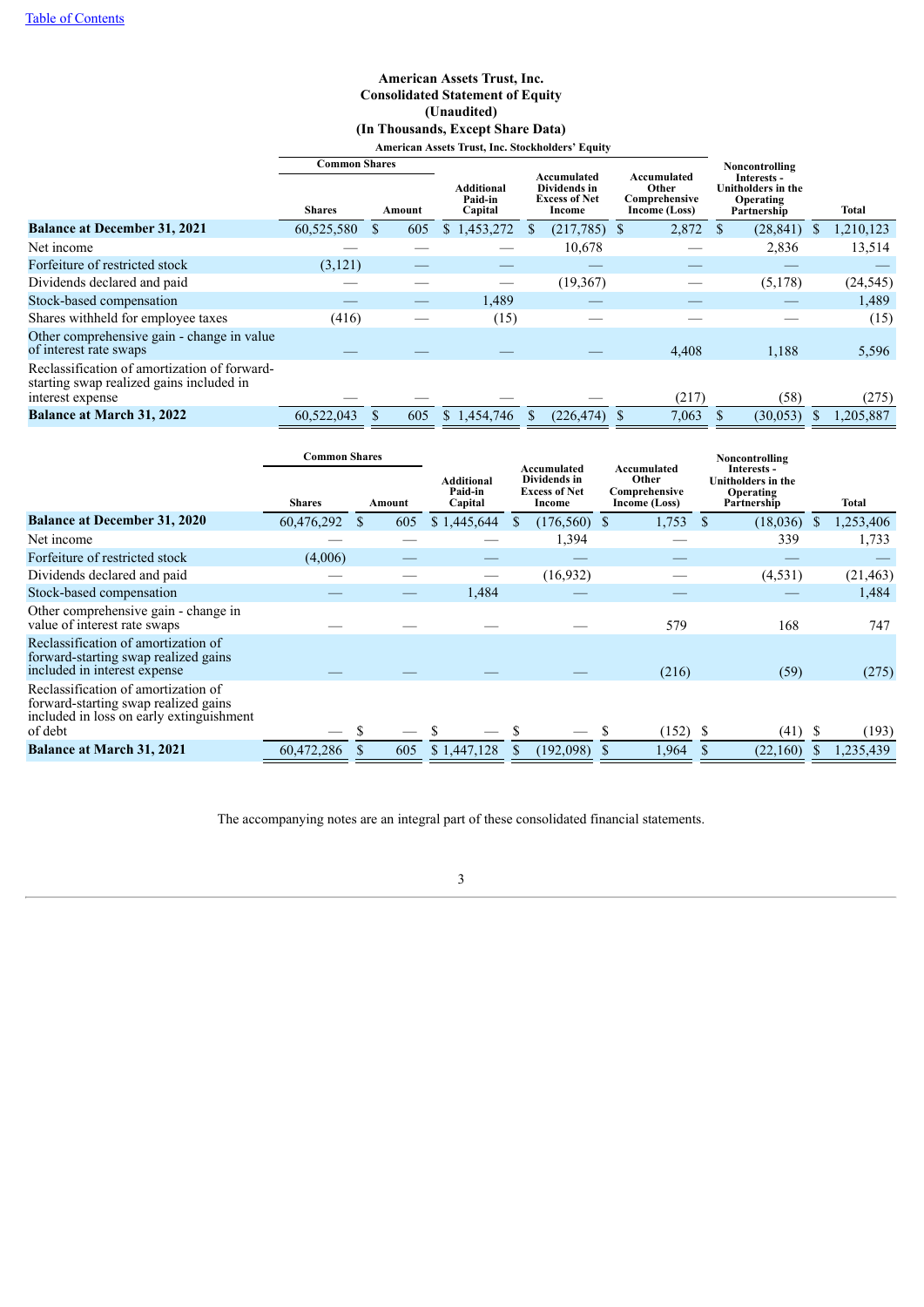# American Assets Trust, Inc.
## Consolidated Statement of Equity
### (Unaudited)
### (In Thousands, Except Share Data)

| | American Assets Trust, Inc. Stockholders' Equity | | | | | Noncontrolling Interests - Unitholders in the Operating Partnership | Total |
|---|---|---|---|---|---|---|---|
| | Common Shares | | Additional Paid-in Capital | Accumulated Dividends in Excess of Net Income | Accumulated Other Comprehensive Income (Loss) | | |
| | Shares | Amount | | | | | |
| **Balance at December 31, 2021** | 60,525,580 | $ 605 | $ 1,453,272 | $ (217,785) | $ 2,872 | $ (28,841) | $ 1,210,123 |
| Net income | — | — | — | 10,678 | — | 2,836 | 13,514 |
| Forfeiture of restricted stock | (3,121) | — | — | — | — | — | — |
| Dividends declared and paid | — | — | — | (19,367) | — | (5,178) | (24,545) |
| Stock-based compensation | — | — | 1,489 | — | — | — | 1,489 |
| Shares withheld for employee taxes | (416) | — | (15) | — | — | — | (15) |
| Other comprehensive gain - change in value of interest rate swaps | — | — | — | — | 4,408 | 1,188 | 5,596 |
| Reclassification of amortization of forward-starting swap realized gains included in interest expense | — | — | — | — | (217) | (58) | (275) |
| **Balance at March 31, 2022** | 60,522,043 | $ 605 | $ 1,454,746 | $ (226,474) | $ 7,063 | $ (30,053) | $ 1,205,887 |

| | Common Shares | | Additional Paid-in Capital | Accumulated Dividends in Excess of Net Income | Accumulated Other Comprehensive Income (Loss) | Noncontrolling Interests - Unitholders in the Operating Partnership | Total |
|---|---|---|---|---|---|---|---|
| | Shares | Amount | | | | | |
| **Balance at December 31, 2020** | 60,476,292 | $ 605 | $ 1,445,644 | $ (176,560) | $ 1,753 | $ (18,036) | $ 1,253,406 |
| Net income | — | — | — | 1,394 | — | 339 | 1,733 |
| Forfeiture of restricted stock | (4,006) | — | — | — | — | — | — |
| Dividends declared and paid | — | — | — | (16,932) | — | (4,531) | (21,463) |
| Stock-based compensation | — | — | 1,484 | — | — | — | 1,484 |
| Other comprehensive gain - change in value of interest rate swaps | — | — | — | — | 579 | 168 | 747 |
| Reclassification of amortization of forward-starting swap realized gains included in interest expense | — | — | — | — | (216) | (59) | (275) |
| Reclassification of amortization of forward-starting swap realized gains included in loss on early extinguishment of debt | — | $ — | $ — | $ — | $ (152) | $ (41) | $ (193) |
| **Balance at March 31, 2021** | 60,472,286 | $ 605 | $ 1,447,128 | $ (192,098) | $ 1,964 | $ (22,160) | $ 1,235,439 |

The accompanying notes are an integral part of these consolidated financial statements.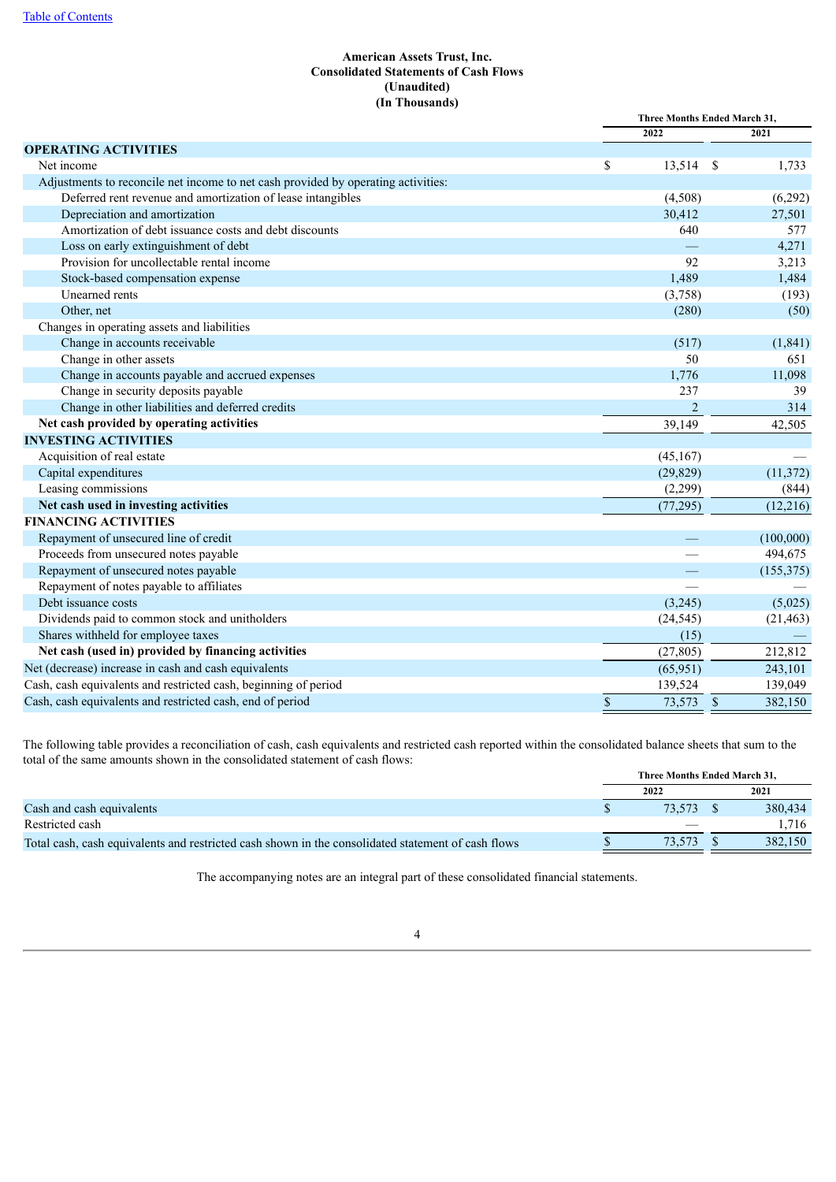American Assets Trust, Inc.
Consolidated Statements of Cash Flows
(Unaudited)
(In Thousands)

| | Three Months Ended March 31, | |
|---|---|---|
| | 2022 | 2021 |
| **OPERATING ACTIVITIES** | | |
| Net income | $ 13,514 | $ 1,733 |
| Adjustments to reconcile net income to net cash provided by operating activities: | | |
| Deferred rent revenue and amortization of lease intangibles | (4,508) | (6,292) |
| Depreciation and amortization | 30,412 | 27,501 |
| Amortization of debt issuance costs and debt discounts | 640 | 577 |
| Loss on early extinguishment of debt | — | 4,271 |
| Provision for uncollectable rental income | 92 | 3,213 |
| Stock-based compensation expense | 1,489 | 1,484 |
| Unearned rents | (3,758) | (193) |
| Other, net | (280) | (50) |
| Changes in operating assets and liabilities | | |
| Change in accounts receivable | (517) | (1,841) |
| Change in other assets | 50 | 651 |
| Change in accounts payable and accrued expenses | 1,776 | 11,098 |
| Change in security deposits payable | 237 | 39 |
| Change in other liabilities and deferred credits | 2 | 314 |
| **Net cash provided by operating activities** | 39,149 | 42,505 |
| **INVESTING ACTIVITIES** | | |
| Acquisition of real estate | (45,167) | — |
| Capital expenditures | (29,829) | (11,372) |
| Leasing commissions | (2,299) | (844) |
| **Net cash used in investing activities** | (77,295) | (12,216) |
| **FINANCING ACTIVITIES** | | |
| Repayment of unsecured line of credit | — | (100,000) |
| Proceeds from unsecured notes payable | — | 494,675 |
| Repayment of unsecured notes payable | — | (155,375) |
| Repayment of notes payable to affiliates | — | — |
| Debt issuance costs | (3,245) | (5,025) |
| Dividends paid to common stock and unitholders | (24,545) | (21,463) |
| Shares withheld for employee taxes | (15) | — |
| **Net cash (used in) provided by financing activities** | (27,805) | 212,812 |
| Net (decrease) increase in cash and cash equivalents | (65,951) | 243,101 |
| Cash, cash equivalents and restricted cash, beginning of period | 139,524 | 139,049 |
| Cash, cash equivalents and restricted cash, end of period | $ 73,573 | $ 382,150 |

The following table provides a reconciliation of cash, cash equivalents and restricted cash reported within the consolidated balance sheets that sum to the total of the same amounts shown in the consolidated statement of cash flows:

| | Three Months Ended March 31, | |
|---|---|---|
| | 2022 | 2021 |
| Cash and cash equivalents | $ 73,573 | $ 380,434 |
| Restricted cash | — | 1,716 |
| Total cash, cash equivalents and restricted cash shown in the consolidated statement of cash flows | $ 73,573 | $ 382,150 |

The accompanying notes are an integral part of these consolidated financial statements.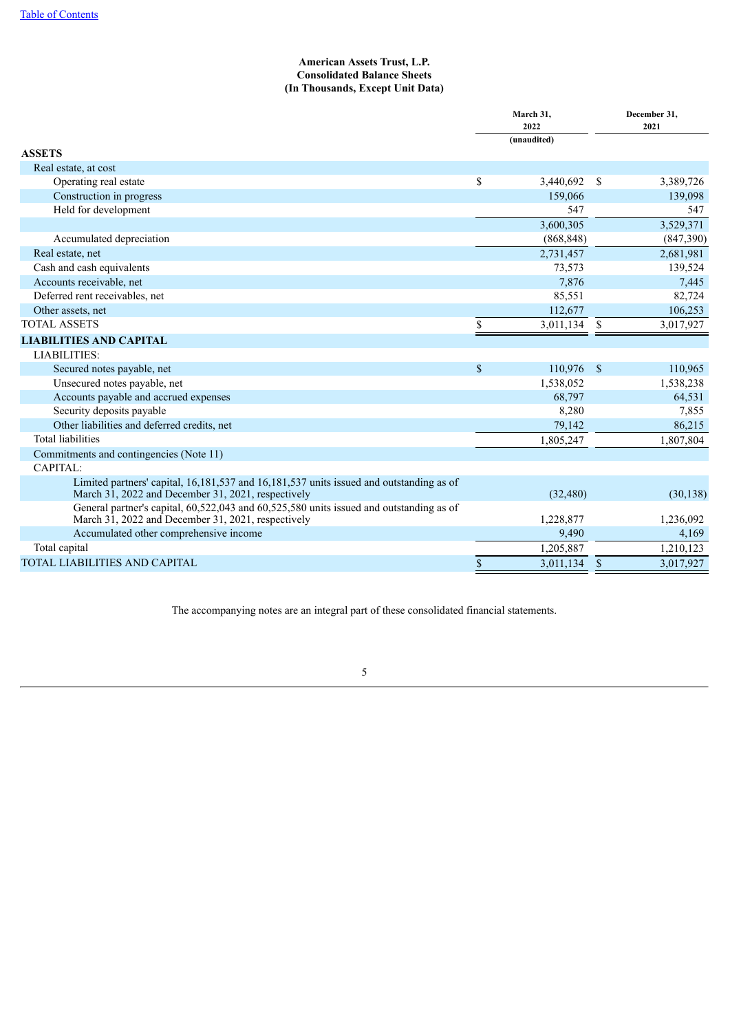**American Assets Trust, L.P.**
**Consolidated Balance Sheets**
**(In Thousands, Except Unit Data)**

| | March 31, 2022 (unaudited) | December 31, 2021 |
|---|---|---|
| **ASSETS** | | |
| Real estate, at cost | | |
| Operating real estate | $ 3,440,692 | $ 3,389,726 |
| Construction in progress | 159,066 | 139,098 |
| Held for development | 547 | 547 |
| | 3,600,305 | 3,529,371 |
| Accumulated depreciation | (868,848) | (847,390) |
| Real estate, net | 2,731,457 | 2,681,981 |
| Cash and cash equivalents | 73,573 | 139,524 |
| Accounts receivable, net | 7,876 | 7,445 |
| Deferred rent receivables, net | 85,551 | 82,724 |
| Other assets, net | 112,677 | 106,253 |
| TOTAL ASSETS | $ 3,011,134 | $ 3,017,927 |
| **LIABILITIES AND CAPITAL** | | |
| LIABILITIES: | | |
| Secured notes payable, net | $ 110,976 | $ 110,965 |
| Unsecured notes payable, net | 1,538,052 | 1,538,238 |
| Accounts payable and accrued expenses | 68,797 | 64,531 |
| Security deposits payable | 8,280 | 7,855 |
| Other liabilities and deferred credits, net | 79,142 | 86,215 |
| Total liabilities | 1,805,247 | 1,807,804 |
| Commitments and contingencies (Note 11) | | |
| CAPITAL: | | |
| Limited partners' capital, 16,181,537 and 16,181,537 units issued and outstanding as of March 31, 2022 and December 31, 2021, respectively | (32,480) | (30,138) |
| General partner's capital, 60,522,043 and 60,525,580 units issued and outstanding as of March 31, 2022 and December 31, 2021, respectively | 1,228,877 | 1,236,092 |
| Accumulated other comprehensive income | 9,490 | 4,169 |
| Total capital | 1,205,887 | 1,210,123 |
| TOTAL LIABILITIES AND CAPITAL | $ 3,011,134 | $ 3,017,927 |

The accompanying notes are an integral part of these consolidated financial statements.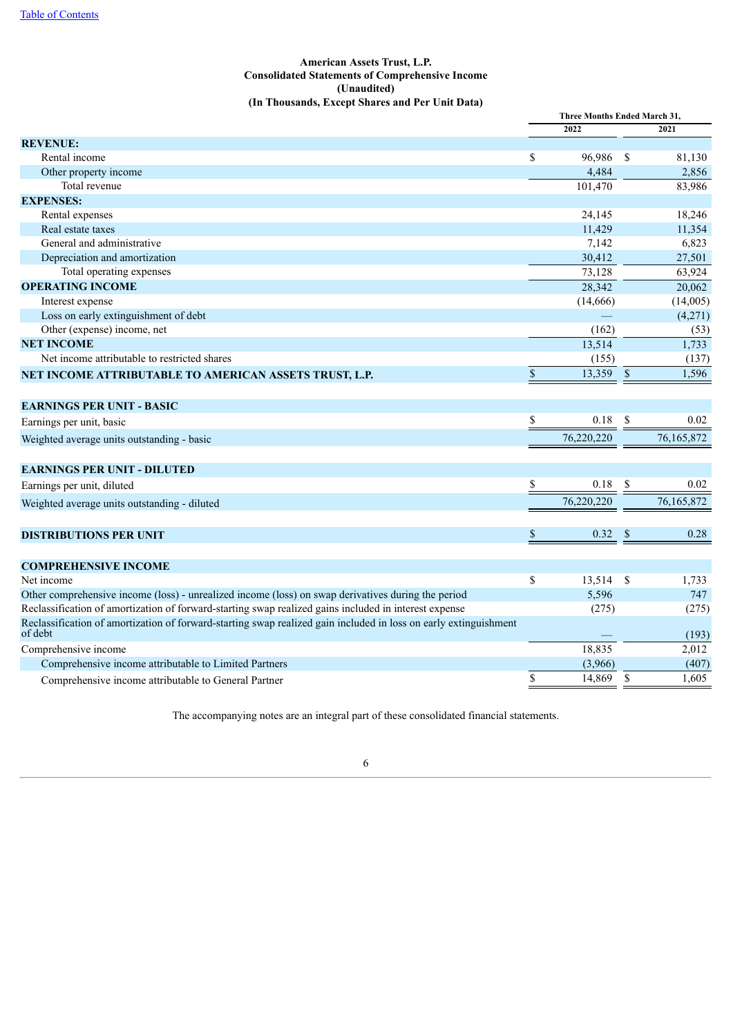[Table of Contents](#)

**American Assets Trust, L.P.**
**Consolidated Statements of Comprehensive Income**
**(Unaudited)**
**(In Thousands, Except Shares and Per Unit Data)**

| | Three Months Ended March 31, | |
|---|---|---|
| | 2022 | 2021 |
| **REVENUE:** | | |
| Rental income | $ 96,986 | $ 81,130 |
| Other property income | 4,484 | 2,856 |
| Total revenue | 101,470 | 83,986 |
| **EXPENSES:** | | |
| Rental expenses | 24,145 | 18,246 |
| Real estate taxes | 11,429 | 11,354 |
| General and administrative | 7,142 | 6,823 |
| Depreciation and amortization | 30,412 | 27,501 |
| Total operating expenses | 73,128 | 63,924 |
| **OPERATING INCOME** | 28,342 | 20,062 |
| Interest expense | (14,666) | (14,005) |
| Loss on early extinguishment of debt | — | (4,271) |
| Other (expense) income, net | (162) | (53) |
| **NET INCOME** | 13,514 | 1,733 |
| Net income attributable to restricted shares | (155) | (137) |
| **NET INCOME ATTRIBUTABLE TO AMERICAN ASSETS TRUST, L.P.** | $ 13,359 | $ 1,596 |
| | | |
| **EARNINGS PER UNIT - BASIC** | | |
| Earnings per unit, basic | $ 0.18 | $ 0.02 |
| Weighted average units outstanding - basic | 76,220,220 | 76,165,872 |
| | | |
| **EARNINGS PER UNIT - DILUTED** | | |
| Earnings per unit, diluted | $ 0.18 | $ 0.02 |
| Weighted average units outstanding - diluted | 76,220,220 | 76,165,872 |
| | | |
| **DISTRIBUTIONS PER UNIT** | $ 0.32 | $ 0.28 |
| | | |
| **COMPREHENSIVE INCOME** | | |
| Net income | $ 13,514 | $ 1,733 |
| Other comprehensive income (loss) - unrealized income (loss) on swap derivatives during the period | 5,596 | 747 |
| Reclassification of amortization of forward-starting swap realized gains included in interest expense | (275) | (275) |
| Reclassification of amortization of forward-starting swap realized gain included in loss on early extinguishment of debt | — | (193) |
| Comprehensive income | 18,835 | 2,012 |
| Comprehensive income attributable to Limited Partners | (3,966) | (407) |
| Comprehensive income attributable to General Partner | $ 14,869 | $ 1,605 |

The accompanying notes are an integral part of these consolidated financial statements.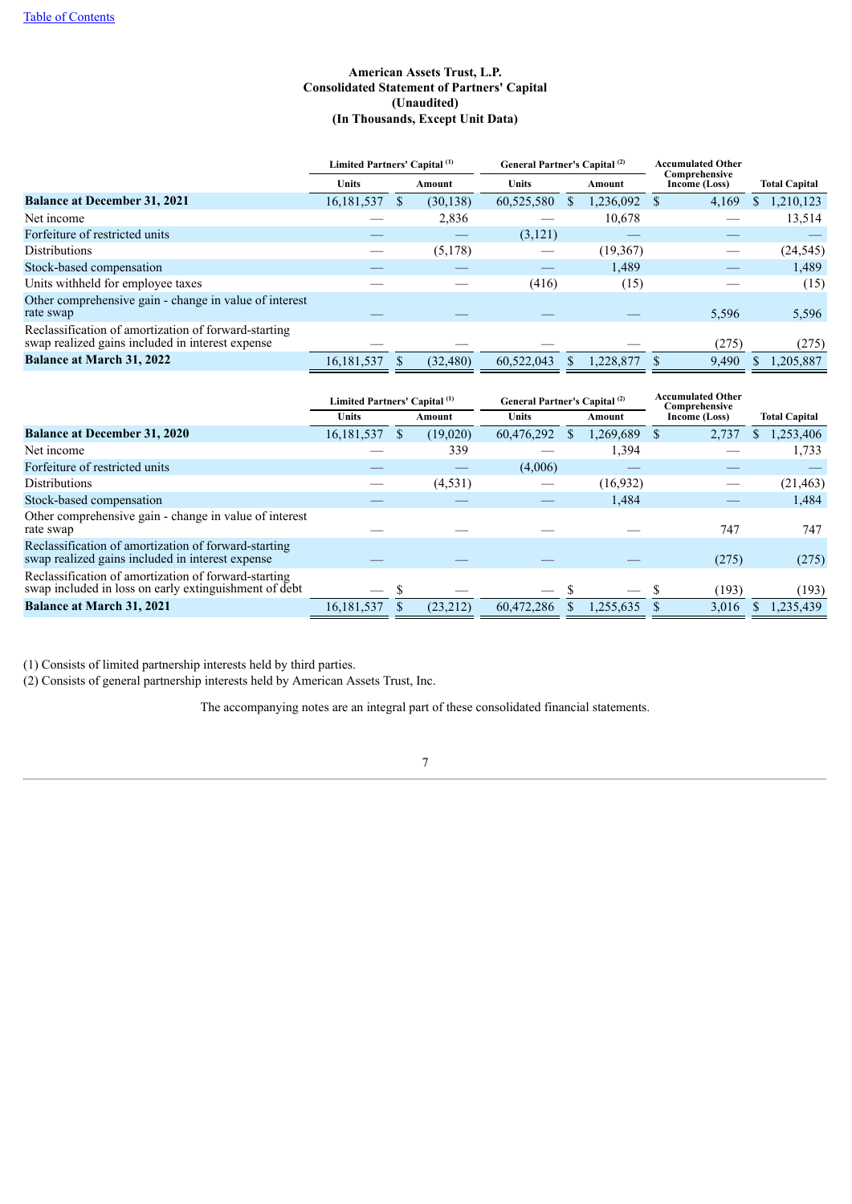**American Assets Trust, L.P.**
**Consolidated Statement of Partners' Capital**
**(Unaudited)**
**(In Thousands, Except Unit Data)**

| | Limited Partners' Capital (1) | | General Partner's Capital (2) | | Accumulated Other Comprehensive Income (Loss) | Total Capital |
|---|---|---|---|---|---|---|
| | Units | Amount | Units | Amount | | |
| **Balance at December 31, 2021** | 16,181,537 | $ (30,138) | 60,525,580 | $ 1,236,092 | $ 4,169 | $ 1,210,123 |
| Net income | — | 2,836 | — | 10,678 | — | 13,514 |
| Forfeiture of restricted units | — | — | (3,121) | — | — | — |
| Distributions | — | (5,178) | — | (19,367) | — | (24,545) |
| Stock-based compensation | — | — | — | 1,489 | — | 1,489 |
| Units withheld for employee taxes | — | — | (416) | (15) | — | (15) |
| Other comprehensive gain - change in value of interest rate swap | — | — | — | — | 5,596 | 5,596 |
| Reclassification of amortization of forward-starting swap realized gains included in interest expense | — | — | — | — | (275) | (275) |
| **Balance at March 31, 2022** | 16,181,537 | $ (32,480) | 60,522,043 | $ 1,228,877 | $ 9,490 | $ 1,205,887 |

| | Limited Partners' Capital (1) | | General Partner's Capital (2) | | Accumulated Other Comprehensive Income (Loss) | Total Capital |
|---|---|---|---|---|---|---|
| | Units | Amount | Units | Amount | | |
| **Balance at December 31, 2020** | 16,181,537 | $ (19,020) | 60,476,292 | $ 1,269,689 | $ 2,737 | $ 1,253,406 |
| Net income | — | 339 | — | 1,394 | — | 1,733 |
| Forfeiture of restricted units | — | — | (4,006) | — | — | — |
| Distributions | — | (4,531) | — | (16,932) | — | (21,463) |
| Stock-based compensation | — | — | — | 1,484 | — | 1,484 |
| Other comprehensive gain - change in value of interest rate swap | — | — | — | — | 747 | 747 |
| Reclassification of amortization of forward-starting swap realized gains included in interest expense | — | — | — | — | (275) | (275) |
| Reclassification of amortization of forward-starting swap included in loss on early extinguishment of debt | — | $ — | — | $ — | $ (193) | (193) |
| **Balance at March 31, 2021** | 16,181,537 | $ (23,212) | 60,472,286 | $ 1,255,635 | $ 3,016 | $ 1,235,439 |

(1) Consists of limited partnership interests held by third parties.
(2) Consists of general partnership interests held by American Assets Trust, Inc.

The accompanying notes are an integral part of these consolidated financial statements.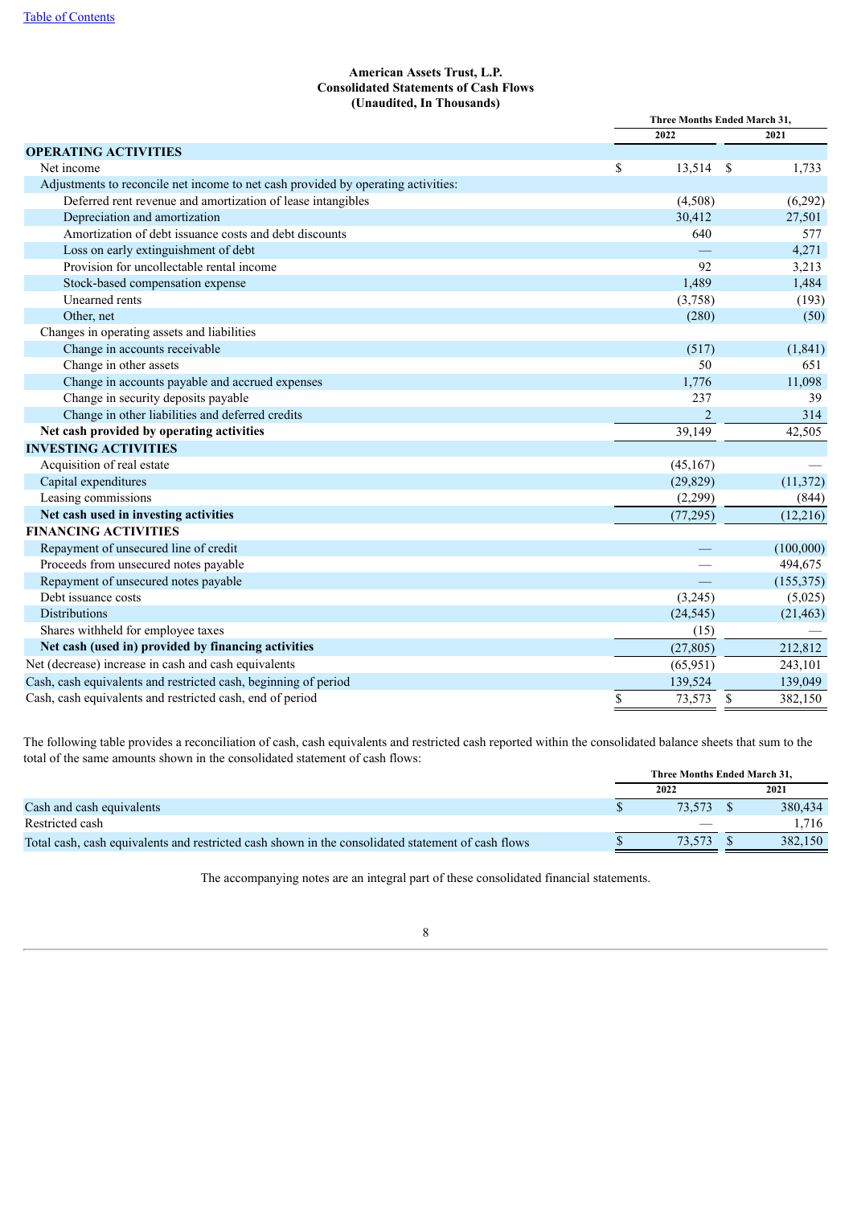**American Assets Trust, L.P.**
**Consolidated Statements of Cash Flows**
**(Unaudited, In Thousands)**

| | Three Months Ended March 31, | |
|---|---|---|
| | 2022 | 2021 |
| **OPERATING ACTIVITIES** | | |
| Net income | $ 13,514 | $ 1,733 |
| Adjustments to reconcile net income to net cash provided by operating activities: | | |
| Deferred rent revenue and amortization of lease intangibles | (4,508) | (6,292) |
| Depreciation and amortization | 30,412 | 27,501 |
| Amortization of debt issuance costs and debt discounts | 640 | 577 |
| Loss on early extinguishment of debt | — | 4,271 |
| Provision for uncollectable rental income | 92 | 3,213 |
| Stock-based compensation expense | 1,489 | 1,484 |
| Unearned rents | (3,758) | (193) |
| Other, net | (280) | (50) |
| Changes in operating assets and liabilities | | |
| Change in accounts receivable | (517) | (1,841) |
| Change in other assets | 50 | 651 |
| Change in accounts payable and accrued expenses | 1,776 | 11,098 |
| Change in security deposits payable | 237 | 39 |
| Change in other liabilities and deferred credits | 2 | 314 |
| **Net cash provided by operating activities** | 39,149 | 42,505 |
| **INVESTING ACTIVITIES** | | |
| Acquisition of real estate | (45,167) | — |
| Capital expenditures | (29,829) | (11,372) |
| Leasing commissions | (2,299) | (844) |
| **Net cash used in investing activities** | (77,295) | (12,216) |
| **FINANCING ACTIVITIES** | | |
| Repayment of unsecured line of credit | — | (100,000) |
| Proceeds from unsecured notes payable | — | 494,675 |
| Repayment of unsecured notes payable | — | (155,375) |
| Debt issuance costs | (3,245) | (5,025) |
| Distributions | (24,545) | (21,463) |
| Shares withheld for employee taxes | (15) | — |
| **Net cash (used in) provided by financing activities** | (27,805) | 212,812 |
| Net (decrease) increase in cash and cash equivalents | (65,951) | 243,101 |
| Cash, cash equivalents and restricted cash, beginning of period | 139,524 | 139,049 |
| Cash, cash equivalents and restricted cash, end of period | $ 73,573 | $ 382,150 |

The following table provides a reconciliation of cash, cash equivalents and restricted cash reported within the consolidated balance sheets that sum to the total of the same amounts shown in the consolidated statement of cash flows:

| | Three Months Ended March 31, | |
|---|---|---|
| | 2022 | 2021 |
| Cash and cash equivalents | $ 73,573 | $ 380,434 |
| Restricted cash | — | 1,716 |
| Total cash, cash equivalents and restricted cash shown in the consolidated statement of cash flows | $ 73,573 | $ 382,150 |

The accompanying notes are an integral part of these consolidated financial statements.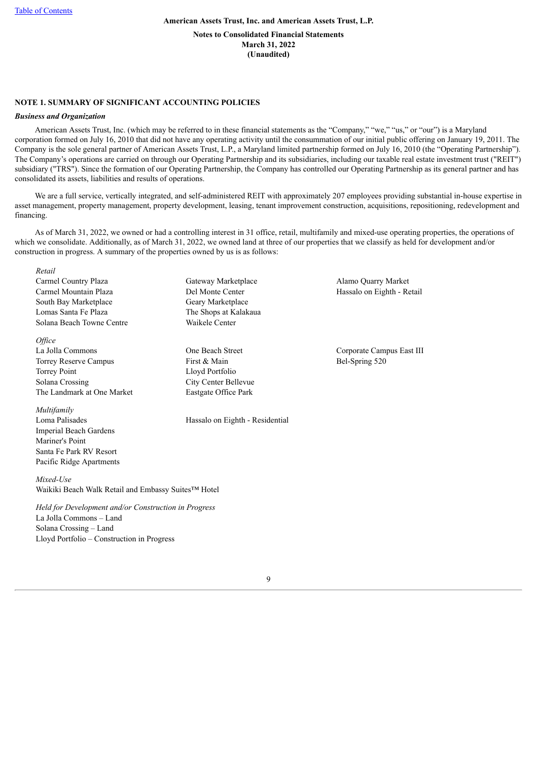**American Assets Trust, Inc. and American Assets Trust, L.P.**

**Notes to Consolidated Financial Statements**
**March 31, 2022**
**(Unaudited)**

## NOTE 1. SUMMARY OF SIGNIFICANT ACCOUNTING POLICIES

### *Business and Organization*

American Assets Trust, Inc. (which may be referred to in these financial statements as the "Company," "we," "us," or "our") is a Maryland corporation formed on July 16, 2010 that did not have any operating activity until the consummation of our initial public offering on January 19, 2011. The Company is the sole general partner of American Assets Trust, L.P., a Maryland limited partnership formed on July 16, 2010 (the "Operating Partnership"). The Company's operations are carried on through our Operating Partnership and its subsidiaries, including our taxable real estate investment trust ("REIT") subsidiary ("TRS"). Since the formation of our Operating Partnership, the Company has controlled our Operating Partnership as its general partner and has consolidated its assets, liabilities and results of operations.

We are a full service, vertically integrated, and self-administered REIT with approximately 207 employees providing substantial in-house expertise in asset management, property management, property development, leasing, tenant improvement construction, acquisitions, repositioning, redevelopment and financing.

As of March 31, 2022, we owned or had a controlling interest in 31 office, retail, multifamily and mixed-use operating properties, the operations of which we consolidate. Additionally, as of March 31, 2022, we owned land at three of our properties that we classify as held for development and/or construction in progress. A summary of the properties owned by us is as follows:

*Retail*
- Carmel Country Plaza
- Carmel Mountain Plaza
- South Bay Marketplace
- Lomas Santa Fe Plaza
- Solana Beach Towne Centre
- Gateway Marketplace
- Del Monte Center
- Geary Marketplace
- The Shops at Kalakaua
- Waikele Center
- Alamo Quarry Market
- Hassalo on Eighth - Retail

*Office*
- La Jolla Commons
- Torrey Reserve Campus
- Torrey Point
- Solana Crossing
- The Landmark at One Market
- One Beach Street
- First & Main
- Lloyd Portfolio
- City Center Bellevue
- Eastgate Office Park
- Corporate Campus East III
- Bel-Spring 520

*Multifamily*
- Loma Palisades
- Imperial Beach Gardens
- Mariner's Point
- Santa Fe Park RV Resort
- Pacific Ridge Apartments
- Hassalo on Eighth - Residential

*Mixed-Use*
- Waikiki Beach Walk Retail and Embassy Suites™ Hotel

*Held for Development and/or Construction in Progress*
- La Jolla Commons – Land
- Solana Crossing – Land
- Lloyd Portfolio – Construction in Progress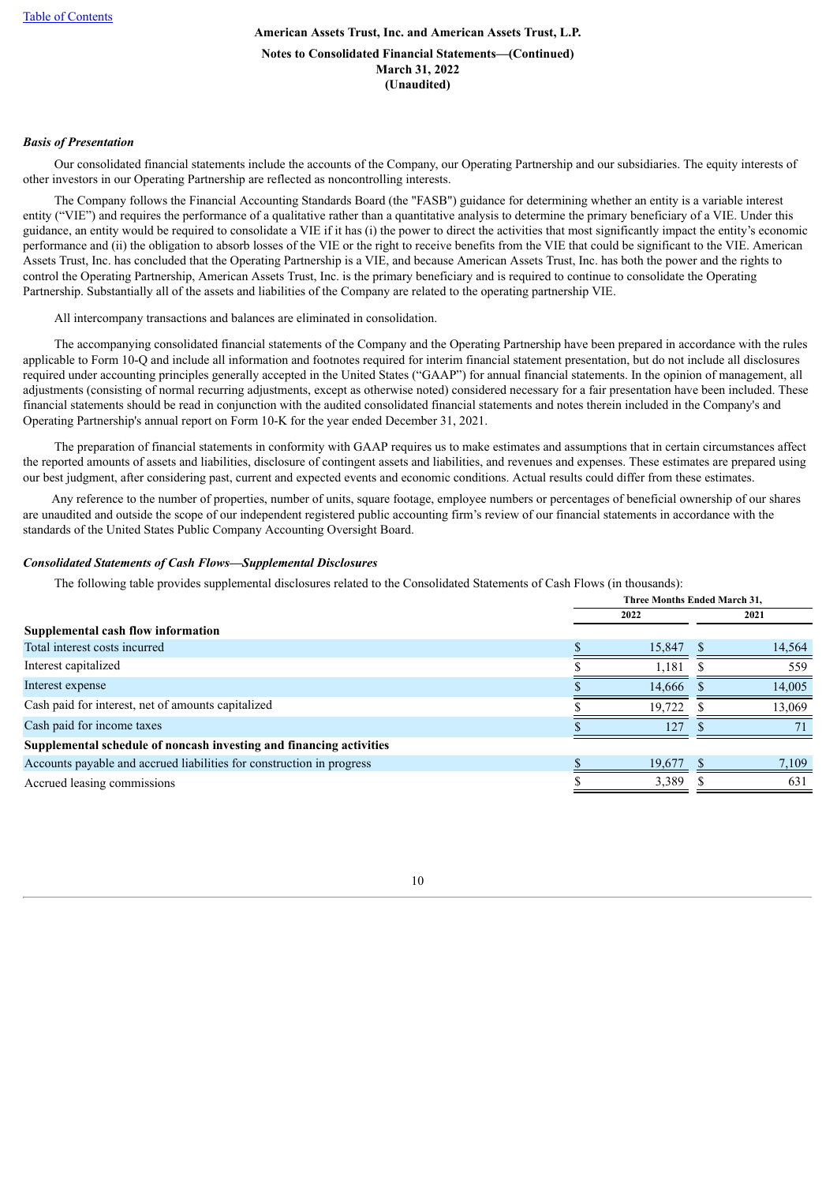American Assets Trust, Inc. and American Assets Trust, L.P.

Notes to Consolidated Financial Statements—(Continued)
March 31, 2022
(Unaudited)

***Basis of Presentation***

Our consolidated financial statements include the accounts of the Company, our Operating Partnership and our subsidiaries. The equity interests of other investors in our Operating Partnership are reflected as noncontrolling interests.

The Company follows the Financial Accounting Standards Board (the "FASB") guidance for determining whether an entity is a variable interest entity ("VIE") and requires the performance of a qualitative rather than a quantitative analysis to determine the primary beneficiary of a VIE. Under this guidance, an entity would be required to consolidate a VIE if it has (i) the power to direct the activities that most significantly impact the entity's economic performance and (ii) the obligation to absorb losses of the VIE or the right to receive benefits from the VIE that could be significant to the VIE. American Assets Trust, Inc. has concluded that the Operating Partnership is a VIE, and because American Assets Trust, Inc. has both the power and the rights to control the Operating Partnership, American Assets Trust, Inc. is the primary beneficiary and is required to continue to consolidate the Operating Partnership. Substantially all of the assets and liabilities of the Company are related to the operating partnership VIE.

All intercompany transactions and balances are eliminated in consolidation.

The accompanying consolidated financial statements of the Company and the Operating Partnership have been prepared in accordance with the rules applicable to Form 10-Q and include all information and footnotes required for interim financial statement presentation, but do not include all disclosures required under accounting principles generally accepted in the United States ("GAAP") for annual financial statements. In the opinion of management, all adjustments (consisting of normal recurring adjustments, except as otherwise noted) considered necessary for a fair presentation have been included. These financial statements should be read in conjunction with the audited consolidated financial statements and notes therein included in the Company's and Operating Partnership's annual report on Form 10-K for the year ended December 31, 2021.

The preparation of financial statements in conformity with GAAP requires us to make estimates and assumptions that in certain circumstances affect the reported amounts of assets and liabilities, disclosure of contingent assets and liabilities, and revenues and expenses. These estimates are prepared using our best judgment, after considering past, current and expected events and economic conditions. Actual results could differ from these estimates.

Any reference to the number of properties, number of units, square footage, employee numbers or percentages of beneficial ownership of our shares are unaudited and outside the scope of our independent registered public accounting firm's review of our financial statements in accordance with the standards of the United States Public Company Accounting Oversight Board.

***Consolidated Statements of Cash Flows—Supplemental Disclosures***

The following table provides supplemental disclosures related to the Consolidated Statements of Cash Flows (in thousands):

| | Three Months Ended March 31, | |
|---|---|---|
| | 2022 | 2021 |
| **Supplemental cash flow information** | | |
| Total interest costs incurred | $ 15,847 | $ 14,564 |
| Interest capitalized | $ 1,181 | $ 559 |
| Interest expense | $ 14,666 | $ 14,005 |
| Cash paid for interest, net of amounts capitalized | $ 19,722 | $ 13,069 |
| Cash paid for income taxes | $ 127 | $ 71 |
| **Supplemental schedule of noncash investing and financing activities** | | |
| Accounts payable and accrued liabilities for construction in progress | $ 19,677 | $ 7,109 |
| Accrued leasing commissions | $ 3,389 | $ 631 |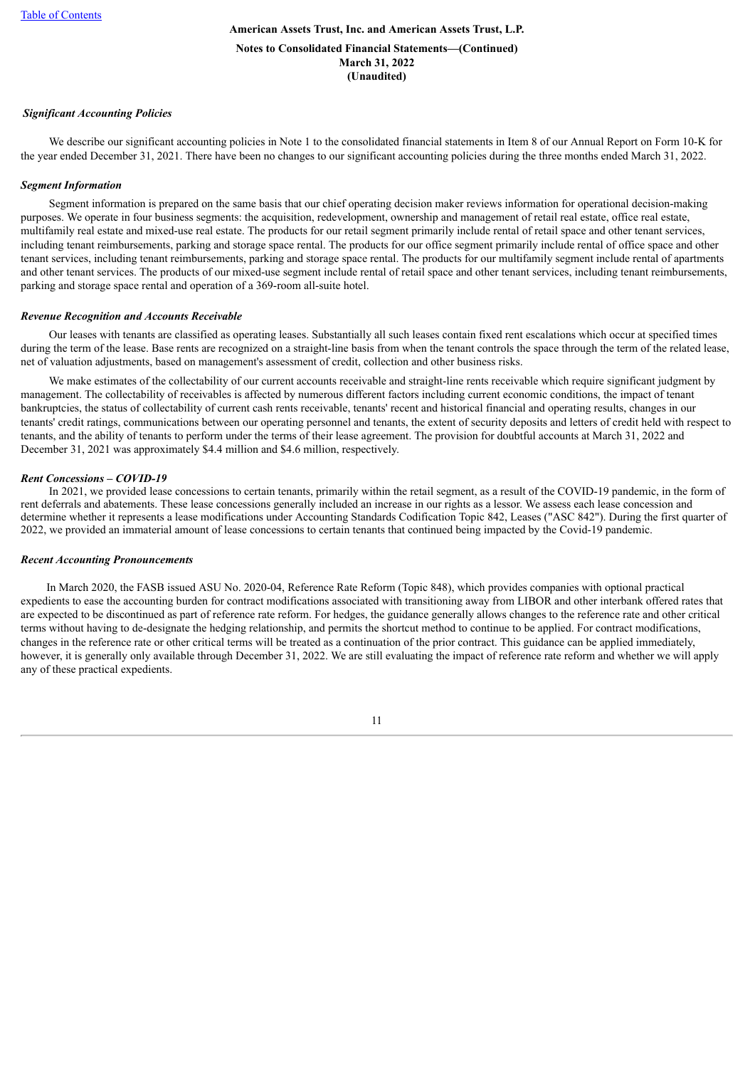### *Significant Accounting Policies*

We describe our significant accounting policies in Note 1 to the consolidated financial statements in Item 8 of our Annual Report on Form 10-K for the year ended December 31, 2021. There have been no changes to our significant accounting policies during the three months ended March 31, 2022.

### *Segment Information*

Segment information is prepared on the same basis that our chief operating decision maker reviews information for operational decision-making purposes. We operate in four business segments: the acquisition, redevelopment, ownership and management of retail real estate, office real estate, multifamily real estate and mixed-use real estate. The products for our retail segment primarily include rental of retail space and other tenant services, including tenant reimbursements, parking and storage space rental. The products for our office segment primarily include rental of office space and other tenant services, including tenant reimbursements, parking and storage space rental. The products for our multifamily segment include rental of apartments and other tenant services. The products of our mixed-use segment include rental of retail space and other tenant services, including tenant reimbursements, parking and storage space rental and operation of a 369-room all-suite hotel.

### *Revenue Recognition and Accounts Receivable*

Our leases with tenants are classified as operating leases. Substantially all such leases contain fixed rent escalations which occur at specified times during the term of the lease. Base rents are recognized on a straight-line basis from when the tenant controls the space through the term of the related lease, net of valuation adjustments, based on management's assessment of credit, collection and other business risks.

We make estimates of the collectability of our current accounts receivable and straight-line rents receivable which require significant judgment by management. The collectability of receivables is affected by numerous different factors including current economic conditions, the impact of tenant bankruptcies, the status of collectability of current cash rents receivable, tenants' recent and historical financial and operating results, changes in our tenants' credit ratings, communications between our operating personnel and tenants, the extent of security deposits and letters of credit held with respect to tenants, and the ability of tenants to perform under the terms of their lease agreement. The provision for doubtful accounts at March 31, 2022 and December 31, 2021 was approximately $4.4 million and $4.6 million, respectively.

### *Rent Concessions – COVID-19*

In 2021, we provided lease concessions to certain tenants, primarily within the retail segment, as a result of the COVID-19 pandemic, in the form of rent deferrals and abatements. These lease concessions generally included an increase in our rights as a lessor. We assess each lease concession and determine whether it represents a lease modifications under Accounting Standards Codification Topic 842, Leases ("ASC 842"). During the first quarter of 2022, we provided an immaterial amount of lease concessions to certain tenants that continued being impacted by the Covid-19 pandemic.

### *Recent Accounting Pronouncements*

In March 2020, the FASB issued ASU No. 2020-04, Reference Rate Reform (Topic 848), which provides companies with optional practical expedients to ease the accounting burden for contract modifications associated with transitioning away from LIBOR and other interbank offered rates that are expected to be discontinued as part of reference rate reform. For hedges, the guidance generally allows changes to the reference rate and other critical terms without having to de-designate the hedging relationship, and permits the shortcut method to continue to be applied. For contract modifications, changes in the reference rate or other critical terms will be treated as a continuation of the prior contract. This guidance can be applied immediately, however, it is generally only available through December 31, 2022. We are still evaluating the impact of reference rate reform and whether we will apply any of these practical expedients.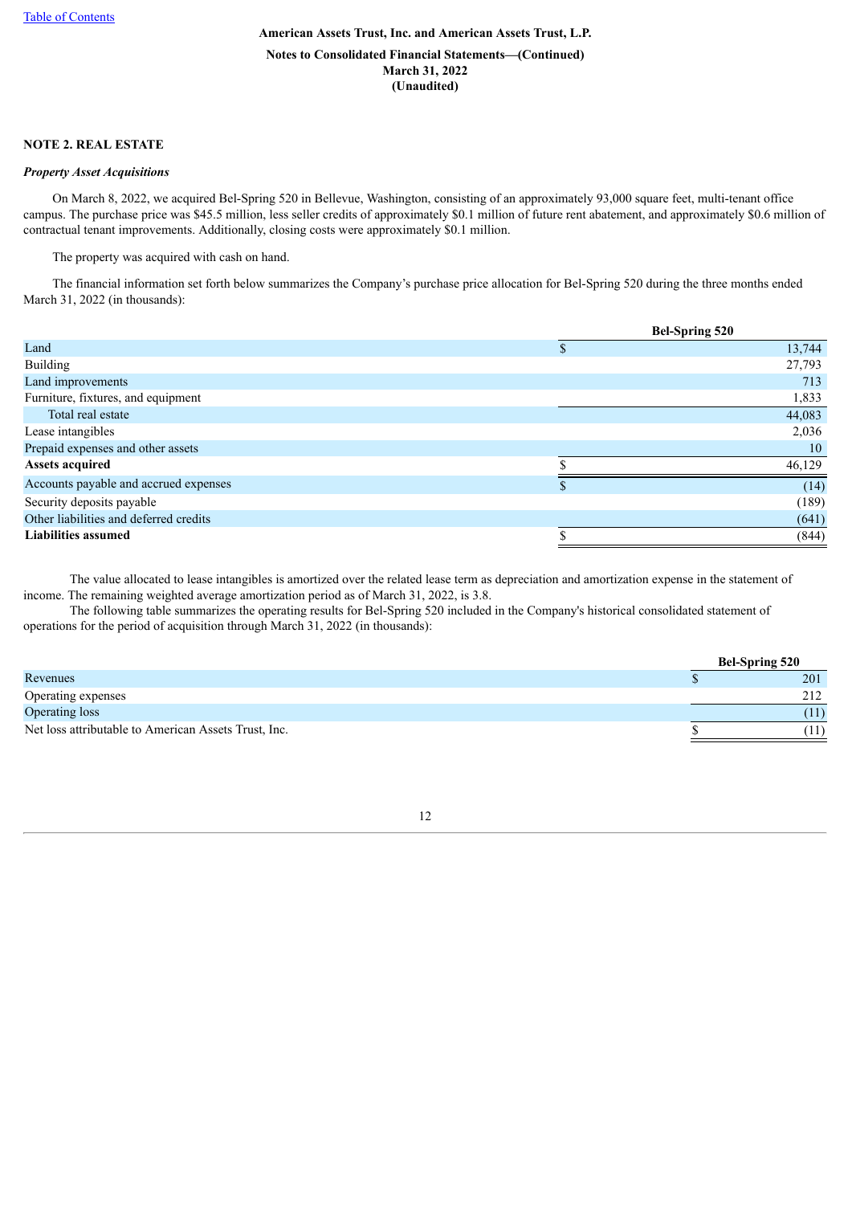American Assets Trust, Inc. and American Assets Trust, L.P.

Notes to Consolidated Financial Statements—(Continued)
March 31, 2022
(Unaudited)

## NOTE 2. REAL ESTATE

### *Property Asset Acquisitions*

On March 8, 2022, we acquired Bel-Spring 520 in Bellevue, Washington, consisting of an approximately 93,000 square feet, multi-tenant office campus. The purchase price was $45.5 million, less seller credits of approximately $0.1 million of future rent abatement, and approximately $0.6 million of contractual tenant improvements. Additionally, closing costs were approximately $0.1 million.

The property was acquired with cash on hand.

The financial information set forth below summarizes the Company's purchase price allocation for Bel-Spring 520 during the three months ended March 31, 2022 (in thousands):

| | Bel-Spring 520 |
|---|---|
| Land | $ 13,744 |
| Building | 27,793 |
| Land improvements | 713 |
| Furniture, fixtures, and equipment | 1,833 |
| Total real estate | 44,083 |
| Lease intangibles | 2,036 |
| Prepaid expenses and other assets | 10 |
| **Assets acquired** | $ 46,129 |
| Accounts payable and accrued expenses | $ (14) |
| Security deposits payable | (189) |
| Other liabilities and deferred credits | (641) |
| **Liabilities assumed** | $ (844) |

The value allocated to lease intangibles is amortized over the related lease term as depreciation and amortization expense in the statement of income. The remaining weighted average amortization period as of March 31, 2022, is 3.8.

The following table summarizes the operating results for Bel-Spring 520 included in the Company's historical consolidated statement of operations for the period of acquisition through March 31, 2022 (in thousands):

| | Bel-Spring 520 |
|---|---|
| Revenues | $ 201 |
| Operating expenses | 212 |
| Operating loss | (11) |
| Net loss attributable to American Assets Trust, Inc. | $ (11) |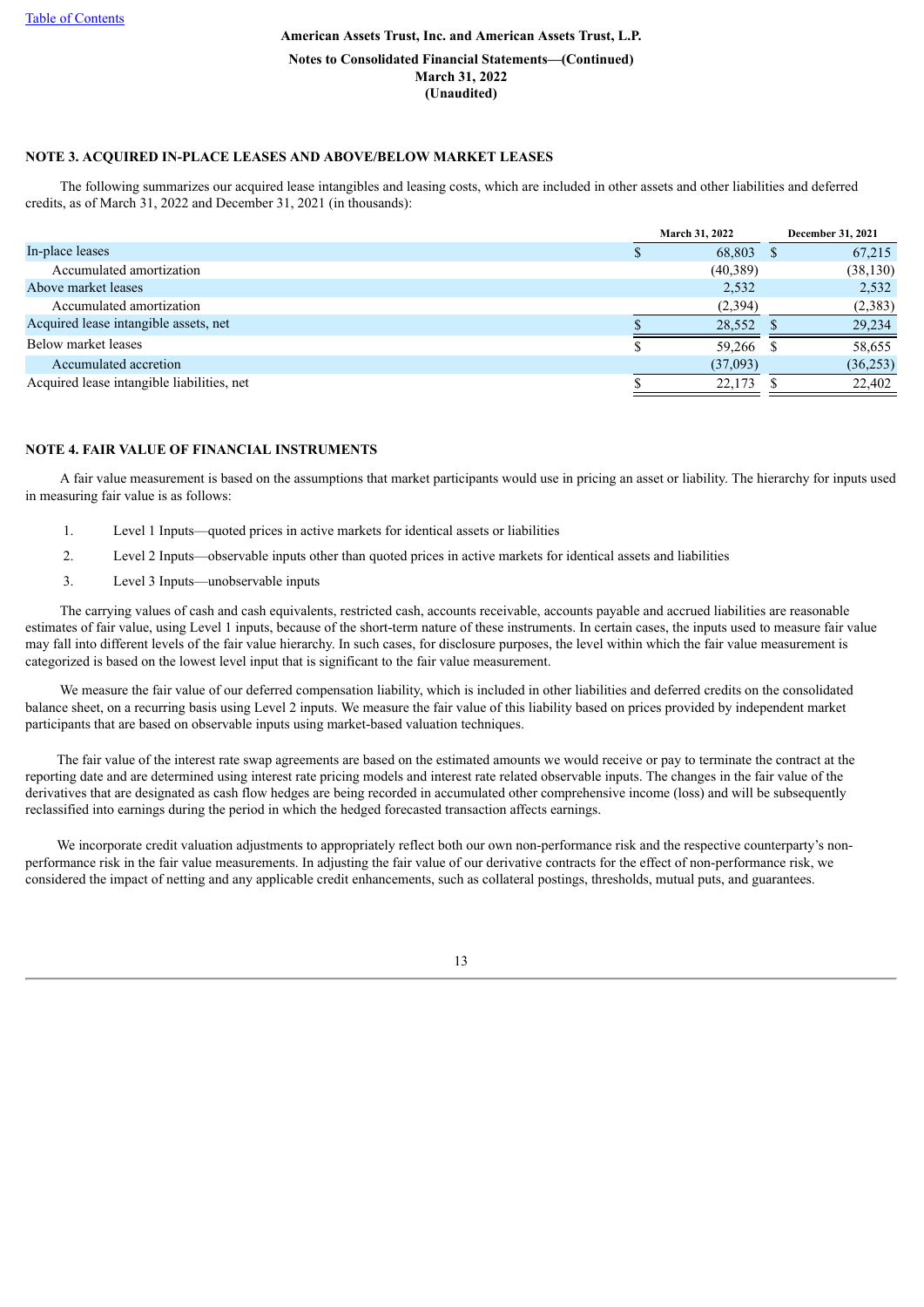American Assets Trust, Inc. and American Assets Trust, L.P.

Notes to Consolidated Financial Statements—(Continued)

March 31, 2022

(Unaudited)

## NOTE 3. ACQUIRED IN-PLACE LEASES AND ABOVE/BELOW MARKET LEASES

The following summarizes our acquired lease intangibles and leasing costs, which are included in other assets and other liabilities and deferred credits, as of March 31, 2022 and December 31, 2021 (in thousands):

| | March 31, 2022 | December 31, 2021 |
|---|---|---|
| In-place leases | $ 68,803 | $ 67,215 |
| Accumulated amortization | (40,389) | (38,130) |
| Above market leases | 2,532 | 2,532 |
| Accumulated amortization | (2,394) | (2,383) |
| Acquired lease intangible assets, net | $ 28,552 | $ 29,234 |
| Below market leases | $ 59,266 | $ 58,655 |
| Accumulated accretion | (37,093) | (36,253) |
| Acquired lease intangible liabilities, net | $ 22,173 | $ 22,402 |

## NOTE 4. FAIR VALUE OF FINANCIAL INSTRUMENTS

A fair value measurement is based on the assumptions that market participants would use in pricing an asset or liability. The hierarchy for inputs used in measuring fair value is as follows:

1. Level 1 Inputs—quoted prices in active markets for identical assets or liabilities
2. Level 2 Inputs—observable inputs other than quoted prices in active markets for identical assets and liabilities
3. Level 3 Inputs—unobservable inputs

The carrying values of cash and cash equivalents, restricted cash, accounts receivable, accounts payable and accrued liabilities are reasonable estimates of fair value, using Level 1 inputs, because of the short-term nature of these instruments. In certain cases, the inputs used to measure fair value may fall into different levels of the fair value hierarchy. In such cases, for disclosure purposes, the level within which the fair value measurement is categorized is based on the lowest level input that is significant to the fair value measurement.

We measure the fair value of our deferred compensation liability, which is included in other liabilities and deferred credits on the consolidated balance sheet, on a recurring basis using Level 2 inputs. We measure the fair value of this liability based on prices provided by independent market participants that are based on observable inputs using market-based valuation techniques.

The fair value of the interest rate swap agreements are based on the estimated amounts we would receive or pay to terminate the contract at the reporting date and are determined using interest rate pricing models and interest rate related observable inputs. The changes in the fair value of the derivatives that are designated as cash flow hedges are being recorded in accumulated other comprehensive income (loss) and will be subsequently reclassified into earnings during the period in which the hedged forecasted transaction affects earnings.

We incorporate credit valuation adjustments to appropriately reflect both our own non-performance risk and the respective counterparty's non-performance risk in the fair value measurements. In adjusting the fair value of our derivative contracts for the effect of non-performance risk, we considered the impact of netting and any applicable credit enhancements, such as collateral postings, thresholds, mutual puts, and guarantees.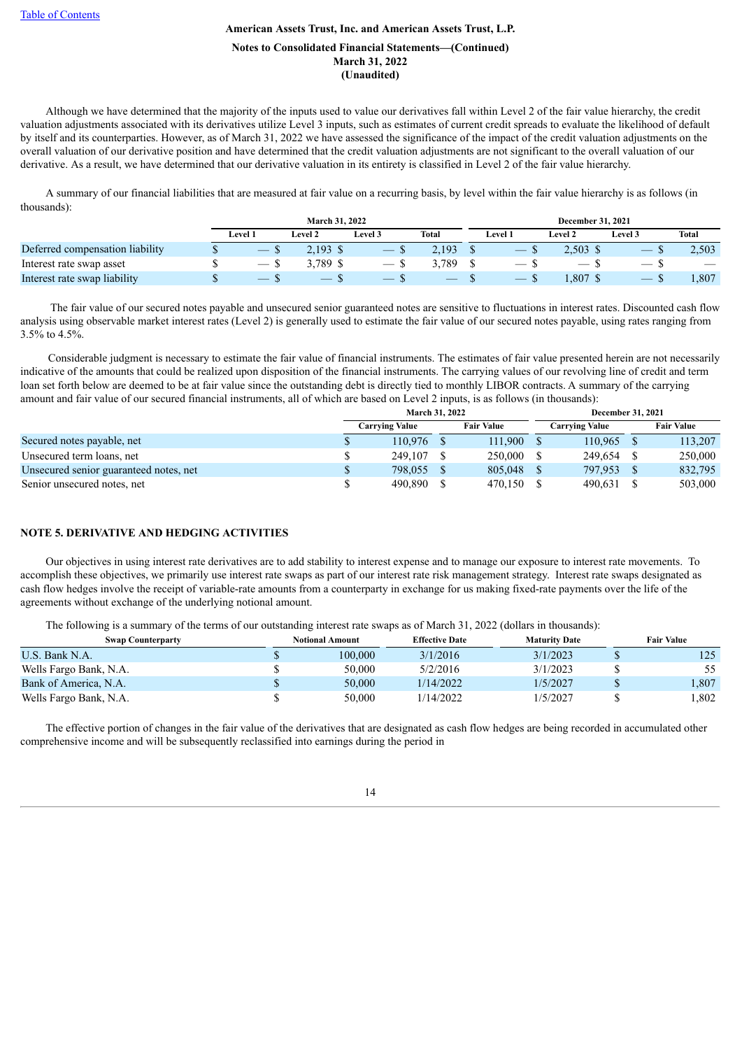Although we have determined that the majority of the inputs used to value our derivatives fall within Level 2 of the fair value hierarchy, the credit valuation adjustments associated with its derivatives utilize Level 3 inputs, such as estimates of current credit spreads to evaluate the likelihood of default by itself and its counterparties. However, as of March 31, 2022 we have assessed the significance of the impact of the credit valuation adjustments on the overall valuation of our derivative position and have determined that the credit valuation adjustments are not significant to the overall valuation of our derivative. As a result, we have determined that our derivative valuation in its entirety is classified in Level 2 of the fair value hierarchy.

A summary of our financial liabilities that are measured at fair value on a recurring basis, by level within the fair value hierarchy is as follows (in thousands):

| | March 31, 2022 | | | | December 31, 2021 | | | |
|---|---|---|---|---|---|---|---|---|
| | Level 1 | Level 2 | Level 3 | Total | Level 1 | Level 2 | Level 3 | Total |
| Deferred compensation liability | $ — | $ 2,193 | $ — | $ 2,193 | $ — | $ 2,503 | $ — | $ 2,503 |
| Interest rate swap asset | $ — | $ 3,789 | $ — | $ 3,789 | $ — | $ — | $ — | — |
| Interest rate swap liability | $ — | $ — | $ — | — | $ — | $ 1,807 | $ — | $ 1,807 |

The fair value of our secured notes payable and unsecured senior guaranteed notes are sensitive to fluctuations in interest rates. Discounted cash flow analysis using observable market interest rates (Level 2) is generally used to estimate the fair value of our secured notes payable, using rates ranging from 3.5% to 4.5%.

Considerable judgment is necessary to estimate the fair value of financial instruments. The estimates of fair value presented herein are not necessarily indicative of the amounts that could be realized upon disposition of the financial instruments. The carrying values of our revolving line of credit and term loan set forth below are deemed to be at fair value since the outstanding debt is directly tied to monthly LIBOR contracts. A summary of the carrying amount and fair value of our secured financial instruments, all of which are based on Level 2 inputs, is as follows (in thousands):

| | March 31, 2022 | | December 31, 2021 | |
|---|---|---|---|---|
| | Carrying Value | Fair Value | Carrying Value | Fair Value |
| Secured notes payable, net | $ 110,976 | $ 111,900 | $ 110,965 | $ 113,207 |
| Unsecured term loans, net | $ 249,107 | $ 250,000 | $ 249,654 | $ 250,000 |
| Unsecured senior guaranteed notes, net | $ 798,055 | $ 805,048 | $ 797,953 | $ 832,795 |
| Senior unsecured notes, net | $ 490,890 | $ 470,150 | $ 490,631 | $ 503,000 |

## NOTE 5. DERIVATIVE AND HEDGING ACTIVITIES

Our objectives in using interest rate derivatives are to add stability to interest expense and to manage our exposure to interest rate movements. To accomplish these objectives, we primarily use interest rate swaps as part of our interest rate risk management strategy. Interest rate swaps designated as cash flow hedges involve the receipt of variable-rate amounts from a counterparty in exchange for us making fixed-rate payments over the life of the agreements without exchange of the underlying notional amount.

The following is a summary of the terms of our outstanding interest rate swaps as of March 31, 2022 (dollars in thousands):

| Swap Counterparty | Notional Amount | Effective Date | Maturity Date | Fair Value |
|---|---|---|---|---|
| U.S. Bank N.A. | $ 100,000 | 3/1/2016 | 3/1/2023 | $ 125 |
| Wells Fargo Bank, N.A. | $ 50,000 | 5/2/2016 | 3/1/2023 | $ 55 |
| Bank of America, N.A. | $ 50,000 | 1/14/2022 | 1/5/2027 | $ 1,807 |
| Wells Fargo Bank, N.A. | $ 50,000 | 1/14/2022 | 1/5/2027 | $ 1,802 |

The effective portion of changes in the fair value of the derivatives that are designated as cash flow hedges are being recorded in accumulated other comprehensive income and will be subsequently reclassified into earnings during the period in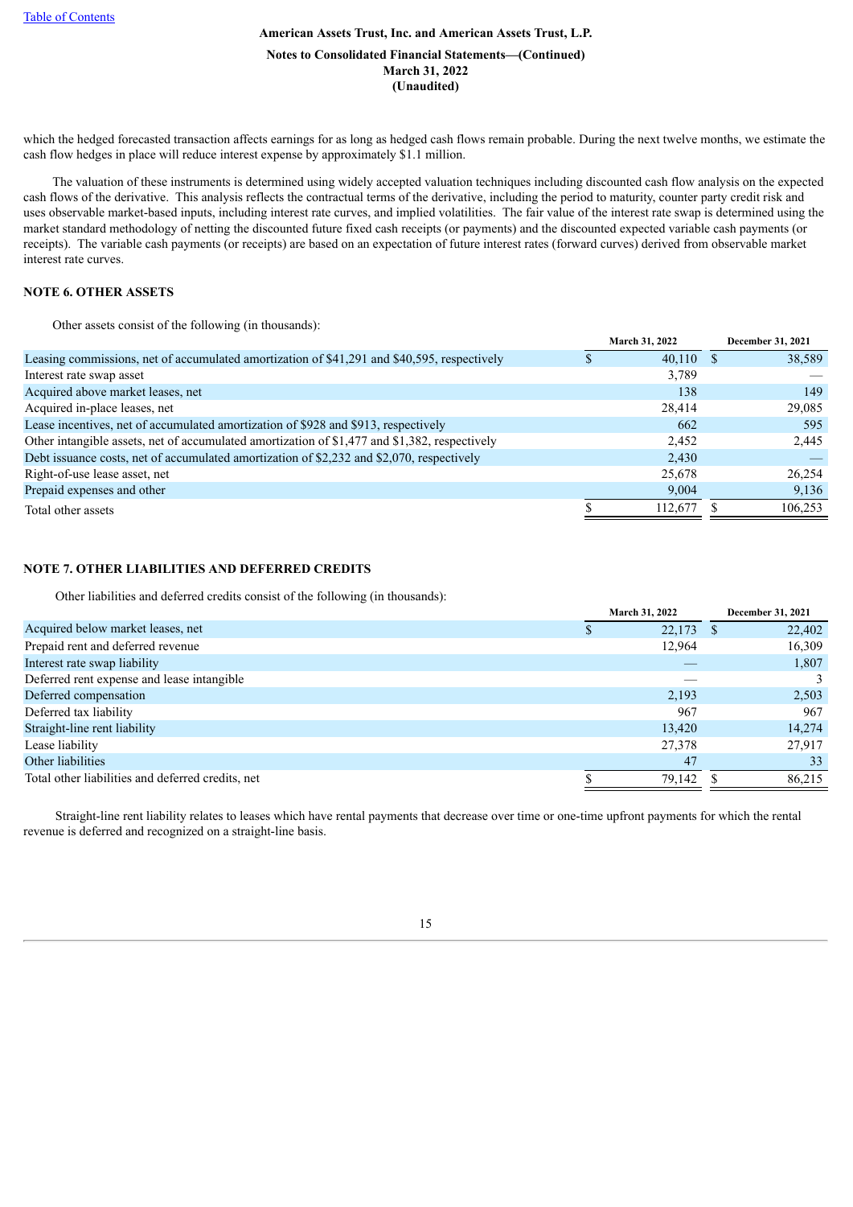which the hedged forecasted transaction affects earnings for as long as hedged cash flows remain probable. During the next twelve months, we estimate the cash flow hedges in place will reduce interest expense by approximately $1.1 million.

The valuation of these instruments is determined using widely accepted valuation techniques including discounted cash flow analysis on the expected cash flows of the derivative. This analysis reflects the contractual terms of the derivative, including the period to maturity, counter party credit risk and uses observable market-based inputs, including interest rate curves, and implied volatilities. The fair value of the interest rate swap is determined using the market standard methodology of netting the discounted future fixed cash receipts (or payments) and the discounted expected variable cash payments (or receipts). The variable cash payments (or receipts) are based on an expectation of future interest rates (forward curves) derived from observable market interest rate curves.

## NOTE 6. OTHER ASSETS

Other assets consist of the following (in thousands):

| | March 31, 2022 | December 31, 2021 |
|---|---|---|
| Leasing commissions, net of accumulated amortization of $41,291 and $40,595, respectively | $ 40,110 | $ 38,589 |
| Interest rate swap asset | 3,789 | — |
| Acquired above market leases, net | 138 | 149 |
| Acquired in-place leases, net | 28,414 | 29,085 |
| Lease incentives, net of accumulated amortization of $928 and $913, respectively | 662 | 595 |
| Other intangible assets, net of accumulated amortization of $1,477 and $1,382, respectively | 2,452 | 2,445 |
| Debt issuance costs, net of accumulated amortization of $2,232 and $2,070, respectively | 2,430 | — |
| Right-of-use lease asset, net | 25,678 | 26,254 |
| Prepaid expenses and other | 9,004 | 9,136 |
| Total other assets | $ 112,677 | $ 106,253 |

## NOTE 7. OTHER LIABILITIES AND DEFERRED CREDITS

Other liabilities and deferred credits consist of the following (in thousands):

| | March 31, 2022 | December 31, 2021 |
|---|---|---|
| Acquired below market leases, net | $ 22,173 | $ 22,402 |
| Prepaid rent and deferred revenue | 12,964 | 16,309 |
| Interest rate swap liability | — | 1,807 |
| Deferred rent expense and lease intangible | — | 3 |
| Deferred compensation | 2,193 | 2,503 |
| Deferred tax liability | 967 | 967 |
| Straight-line rent liability | 13,420 | 14,274 |
| Lease liability | 27,378 | 27,917 |
| Other liabilities | 47 | 33 |
| Total other liabilities and deferred credits, net | $ 79,142 | $ 86,215 |

Straight-line rent liability relates to leases which have rental payments that decrease over time or one-time upfront payments for which the rental revenue is deferred and recognized on a straight-line basis.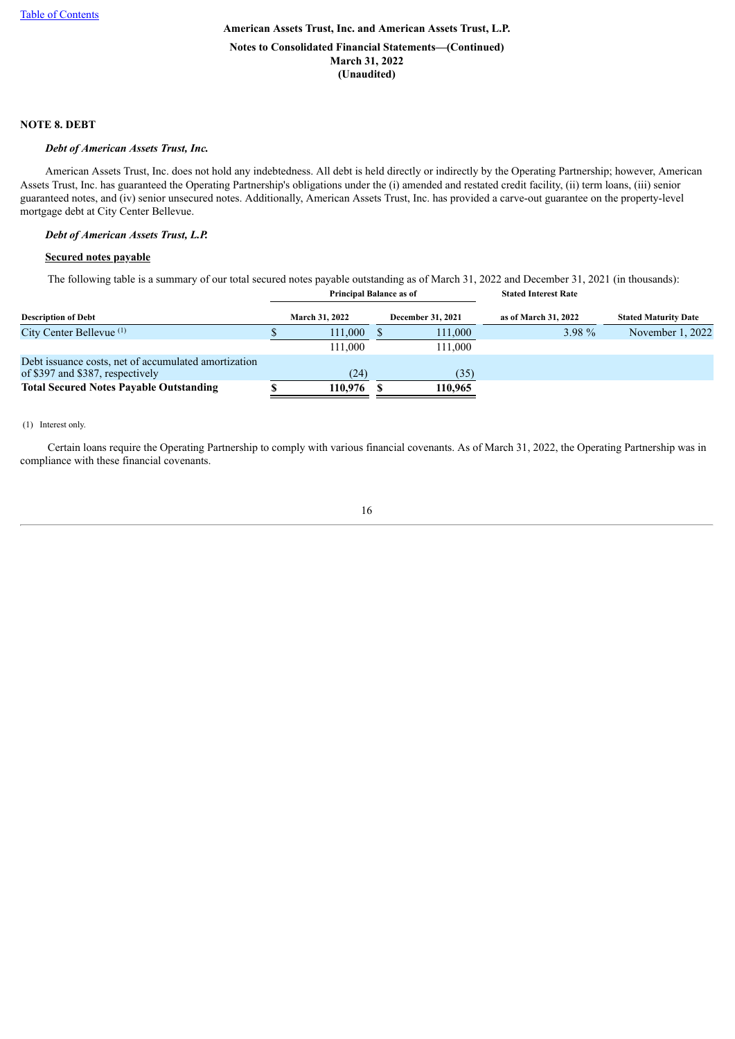American Assets Trust, Inc. and American Assets Trust, L.P.

Notes to Consolidated Financial Statements—(Continued)

March 31, 2022

(Unaudited)

## NOTE 8. DEBT

### *Debt of American Assets Trust, Inc.*

American Assets Trust, Inc. does not hold any indebtedness. All debt is held directly or indirectly by the Operating Partnership; however, American Assets Trust, Inc. has guaranteed the Operating Partnership's obligations under the (i) amended and restated credit facility, (ii) term loans, (iii) senior guaranteed notes, and (iv) senior unsecured notes. Additionally, American Assets Trust, Inc. has provided a carve-out guarantee on the property-level mortgage debt at City Center Bellevue.

### *Debt of American Assets Trust, L.P.*

**Secured notes payable**

The following table is a summary of our total secured notes payable outstanding as of March 31, 2022 and December 31, 2021 (in thousands):

| Description of Debt | Principal Balance as of March 31, 2022 | Principal Balance as of December 31, 2021 | Stated Interest Rate as of March 31, 2022 | Stated Maturity Date |
|---|---|---|---|---|
| City Center Bellevue [(1)] | $ 111,000 | $ 111,000 | 3.98 % | November 1, 2022 |
| | 111,000 | 111,000 | | |
| Debt issuance costs, net of accumulated amortization of $397 and $387, respectively | (24) | (35) | | |
| **Total Secured Notes Payable Outstanding** | **$ 110,976** | **$ 110,965** | | |

(1) Interest only.

Certain loans require the Operating Partnership to comply with various financial covenants. As of March 31, 2022, the Operating Partnership was in compliance with these financial covenants.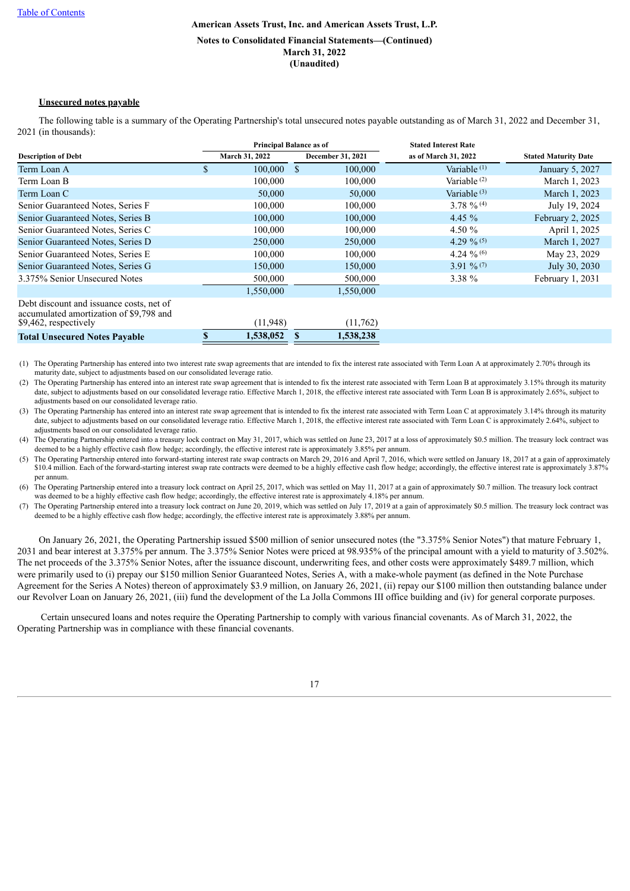American Assets Trust, Inc. and American Assets Trust, L.P.

Notes to Consolidated Financial Statements—(Continued)

March 31, 2022

(Unaudited)

**Unsecured notes payable**

The following table is a summary of the Operating Partnership's total unsecured notes payable outstanding as of March 31, 2022 and December 31, 2021 (in thousands):

| | Principal Balance as of | | Stated Interest Rate | |
|---|---|---|---|---|
| **Description of Debt** | **March 31, 2022** | **December 31, 2021** | **as of March 31, 2022** | **Stated Maturity Date** |
| Term Loan A | $ 100,000 | $ 100,000 | Variable [(1)] | January 5, 2027 |
| Term Loan B | 100,000 | 100,000 | Variable [(2)] | March 1, 2023 |
| Term Loan C | 50,000 | 50,000 | Variable [(3)] | March 1, 2023 |
| Senior Guaranteed Notes, Series F | 100,000 | 100,000 | 3.78 % [(4)] | July 19, 2024 |
| Senior Guaranteed Notes, Series B | 100,000 | 100,000 | 4.45 % | February 2, 2025 |
| Senior Guaranteed Notes, Series C | 100,000 | 100,000 | 4.50 % | April 1, 2025 |
| Senior Guaranteed Notes, Series D | 250,000 | 250,000 | 4.29 % [(5)] | March 1, 2027 |
| Senior Guaranteed Notes, Series E | 100,000 | 100,000 | 4.24 % [(6)] | May 23, 2029 |
| Senior Guaranteed Notes, Series G | 150,000 | 150,000 | 3.91 % [(7)] | July 30, 2030 |
| 3.375% Senior Unsecured Notes | 500,000 | 500,000 | 3.38 % | February 1, 2031 |
| | 1,550,000 | 1,550,000 | | |
| Debt discount and issuance costs, net of accumulated amortization of $9,798 and $9,462, respectively | (11,948) | (11,762) | | |
| **Total Unsecured Notes Payable** | **$ 1,538,052** | **$ 1,538,238** | | |

(1) The Operating Partnership has entered into two interest rate swap agreements that are intended to fix the interest rate associated with Term Loan A at approximately 2.70% through its maturity date, subject to adjustments based on our consolidated leverage ratio.

(2) The Operating Partnership has entered into an interest rate swap agreement that is intended to fix the interest rate associated with Term Loan B at approximately 3.15% through its maturity date, subject to adjustments based on our consolidated leverage ratio. Effective March 1, 2018, the effective interest rate associated with Term Loan B is approximately 2.65%, subject to adjustments based on our consolidated leverage ratio.

(3) The Operating Partnership has entered into an interest rate swap agreement that is intended to fix the interest rate associated with Term Loan C at approximately 3.14% through its maturity date, subject to adjustments based on our consolidated leverage ratio. Effective March 1, 2018, the effective interest rate associated with Term Loan C is approximately 2.64%, subject to adjustments based on our consolidated leverage ratio.

(4) The Operating Partnership entered into a treasury lock contract on May 31, 2017, which was settled on June 23, 2017 at a loss of approximately $0.5 million. The treasury lock contract was deemed to be a highly effective cash flow hedge; accordingly, the effective interest rate is approximately 3.85% per annum.

(5) The Operating Partnership entered into forward-starting interest rate swap contracts on March 29, 2016 and April 7, 2016, which were settled on January 18, 2017 at a gain of approximately $10.4 million. Each of the forward-starting interest swap rate contracts were deemed to be a highly effective cash flow hedge; accordingly, the effective interest rate is approximately 3.87% per annum.

(6) The Operating Partnership entered into a treasury lock contract on April 25, 2017, which was settled on May 11, 2017 at a gain of approximately $0.7 million. The treasury lock contract was deemed to be a highly effective cash flow hedge; accordingly, the effective interest rate is approximately 4.18% per annum.

(7) The Operating Partnership entered into a treasury lock contract on June 20, 2019, which was settled on July 17, 2019 at a gain of approximately $0.5 million. The treasury lock contract was deemed to be a highly effective cash flow hedge; accordingly, the effective interest rate is approximately 3.88% per annum.

On January 26, 2021, the Operating Partnership issued $500 million of senior unsecured notes (the "3.375% Senior Notes") that mature February 1, 2031 and bear interest at 3.375% per annum. The 3.375% Senior Notes were priced at 98.935% of the principal amount with a yield to maturity of 3.502%. The net proceeds of the 3.375% Senior Notes, after the issuance discount, underwriting fees, and other costs were approximately $489.7 million, which were primarily used to (i) prepay our $150 million Senior Guaranteed Notes, Series A, with a make-whole payment (as defined in the Note Purchase Agreement for the Series A Notes) thereon of approximately $3.9 million, on January 26, 2021, (ii) repay our $100 million then outstanding balance under our Revolver Loan on January 26, 2021, (iii) fund the development of the La Jolla Commons III office building and (iv) for general corporate purposes.

Certain unsecured loans and notes require the Operating Partnership to comply with various financial covenants. As of March 31, 2022, the Operating Partnership was in compliance with these financial covenants.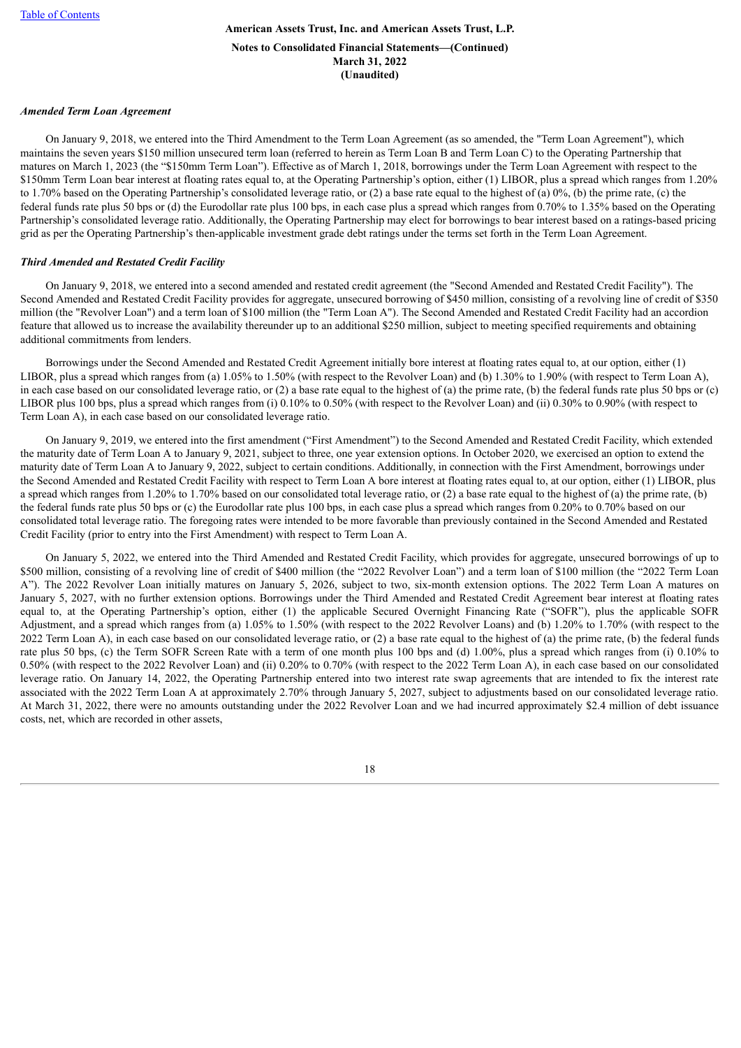*Amended Term Loan Agreement*

On January 9, 2018, we entered into the Third Amendment to the Term Loan Agreement (as so amended, the "Term Loan Agreement"), which maintains the seven years $150 million unsecured term loan (referred to herein as Term Loan B and Term Loan C) to the Operating Partnership that matures on March 1, 2023 (the "$150mm Term Loan"). Effective as of March 1, 2018, borrowings under the Term Loan Agreement with respect to the $150mm Term Loan bear interest at floating rates equal to, at the Operating Partnership's option, either (1) LIBOR, plus a spread which ranges from 1.20% to 1.70% based on the Operating Partnership's consolidated leverage ratio, or (2) a base rate equal to the highest of (a) 0%, (b) the prime rate, (c) the federal funds rate plus 50 bps or (d) the Eurodollar rate plus 100 bps, in each case plus a spread which ranges from 0.70% to 1.35% based on the Operating Partnership's consolidated leverage ratio. Additionally, the Operating Partnership may elect for borrowings to bear interest based on a ratings-based pricing grid as per the Operating Partnership's then-applicable investment grade debt ratings under the terms set forth in the Term Loan Agreement.

*Third Amended and Restated Credit Facility*

On January 9, 2018, we entered into a second amended and restated credit agreement (the "Second Amended and Restated Credit Facility"). The Second Amended and Restated Credit Facility provides for aggregate, unsecured borrowing of $450 million, consisting of a revolving line of credit of $350 million (the "Revolver Loan") and a term loan of $100 million (the "Term Loan A"). The Second Amended and Restated Credit Facility had an accordion feature that allowed us to increase the availability thereunder up to an additional $250 million, subject to meeting specified requirements and obtaining additional commitments from lenders.

Borrowings under the Second Amended and Restated Credit Agreement initially bore interest at floating rates equal to, at our option, either (1) LIBOR, plus a spread which ranges from (a) 1.05% to 1.50% (with respect to the Revolver Loan) and (b) 1.30% to 1.90% (with respect to Term Loan A), in each case based on our consolidated leverage ratio, or (2) a base rate equal to the highest of (a) the prime rate, (b) the federal funds rate plus 50 bps or (c) LIBOR plus 100 bps, plus a spread which ranges from (i) 0.10% to 0.50% (with respect to the Revolver Loan) and (ii) 0.30% to 0.90% (with respect to Term Loan A), in each case based on our consolidated leverage ratio.

On January 9, 2019, we entered into the first amendment ("First Amendment") to the Second Amended and Restated Credit Facility, which extended the maturity date of Term Loan A to January 9, 2021, subject to three, one year extension options. In October 2020, we exercised an option to extend the maturity date of Term Loan A to January 9, 2022, subject to certain conditions. Additionally, in connection with the First Amendment, borrowings under the Second Amended and Restated Credit Facility with respect to Term Loan A bore interest at floating rates equal to, at our option, either (1) LIBOR, plus a spread which ranges from 1.20% to 1.70% based on our consolidated total leverage ratio, or (2) a base rate equal to the highest of (a) the prime rate, (b) the federal funds rate plus 50 bps or (c) the Eurodollar rate plus 100 bps, in each case plus a spread which ranges from 0.20% to 0.70% based on our consolidated total leverage ratio. The foregoing rates were intended to be more favorable than previously contained in the Second Amended and Restated Credit Facility (prior to entry into the First Amendment) with respect to Term Loan A.

On January 5, 2022, we entered into the Third Amended and Restated Credit Facility, which provides for aggregate, unsecured borrowings of up to $500 million, consisting of a revolving line of credit of $400 million (the "2022 Revolver Loan") and a term loan of $100 million (the "2022 Term Loan A"). The 2022 Revolver Loan initially matures on January 5, 2026, subject to two, six-month extension options. The 2022 Term Loan A matures on January 5, 2027, with no further extension options. Borrowings under the Third Amended and Restated Credit Agreement bear interest at floating rates equal to, at the Operating Partnership's option, either (1) the applicable Secured Overnight Financing Rate ("SOFR"), plus the applicable SOFR Adjustment, and a spread which ranges from (a) 1.05% to 1.50% (with respect to the 2022 Revolver Loans) and (b) 1.20% to 1.70% (with respect to the 2022 Term Loan A), in each case based on our consolidated leverage ratio, or (2) a base rate equal to the highest of (a) the prime rate, (b) the federal funds rate plus 50 bps, (c) the Term SOFR Screen Rate with a term of one month plus 100 bps and (d) 1.00%, plus a spread which ranges from (i) 0.10% to 0.50% (with respect to the 2022 Revolver Loan) and (ii) 0.20% to 0.70% (with respect to the 2022 Term Loan A), in each case based on our consolidated leverage ratio. On January 14, 2022, the Operating Partnership entered into two interest rate swap agreements that are intended to fix the interest rate associated with the 2022 Term Loan A at approximately 2.70% through January 5, 2027, subject to adjustments based on our consolidated leverage ratio. At March 31, 2022, there were no amounts outstanding under the 2022 Revolver Loan and we had incurred approximately $2.4 million of debt issuance costs, net, which are recorded in other assets,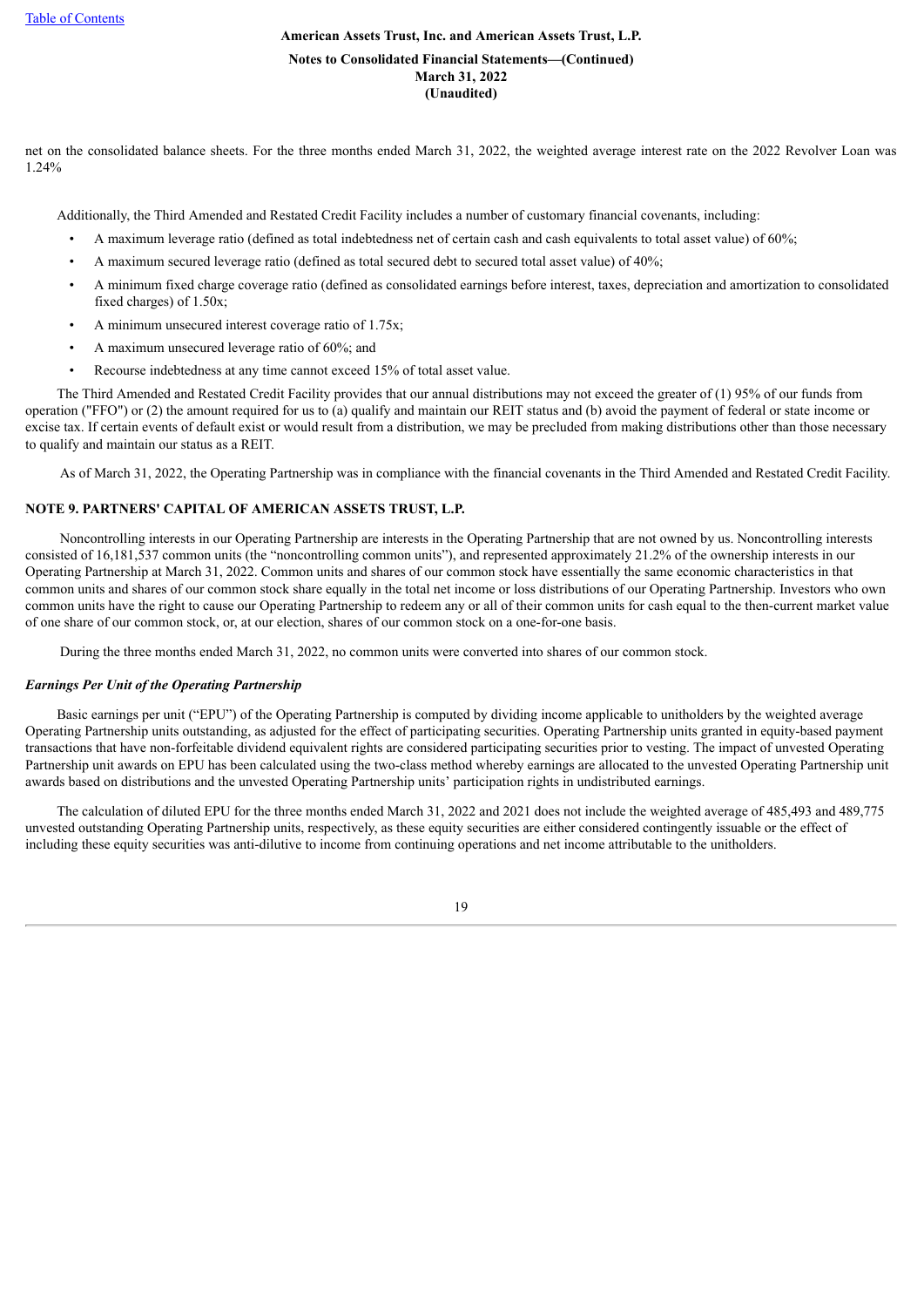net on the consolidated balance sheets. For the three months ended March 31, 2022, the weighted average interest rate on the 2022 Revolver Loan was 1.24%

Additionally, the Third Amended and Restated Credit Facility includes a number of customary financial covenants, including:

- A maximum leverage ratio (defined as total indebtedness net of certain cash and cash equivalents to total asset value) of 60%;
- A maximum secured leverage ratio (defined as total secured debt to secured total asset value) of 40%;
- A minimum fixed charge coverage ratio (defined as consolidated earnings before interest, taxes, depreciation and amortization to consolidated fixed charges) of 1.50x;
- A minimum unsecured interest coverage ratio of 1.75x;
- A maximum unsecured leverage ratio of 60%; and
- Recourse indebtedness at any time cannot exceed 15% of total asset value.

The Third Amended and Restated Credit Facility provides that our annual distributions may not exceed the greater of (1) 95% of our funds from operation ("FFO") or (2) the amount required for us to (a) qualify and maintain our REIT status and (b) avoid the payment of federal or state income or excise tax. If certain events of default exist or would result from a distribution, we may be precluded from making distributions other than those necessary to qualify and maintain our status as a REIT.

As of March 31, 2022, the Operating Partnership was in compliance with the financial covenants in the Third Amended and Restated Credit Facility.

## NOTE 9. PARTNERS' CAPITAL OF AMERICAN ASSETS TRUST, L.P.

Noncontrolling interests in our Operating Partnership are interests in the Operating Partnership that are not owned by us. Noncontrolling interests consisted of 16,181,537 common units (the "noncontrolling common units"), and represented approximately 21.2% of the ownership interests in our Operating Partnership at March 31, 2022. Common units and shares of our common stock have essentially the same economic characteristics in that common units and shares of our common stock share equally in the total net income or loss distributions of our Operating Partnership. Investors who own common units have the right to cause our Operating Partnership to redeem any or all of their common units for cash equal to the then-current market value of one share of our common stock, or, at our election, shares of our common stock on a one-for-one basis.

During the three months ended March 31, 2022, no common units were converted into shares of our common stock.

### *Earnings Per Unit of the Operating Partnership*

Basic earnings per unit ("EPU") of the Operating Partnership is computed by dividing income applicable to unitholders by the weighted average Operating Partnership units outstanding, as adjusted for the effect of participating securities. Operating Partnership units granted in equity-based payment transactions that have non-forfeitable dividend equivalent rights are considered participating securities prior to vesting. The impact of unvested Operating Partnership unit awards on EPU has been calculated using the two-class method whereby earnings are allocated to the unvested Operating Partnership unit awards based on distributions and the unvested Operating Partnership units' participation rights in undistributed earnings.

The calculation of diluted EPU for the three months ended March 31, 2022 and 2021 does not include the weighted average of 485,493 and 489,775 unvested outstanding Operating Partnership units, respectively, as these equity securities are either considered contingently issuable or the effect of including these equity securities was anti-dilutive to income from continuing operations and net income attributable to the unitholders.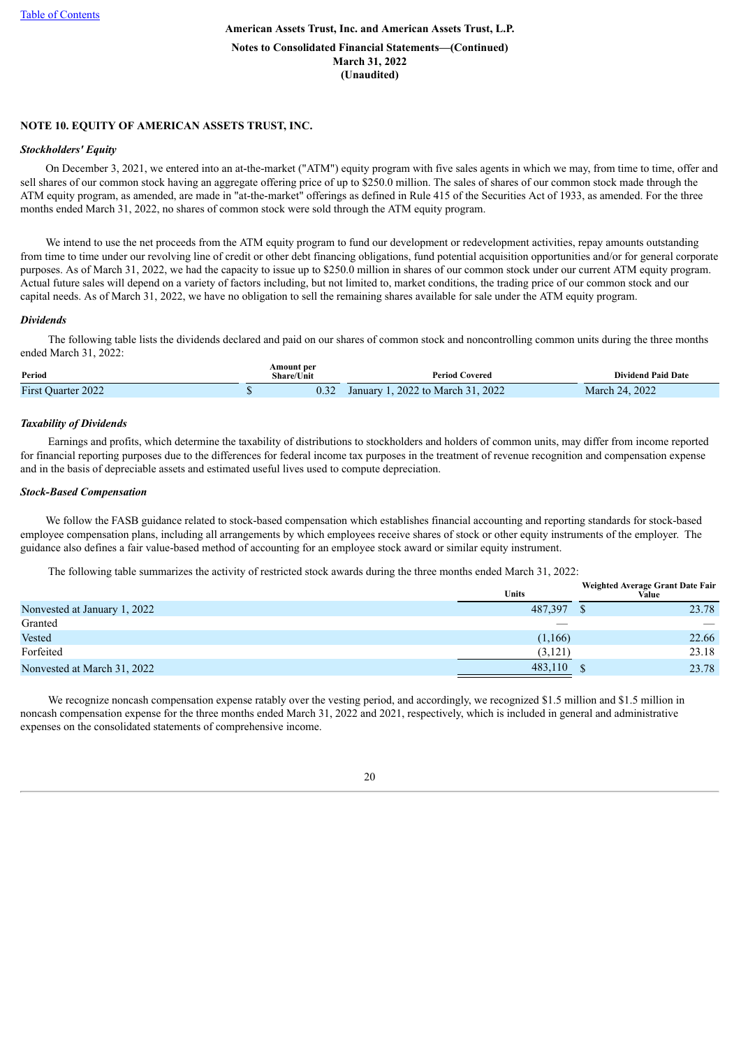American Assets Trust, Inc. and American Assets Trust, L.P.

Notes to Consolidated Financial Statements—(Continued)

March 31, 2022

(Unaudited)

## NOTE 10. EQUITY OF AMERICAN ASSETS TRUST, INC.

### *Stockholders' Equity*

On December 3, 2021, we entered into an at-the-market ("ATM") equity program with five sales agents in which we may, from time to time, offer and sell shares of our common stock having an aggregate offering price of up to $250.0 million. The sales of shares of our common stock made through the ATM equity program, as amended, are made in "at-the-market" offerings as defined in Rule 415 of the Securities Act of 1933, as amended. For the three months ended March 31, 2022, no shares of common stock were sold through the ATM equity program.

We intend to use the net proceeds from the ATM equity program to fund our development or redevelopment activities, repay amounts outstanding from time to time under our revolving line of credit or other debt financing obligations, fund potential acquisition opportunities and/or for general corporate purposes. As of March 31, 2022, we had the capacity to issue up to $250.0 million in shares of our common stock under our current ATM equity program. Actual future sales will depend on a variety of factors including, but not limited to, market conditions, the trading price of our common stock and our capital needs. As of March 31, 2022, we have no obligation to sell the remaining shares available for sale under the ATM equity program.

### *Dividends*

The following table lists the dividends declared and paid on our shares of common stock and noncontrolling common units during the three months ended March 31, 2022:

| Period | Amount per Share/Unit | Period Covered | Dividend Paid Date |
|---|---|---|---|
| First Quarter 2022 | $ 0.32 | January 1, 2022 to March 31, 2022 | March 24, 2022 |

### *Taxability of Dividends*

Earnings and profits, which determine the taxability of distributions to stockholders and holders of common units, may differ from income reported for financial reporting purposes due to the differences for federal income tax purposes in the treatment of revenue recognition and compensation expense and in the basis of depreciable assets and estimated useful lives used to compute depreciation.

### *Stock-Based Compensation*

We follow the FASB guidance related to stock-based compensation which establishes financial accounting and reporting standards for stock-based employee compensation plans, including all arrangements by which employees receive shares of stock or other equity instruments of the employer. The guidance also defines a fair value-based method of accounting for an employee stock award or similar equity instrument.

The following table summarizes the activity of restricted stock awards during the three months ended March 31, 2022:

| | Units | Weighted Average Grant Date Fair Value |
|---|---|---|
| Nonvested at January 1, 2022 | 487,397 | $ 23.78 |
| Granted | — | — |
| Vested | (1,166) | 22.66 |
| Forfeited | (3,121) | 23.18 |
| Nonvested at March 31, 2022 | 483,110 | $ 23.78 |

We recognize noncash compensation expense ratably over the vesting period, and accordingly, we recognized $1.5 million and $1.5 million in noncash compensation expense for the three months ended March 31, 2022 and 2021, respectively, which is included in general and administrative expenses on the consolidated statements of comprehensive income.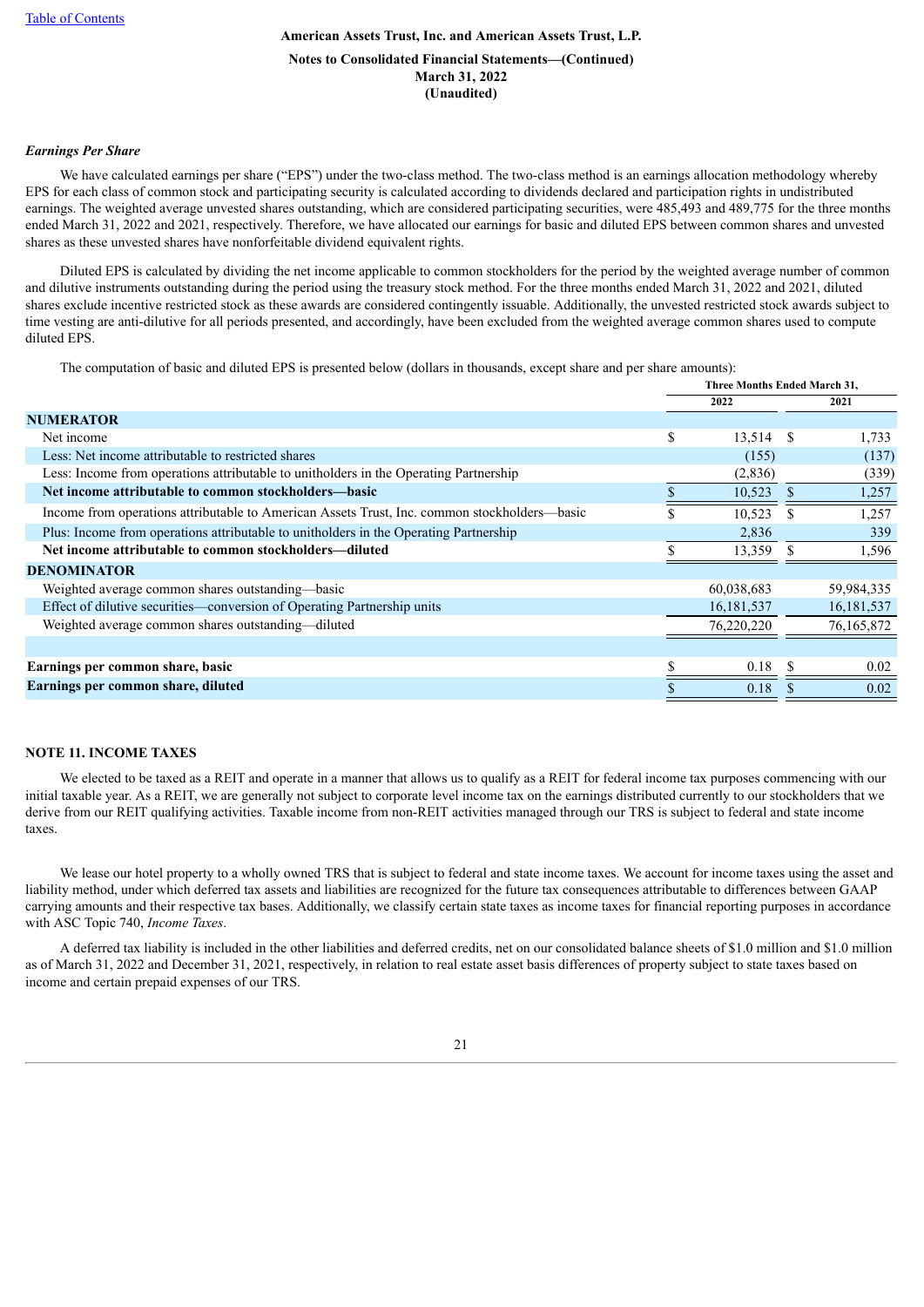American Assets Trust, Inc. and American Assets Trust, L.P.

Notes to Consolidated Financial Statements—(Continued)
March 31, 2022
(Unaudited)

***Earnings Per Share***

We have calculated earnings per share ("EPS") under the two-class method. The two-class method is an earnings allocation methodology whereby EPS for each class of common stock and participating security is calculated according to dividends declared and participation rights in undistributed earnings. The weighted average unvested shares outstanding, which are considered participating securities, were 485,493 and 489,775 for the three months ended March 31, 2022 and 2021, respectively. Therefore, we have allocated our earnings for basic and diluted EPS between common shares and unvested shares as these unvested shares have nonforfeitable dividend equivalent rights.

Diluted EPS is calculated by dividing the net income applicable to common stockholders for the period by the weighted average number of common and dilutive instruments outstanding during the period using the treasury stock method. For the three months ended March 31, 2022 and 2021, diluted shares exclude incentive restricted stock as these awards are considered contingently issuable. Additionally, the unvested restricted stock awards subject to time vesting are anti-dilutive for all periods presented, and accordingly, have been excluded from the weighted average common shares used to compute diluted EPS.

The computation of basic and diluted EPS is presented below (dollars in thousands, except share and per share amounts):

| | Three Months Ended March 31, | |
|---|---|---|
| | 2022 | 2021 |
| **NUMERATOR** | | |
| Net income | $ 13,514 | $ 1,733 |
| Less: Net income attributable to restricted shares | (155) | (137) |
| Less: Income from operations attributable to unitholders in the Operating Partnership | (2,836) | (339) |
| **Net income attributable to common stockholders—basic** | $ 10,523 | $ 1,257 |
| Income from operations attributable to American Assets Trust, Inc. common stockholders—basic | $ 10,523 | $ 1,257 |
| Plus: Income from operations attributable to unitholders in the Operating Partnership | 2,836 | 339 |
| **Net income attributable to common stockholders—diluted** | $ 13,359 | $ 1,596 |
| **DENOMINATOR** | | |
| Weighted average common shares outstanding—basic | 60,038,683 | 59,984,335 |
| Effect of dilutive securities—conversion of Operating Partnership units | 16,181,537 | 16,181,537 |
| Weighted average common shares outstanding—diluted | 76,220,220 | 76,165,872 |
| | | |
| **Earnings per common share, basic** | $ 0.18 | $ 0.02 |
| **Earnings per common share, diluted** | $ 0.18 | $ 0.02 |

## NOTE 11. INCOME TAXES

We elected to be taxed as a REIT and operate in a manner that allows us to qualify as a REIT for federal income tax purposes commencing with our initial taxable year. As a REIT, we are generally not subject to corporate level income tax on the earnings distributed currently to our stockholders that we derive from our REIT qualifying activities. Taxable income from non-REIT activities managed through our TRS is subject to federal and state income taxes.

We lease our hotel property to a wholly owned TRS that is subject to federal and state income taxes. We account for income taxes using the asset and liability method, under which deferred tax assets and liabilities are recognized for the future tax consequences attributable to differences between GAAP carrying amounts and their respective tax bases. Additionally, we classify certain state taxes as income taxes for financial reporting purposes in accordance with ASC Topic 740, *Income Taxes*.

A deferred tax liability is included in the other liabilities and deferred credits, net on our consolidated balance sheets of $1.0 million and $1.0 million as of March 31, 2022 and December 31, 2021, respectively, in relation to real estate asset basis differences of property subject to state taxes based on income and certain prepaid expenses of our TRS.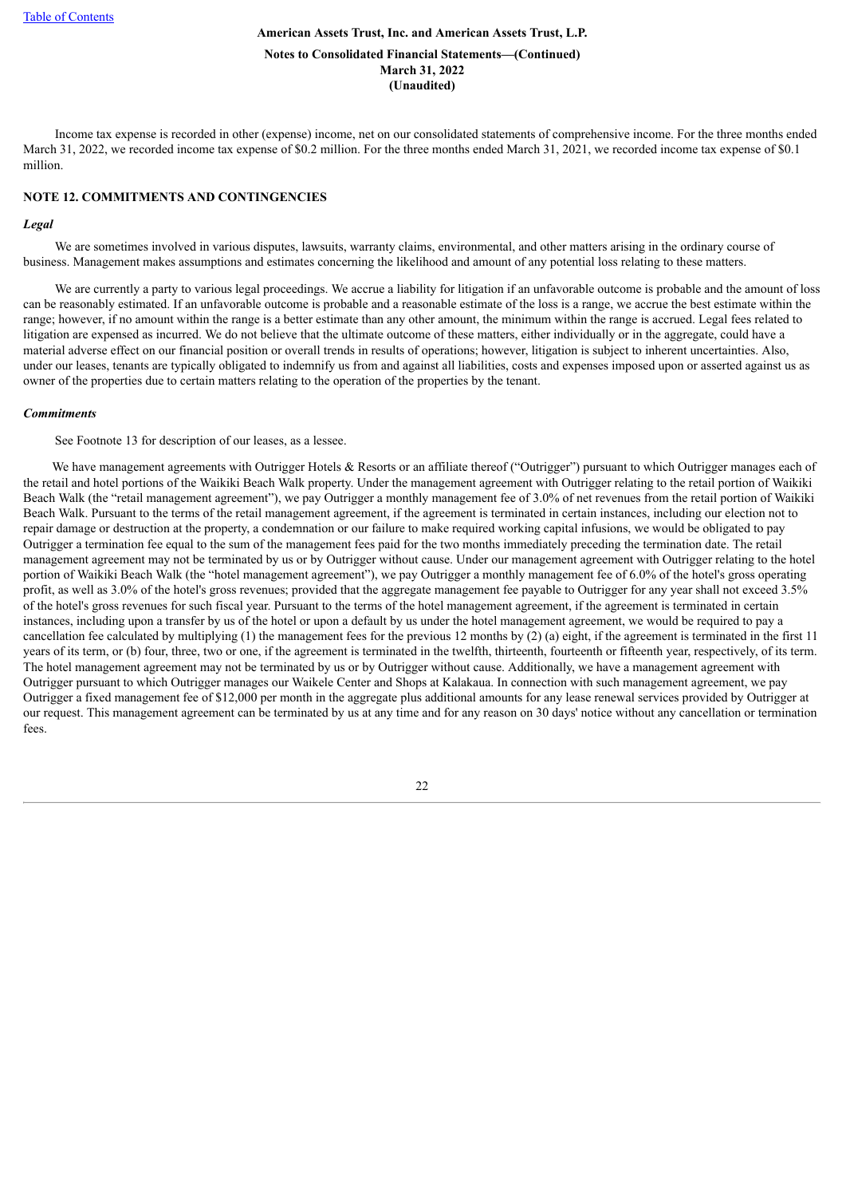Income tax expense is recorded in other (expense) income, net on our consolidated statements of comprehensive income. For the three months ended March 31, 2022, we recorded income tax expense of $0.2 million. For the three months ended March 31, 2021, we recorded income tax expense of $0.1 million.

## NOTE 12. COMMITMENTS AND CONTINGENCIES

### *Legal*

We are sometimes involved in various disputes, lawsuits, warranty claims, environmental, and other matters arising in the ordinary course of business. Management makes assumptions and estimates concerning the likelihood and amount of any potential loss relating to these matters.

We are currently a party to various legal proceedings. We accrue a liability for litigation if an unfavorable outcome is probable and the amount of loss can be reasonably estimated. If an unfavorable outcome is probable and a reasonable estimate of the loss is a range, we accrue the best estimate within the range; however, if no amount within the range is a better estimate than any other amount, the minimum within the range is accrued. Legal fees related to litigation are expensed as incurred. We do not believe that the ultimate outcome of these matters, either individually or in the aggregate, could have a material adverse effect on our financial position or overall trends in results of operations; however, litigation is subject to inherent uncertainties. Also, under our leases, tenants are typically obligated to indemnify us from and against all liabilities, costs and expenses imposed upon or asserted against us as owner of the properties due to certain matters relating to the operation of the properties by the tenant.

### *Commitments*

See Footnote 13 for description of our leases, as a lessee.

We have management agreements with Outrigger Hotels & Resorts or an affiliate thereof ("Outrigger") pursuant to which Outrigger manages each of the retail and hotel portions of the Waikiki Beach Walk property. Under the management agreement with Outrigger relating to the retail portion of Waikiki Beach Walk (the "retail management agreement"), we pay Outrigger a monthly management fee of 3.0% of net revenues from the retail portion of Waikiki Beach Walk. Pursuant to the terms of the retail management agreement, if the agreement is terminated in certain instances, including our election not to repair damage or destruction at the property, a condemnation or our failure to make required working capital infusions, we would be obligated to pay Outrigger a termination fee equal to the sum of the management fees paid for the two months immediately preceding the termination date. The retail management agreement may not be terminated by us or by Outrigger without cause. Under our management agreement with Outrigger relating to the hotel portion of Waikiki Beach Walk (the "hotel management agreement"), we pay Outrigger a monthly management fee of 6.0% of the hotel's gross operating profit, as well as 3.0% of the hotel's gross revenues; provided that the aggregate management fee payable to Outrigger for any year shall not exceed 3.5% of the hotel's gross revenues for such fiscal year. Pursuant to the terms of the hotel management agreement, if the agreement is terminated in certain instances, including upon a transfer by us of the hotel or upon a default by us under the hotel management agreement, we would be required to pay a cancellation fee calculated by multiplying (1) the management fees for the previous 12 months by (2) (a) eight, if the agreement is terminated in the first 11 years of its term, or (b) four, three, two or one, if the agreement is terminated in the twelfth, thirteenth, fourteenth or fifteenth year, respectively, of its term. The hotel management agreement may not be terminated by us or by Outrigger without cause. Additionally, we have a management agreement with Outrigger pursuant to which Outrigger manages our Waikele Center and Shops at Kalakaua. In connection with such management agreement, we pay Outrigger a fixed management fee of $12,000 per month in the aggregate plus additional amounts for any lease renewal services provided by Outrigger at our request. This management agreement can be terminated by us at any time and for any reason on 30 days' notice without any cancellation or termination fees.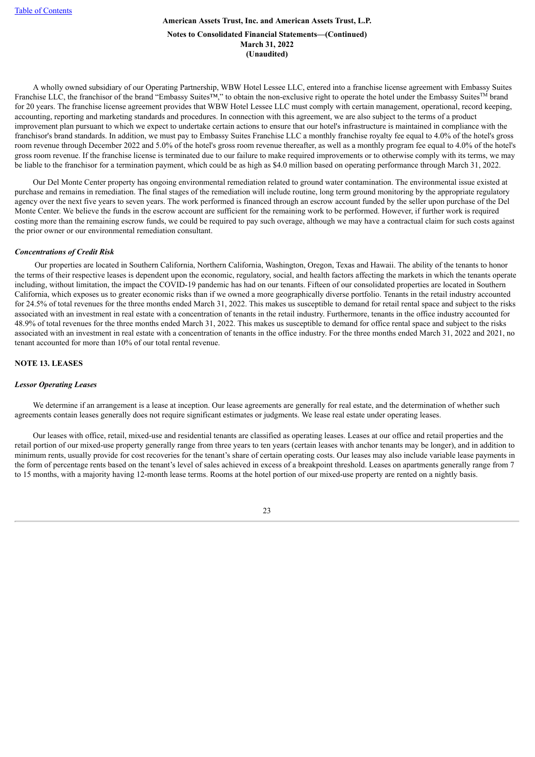A wholly owned subsidiary of our Operating Partnership, WBW Hotel Lessee LLC, entered into a franchise license agreement with Embassy Suites Franchise LLC, the franchisor of the brand "Embassy Suites™," to obtain the non-exclusive right to operate the hotel under the Embassy Suites™ brand for 20 years. The franchise license agreement provides that WBW Hotel Lessee LLC must comply with certain management, operational, record keeping, accounting, reporting and marketing standards and procedures. In connection with this agreement, we are also subject to the terms of a product improvement plan pursuant to which we expect to undertake certain actions to ensure that our hotel's infrastructure is maintained in compliance with the franchisor's brand standards. In addition, we must pay to Embassy Suites Franchise LLC a monthly franchise royalty fee equal to 4.0% of the hotel's gross room revenue through December 2022 and 5.0% of the hotel's gross room revenue thereafter, as well as a monthly program fee equal to 4.0% of the hotel's gross room revenue. If the franchise license is terminated due to our failure to make required improvements or to otherwise comply with its terms, we may be liable to the franchisor for a termination payment, which could be as high as $4.0 million based on operating performance through March 31, 2022.

Our Del Monte Center property has ongoing environmental remediation related to ground water contamination. The environmental issue existed at purchase and remains in remediation. The final stages of the remediation will include routine, long term ground monitoring by the appropriate regulatory agency over the next five years to seven years. The work performed is financed through an escrow account funded by the seller upon purchase of the Del Monte Center. We believe the funds in the escrow account are sufficient for the remaining work to be performed. However, if further work is required costing more than the remaining escrow funds, we could be required to pay such overage, although we may have a contractual claim for such costs against the prior owner or our environmental remediation consultant.

***Concentrations of Credit Risk***

Our properties are located in Southern California, Northern California, Washington, Oregon, Texas and Hawaii. The ability of the tenants to honor the terms of their respective leases is dependent upon the economic, regulatory, social, and health factors affecting the markets in which the tenants operate including, without limitation, the impact the COVID-19 pandemic has had on our tenants. Fifteen of our consolidated properties are located in Southern California, which exposes us to greater economic risks than if we owned a more geographically diverse portfolio. Tenants in the retail industry accounted for 24.5% of total revenues for the three months ended March 31, 2022. This makes us susceptible to demand for retail rental space and subject to the risks associated with an investment in real estate with a concentration of tenants in the retail industry. Furthermore, tenants in the office industry accounted for 48.9% of total revenues for the three months ended March 31, 2022. This makes us susceptible to demand for office rental space and subject to the risks associated with an investment in real estate with a concentration of tenants in the office industry. For the three months ended March 31, 2022 and 2021, no tenant accounted for more than 10% of our total rental revenue.

## NOTE 13. LEASES

***Lessor Operating Leases***

We determine if an arrangement is a lease at inception. Our lease agreements are generally for real estate, and the determination of whether such agreements contain leases generally does not require significant estimates or judgments. We lease real estate under operating leases.

Our leases with office, retail, mixed-use and residential tenants are classified as operating leases. Leases at our office and retail properties and the retail portion of our mixed-use property generally range from three years to ten years (certain leases with anchor tenants may be longer), and in addition to minimum rents, usually provide for cost recoveries for the tenant's share of certain operating costs. Our leases may also include variable lease payments in the form of percentage rents based on the tenant's level of sales achieved in excess of a breakpoint threshold. Leases on apartments generally range from 7 to 15 months, with a majority having 12-month lease terms. Rooms at the hotel portion of our mixed-use property are rented on a nightly basis.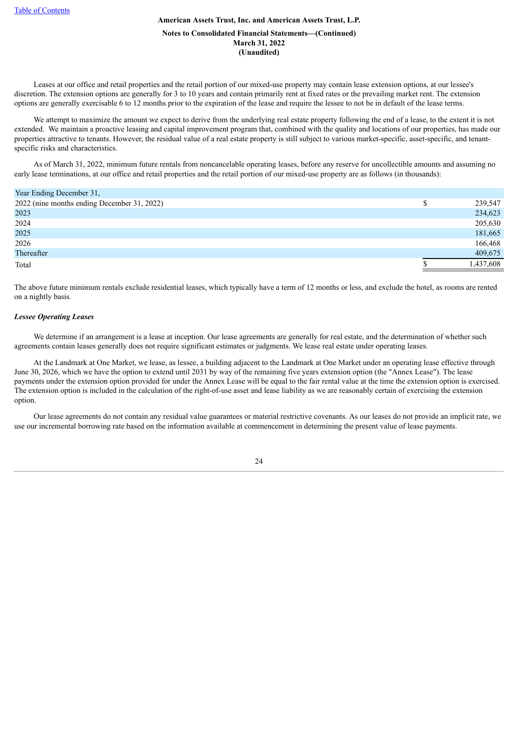Leases at our office and retail properties and the retail portion of our mixed-use property may contain lease extension options, at our lessee's discretion. The extension options are generally for 3 to 10 years and contain primarily rent at fixed rates or the prevailing market rent. The extension options are generally exercisable 6 to 12 months prior to the expiration of the lease and require the lessee to not be in default of the lease terms.

We attempt to maximize the amount we expect to derive from the underlying real estate property following the end of a lease, to the extent it is not extended. We maintain a proactive leasing and capital improvement program that, combined with the quality and locations of our properties, has made our properties attractive to tenants. However, the residual value of a real estate property is still subject to various market-specific, asset-specific, and tenant-specific risks and characteristics.

As of March 31, 2022, minimum future rentals from noncancelable operating leases, before any reserve for uncollectible amounts and assuming no early lease terminations, at our office and retail properties and the retail portion of our mixed-use property are as follows (in thousands):

| Year Ending December 31, | |
|---|---|
| 2022 (nine months ending December 31, 2022) | $ 239,547 |
| 2023 | 234,623 |
| 2024 | 205,630 |
| 2025 | 181,665 |
| 2026 | 166,468 |
| Thereafter | 409,675 |
| Total | $ 1,437,608 |

The above future minimum rentals exclude residential leases, which typically have a term of 12 months or less, and exclude the hotel, as rooms are rented on a nightly basis.

***Lessee Operating Leases***

We determine if an arrangement is a lease at inception. Our lease agreements are generally for real estate, and the determination of whether such agreements contain leases generally does not require significant estimates or judgments. We lease real estate under operating leases.

At the Landmark at One Market, we lease, as lessee, a building adjacent to the Landmark at One Market under an operating lease effective through June 30, 2026, which we have the option to extend until 2031 by way of the remaining five years extension option (the "Annex Lease"). The lease payments under the extension option provided for under the Annex Lease will be equal to the fair rental value at the time the extension option is exercised. The extension option is included in the calculation of the right-of-use asset and lease liability as we are reasonably certain of exercising the extension option.

Our lease agreements do not contain any residual value guarantees or material restrictive covenants. As our leases do not provide an implicit rate, we use our incremental borrowing rate based on the information available at commencement in determining the present value of lease payments.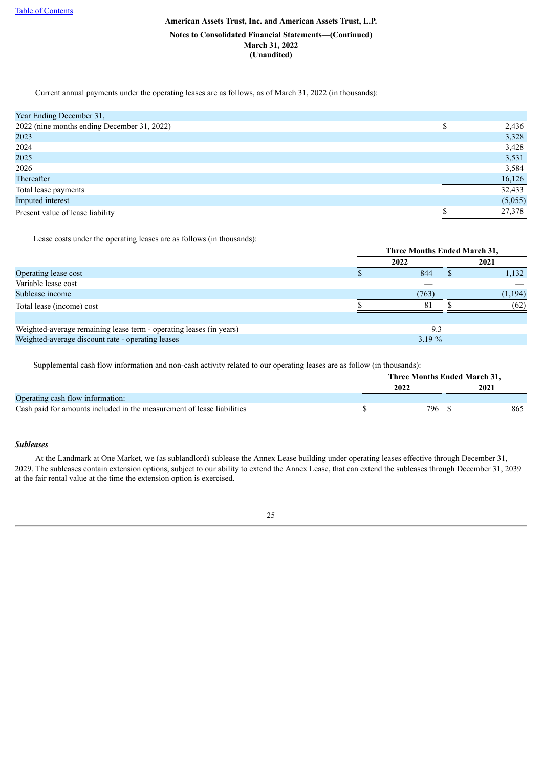Current annual payments under the operating leases are as follows, as of March 31, 2022 (in thousands):

| Year Ending December 31, | |
|---|---|
| 2022 (nine months ending December 31, 2022) | $ 2,436 |
| 2023 | 3,328 |
| 2024 | 3,428 |
| 2025 | 3,531 |
| 2026 | 3,584 |
| Thereafter | 16,126 |
| Total lease payments | 32,433 |
| Imputed interest | (5,055) |
| Present value of lease liability | $ 27,378 |

Lease costs under the operating leases are as follows (in thousands):

| | Three Months Ended March 31, | |
|---|---|---|
| | 2022 | 2021 |
| Operating lease cost | $ 844 | $ 1,132 |
| Variable lease cost | — | — |
| Sublease income | (763) | (1,194) |
| Total lease (income) cost | $ 81 | $ (62) |
| | | |
| Weighted-average remaining lease term - operating leases (in years) | 9.3 | |
| Weighted-average discount rate - operating leases | 3.19 % | |

Supplemental cash flow information and non-cash activity related to our operating leases are as follow (in thousands):

| | Three Months Ended March 31, | |
|---|---|---|
| | 2022 | 2021 |
| Operating cash flow information: | | |
| Cash paid for amounts included in the measurement of lease liabilities | $ 796 | $ 865 |

***Subleases***

At the Landmark at One Market, we (as sublandlord) sublease the Annex Lease building under operating leases effective through December 31, 2029. The subleases contain extension options, subject to our ability to extend the Annex Lease, that can extend the subleases through December 31, 2039 at the fair rental value at the time the extension option is exercised.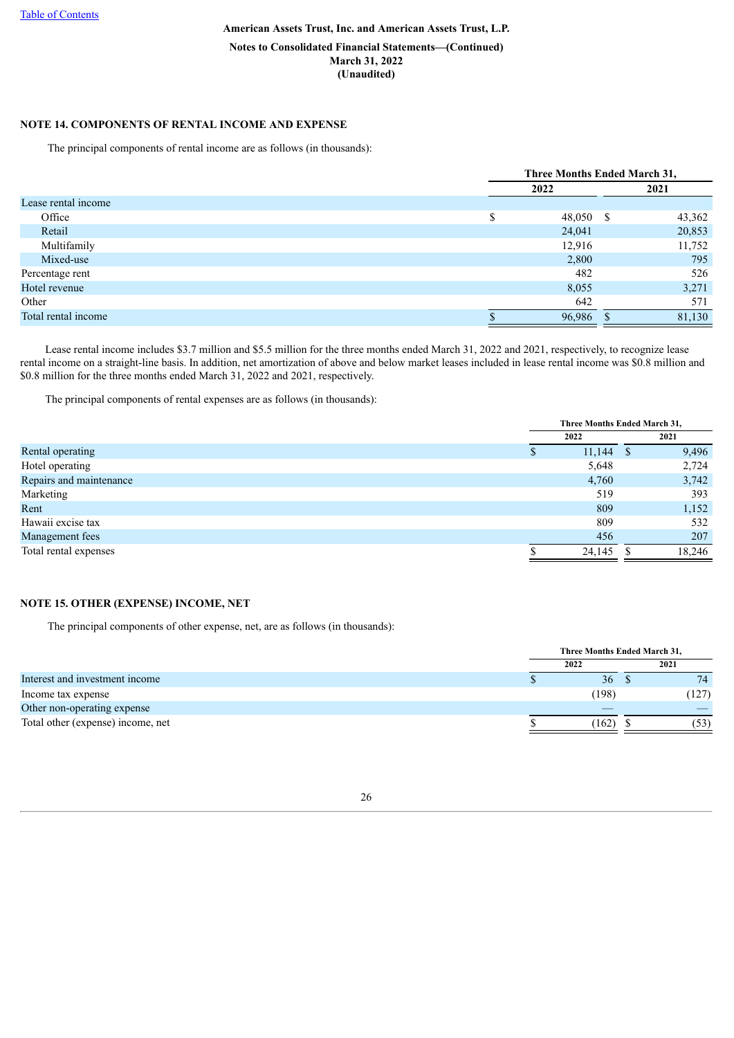American Assets Trust, Inc. and American Assets Trust, L.P.

Notes to Consolidated Financial Statements—(Continued)

March 31, 2022

(Unaudited)

## NOTE 14. COMPONENTS OF RENTAL INCOME AND EXPENSE

The principal components of rental income are as follows (in thousands):

| | Three Months Ended March 31, | |
|---|---|---|
| | 2022 | 2021 |
| Lease rental income | | |
| Office | $ 48,050 | $ 43,362 |
| Retail | 24,041 | 20,853 |
| Multifamily | 12,916 | 11,752 |
| Mixed-use | 2,800 | 795 |
| Percentage rent | 482 | 526 |
| Hotel revenue | 8,055 | 3,271 |
| Other | 642 | 571 |
| Total rental income | $ 96,986 | $ 81,130 |

Lease rental income includes $3.7 million and $5.5 million for the three months ended March 31, 2022 and 2021, respectively, to recognize lease rental income on a straight-line basis. In addition, net amortization of above and below market leases included in lease rental income was $0.8 million and $0.8 million for the three months ended March 31, 2022 and 2021, respectively.

The principal components of rental expenses are as follows (in thousands):

| | Three Months Ended March 31, | |
|---|---|---|
| | 2022 | 2021 |
| Rental operating | $ 11,144 | $ 9,496 |
| Hotel operating | 5,648 | 2,724 |
| Repairs and maintenance | 4,760 | 3,742 |
| Marketing | 519 | 393 |
| Rent | 809 | 1,152 |
| Hawaii excise tax | 809 | 532 |
| Management fees | 456 | 207 |
| Total rental expenses | $ 24,145 | $ 18,246 |

## NOTE 15. OTHER (EXPENSE) INCOME, NET

The principal components of other expense, net, are as follows (in thousands):

| | Three Months Ended March 31, | |
|---|---|---|
| | 2022 | 2021 |
| Interest and investment income | $ 36 | $ 74 |
| Income tax expense | (198) | (127) |
| Other non-operating expense | — | — |
| Total other (expense) income, net | $ (162) | $ (53) |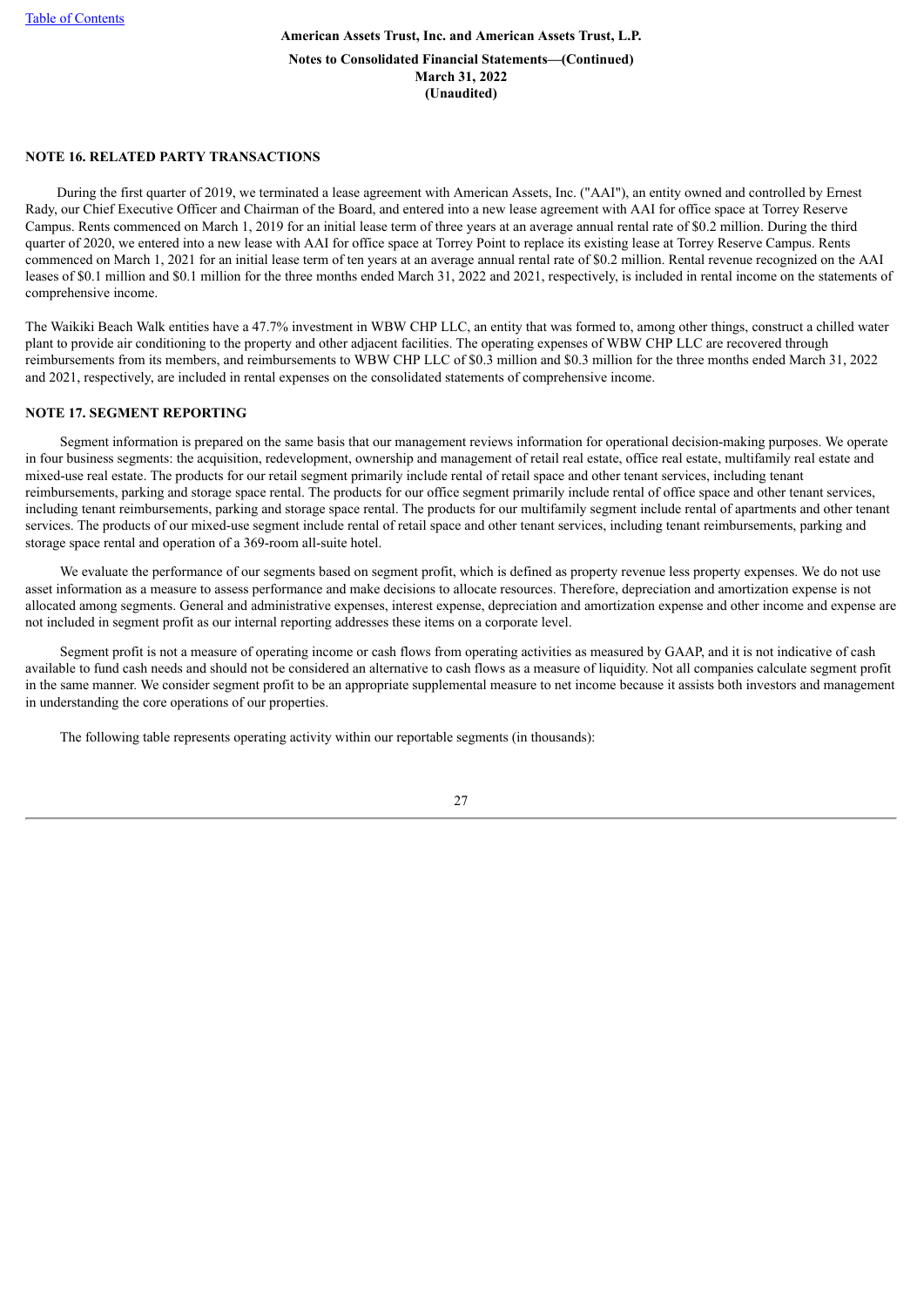## NOTE 16. RELATED PARTY TRANSACTIONS

During the first quarter of 2019, we terminated a lease agreement with American Assets, Inc. ("AAI"), an entity owned and controlled by Ernest Rady, our Chief Executive Officer and Chairman of the Board, and entered into a new lease agreement with AAI for office space at Torrey Reserve Campus. Rents commenced on March 1, 2019 for an initial lease term of three years at an average annual rental rate of $0.2 million. During the third quarter of 2020, we entered into a new lease with AAI for office space at Torrey Point to replace its existing lease at Torrey Reserve Campus. Rents commenced on March 1, 2021 for an initial lease term of ten years at an average annual rental rate of $0.2 million. Rental revenue recognized on the AAI leases of $0.1 million and $0.1 million for the three months ended March 31, 2022 and 2021, respectively, is included in rental income on the statements of comprehensive income.

The Waikiki Beach Walk entities have a 47.7% investment in WBW CHP LLC, an entity that was formed to, among other things, construct a chilled water plant to provide air conditioning to the property and other adjacent facilities. The operating expenses of WBW CHP LLC are recovered through reimbursements from its members, and reimbursements to WBW CHP LLC of $0.3 million and $0.3 million for the three months ended March 31, 2022 and 2021, respectively, are included in rental expenses on the consolidated statements of comprehensive income.

## NOTE 17. SEGMENT REPORTING

Segment information is prepared on the same basis that our management reviews information for operational decision-making purposes. We operate in four business segments: the acquisition, redevelopment, ownership and management of retail real estate, office real estate, multifamily real estate and mixed-use real estate. The products for our retail segment primarily include rental of retail space and other tenant services, including tenant reimbursements, parking and storage space rental. The products for our office segment primarily include rental of office space and other tenant services, including tenant reimbursements, parking and storage space rental. The products for our multifamily segment include rental of apartments and other tenant services. The products of our mixed-use segment include rental of retail space and other tenant services, including tenant reimbursements, parking and storage space rental and operation of a 369-room all-suite hotel.

We evaluate the performance of our segments based on segment profit, which is defined as property revenue less property expenses. We do not use asset information as a measure to assess performance and make decisions to allocate resources. Therefore, depreciation and amortization expense is not allocated among segments. General and administrative expenses, interest expense, depreciation and amortization expense and other income and expense are not included in segment profit as our internal reporting addresses these items on a corporate level.

Segment profit is not a measure of operating income or cash flows from operating activities as measured by GAAP, and it is not indicative of cash available to fund cash needs and should not be considered an alternative to cash flows as a measure of liquidity. Not all companies calculate segment profit in the same manner. We consider segment profit to be an appropriate supplemental measure to net income because it assists both investors and management in understanding the core operations of our properties.

The following table represents operating activity within our reportable segments (in thousands):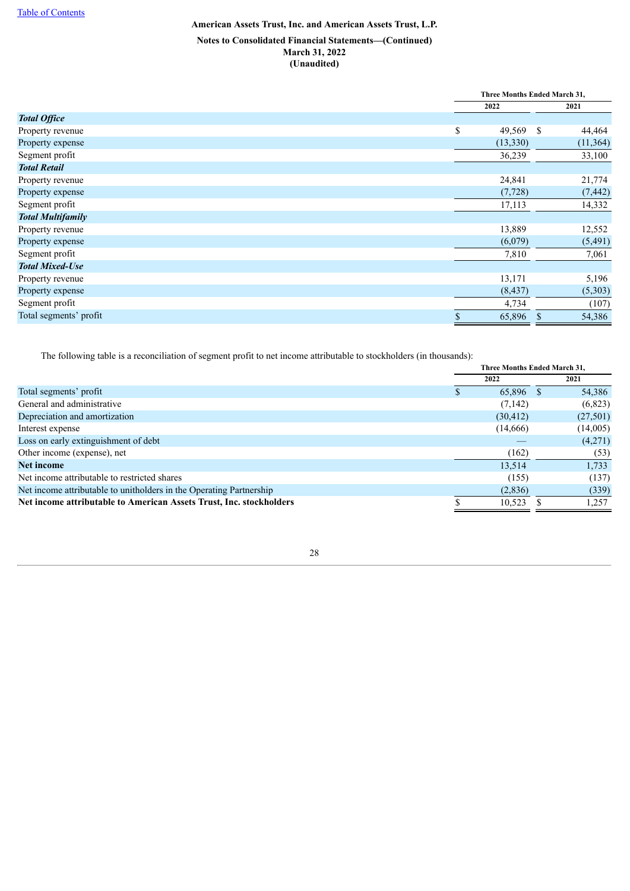American Assets Trust, Inc. and American Assets Trust, L.P.

Notes to Consolidated Financial Statements—(Continued)
March 31, 2022
(Unaudited)

| | Three Months Ended March 31, | |
|---|---|---|
| | 2022 | 2021 |
| ***Total Office*** | | |
| Property revenue | $ 49,569 | $ 44,464 |
| Property expense | (13,330) | (11,364) |
| Segment profit | 36,239 | 33,100 |
| ***Total Retail*** | | |
| Property revenue | 24,841 | 21,774 |
| Property expense | (7,728) | (7,442) |
| Segment profit | 17,113 | 14,332 |
| ***Total Multifamily*** | | |
| Property revenue | 13,889 | 12,552 |
| Property expense | (6,079) | (5,491) |
| Segment profit | 7,810 | 7,061 |
| ***Total Mixed-Use*** | | |
| Property revenue | 13,171 | 5,196 |
| Property expense | (8,437) | (5,303) |
| Segment profit | 4,734 | (107) |
| Total segments' profit | $ 65,896 | $ 54,386 |

The following table is a reconciliation of segment profit to net income attributable to stockholders (in thousands):

| | Three Months Ended March 31, | |
|---|---|---|
| | 2022 | 2021 |
| Total segments' profit | $ 65,896 | $ 54,386 |
| General and administrative | (7,142) | (6,823) |
| Depreciation and amortization | (30,412) | (27,501) |
| Interest expense | (14,666) | (14,005) |
| Loss on early extinguishment of debt | — | (4,271) |
| Other income (expense), net | (162) | (53) |
| **Net income** | 13,514 | 1,733 |
| Net income attributable to restricted shares | (155) | (137) |
| Net income attributable to unitholders in the Operating Partnership | (2,836) | (339) |
| **Net income attributable to American Assets Trust, Inc. stockholders** | $ 10,523 | $ 1,257 |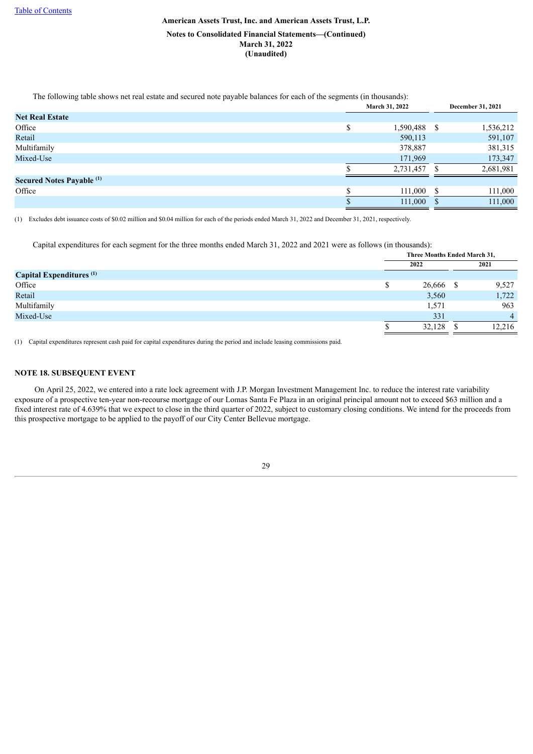The following table shows net real estate and secured note payable balances for each of the segments (in thousands):

| | March 31, 2022 | December 31, 2021 |
|---|---|---|
| **Net Real Estate** | | |
| Office | $ 1,590,488 | $ 1,536,212 |
| Retail | 590,113 | 591,107 |
| Multifamily | 378,887 | 381,315 |
| Mixed-Use | 171,969 | 173,347 |
| | $ 2,731,457 | $ 2,681,981 |
| **Secured Notes Payable** [(1)] | | |
| Office | $ 111,000 | $ 111,000 |
| | $ 111,000 | $ 111,000 |

(1) Excludes debt issuance costs of $0.02 million and $0.04 million for each of the periods ended March 31, 2022 and December 31, 2021, respectively.

Capital expenditures for each segment for the three months ended March 31, 2022 and 2021 were as follows (in thousands):

| | Three Months Ended March 31, | |
|---|---|---|
| | 2022 | 2021 |
| **Capital Expenditures** [(1)] | | |
| Office | $ 26,666 | $ 9,527 |
| Retail | 3,560 | 1,722 |
| Multifamily | 1,571 | 963 |
| Mixed-Use | 331 | 4 |
| | $ 32,128 | $ 12,216 |

(1) Capital expenditures represent cash paid for capital expenditures during the period and include leasing commissions paid.

## NOTE 18. SUBSEQUENT EVENT

On April 25, 2022, we entered into a rate lock agreement with J.P. Morgan Investment Management Inc. to reduce the interest rate variability exposure of a prospective ten-year non-recourse mortgage of our Lomas Santa Fe Plaza in an original principal amount not to exceed $63 million and a fixed interest rate of 4.639% that we expect to close in the third quarter of 2022, subject to customary closing conditions. We intend for the proceeds from this prospective mortgage to be applied to the payoff of our City Center Bellevue mortgage.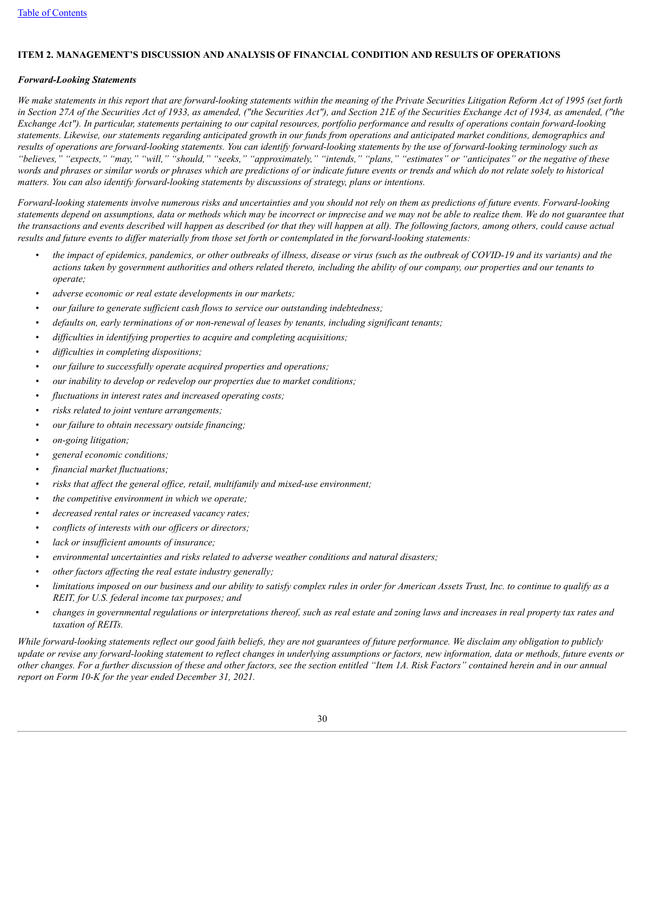## ITEM 2. MANAGEMENT'S DISCUSSION AND ANALYSIS OF FINANCIAL CONDITION AND RESULTS OF OPERATIONS

### *Forward-Looking Statements*

*We make statements in this report that are forward-looking statements within the meaning of the Private Securities Litigation Reform Act of 1995 (set forth in Section 27A of the Securities Act of 1933, as amended, ("the Securities Act"), and Section 21E of the Securities Exchange Act of 1934, as amended, ("the Exchange Act"). In particular, statements pertaining to our capital resources, portfolio performance and results of operations contain forward-looking statements. Likewise, our statements regarding anticipated growth in our funds from operations and anticipated market conditions, demographics and results of operations are forward-looking statements. You can identify forward-looking statements by the use of forward-looking terminology such as "believes," "expects," "may," "will," "should," "seeks," "approximately," "intends," "plans," "estimates" or "anticipates" or the negative of these words and phrases or similar words or phrases which are predictions of or indicate future events or trends and which do not relate solely to historical matters. You can also identify forward-looking statements by discussions of strategy, plans or intentions.*

*Forward-looking statements involve numerous risks and uncertainties and you should not rely on them as predictions of future events. Forward-looking statements depend on assumptions, data or methods which may be incorrect or imprecise and we may not be able to realize them. We do not guarantee that the transactions and events described will happen as described (or that they will happen at all). The following factors, among others, could cause actual results and future events to differ materially from those set forth or contemplated in the forward-looking statements:*

- *the impact of epidemics, pandemics, or other outbreaks of illness, disease or virus (such as the outbreak of COVID-19 and its variants) and the actions taken by government authorities and others related thereto, including the ability of our company, our properties and our tenants to operate;*
- *adverse economic or real estate developments in our markets;*
- *our failure to generate sufficient cash flows to service our outstanding indebtedness;*
- *defaults on, early terminations of or non-renewal of leases by tenants, including significant tenants;*
- *difficulties in identifying properties to acquire and completing acquisitions;*
- *difficulties in completing dispositions;*
- *our failure to successfully operate acquired properties and operations;*
- *our inability to develop or redevelop our properties due to market conditions;*
- *fluctuations in interest rates and increased operating costs;*
- *risks related to joint venture arrangements;*
- *our failure to obtain necessary outside financing;*
- *on-going litigation;*
- *general economic conditions;*
- *financial market fluctuations;*
- *risks that affect the general office, retail, multifamily and mixed-use environment;*
- *the competitive environment in which we operate;*
- *decreased rental rates or increased vacancy rates;*
- *conflicts of interests with our officers or directors;*
- *lack or insufficient amounts of insurance;*
- *environmental uncertainties and risks related to adverse weather conditions and natural disasters;*
- *other factors affecting the real estate industry generally;*
- *limitations imposed on our business and our ability to satisfy complex rules in order for American Assets Trust, Inc. to continue to qualify as a REIT, for U.S. federal income tax purposes; and*
- *changes in governmental regulations or interpretations thereof, such as real estate and zoning laws and increases in real property tax rates and taxation of REITs.*

*While forward-looking statements reflect our good faith beliefs, they are not guarantees of future performance. We disclaim any obligation to publicly update or revise any forward-looking statement to reflect changes in underlying assumptions or factors, new information, data or methods, future events or other changes. For a further discussion of these and other factors, see the section entitled "Item 1A. Risk Factors" contained herein and in our annual report on Form 10-K for the year ended December 31, 2021.*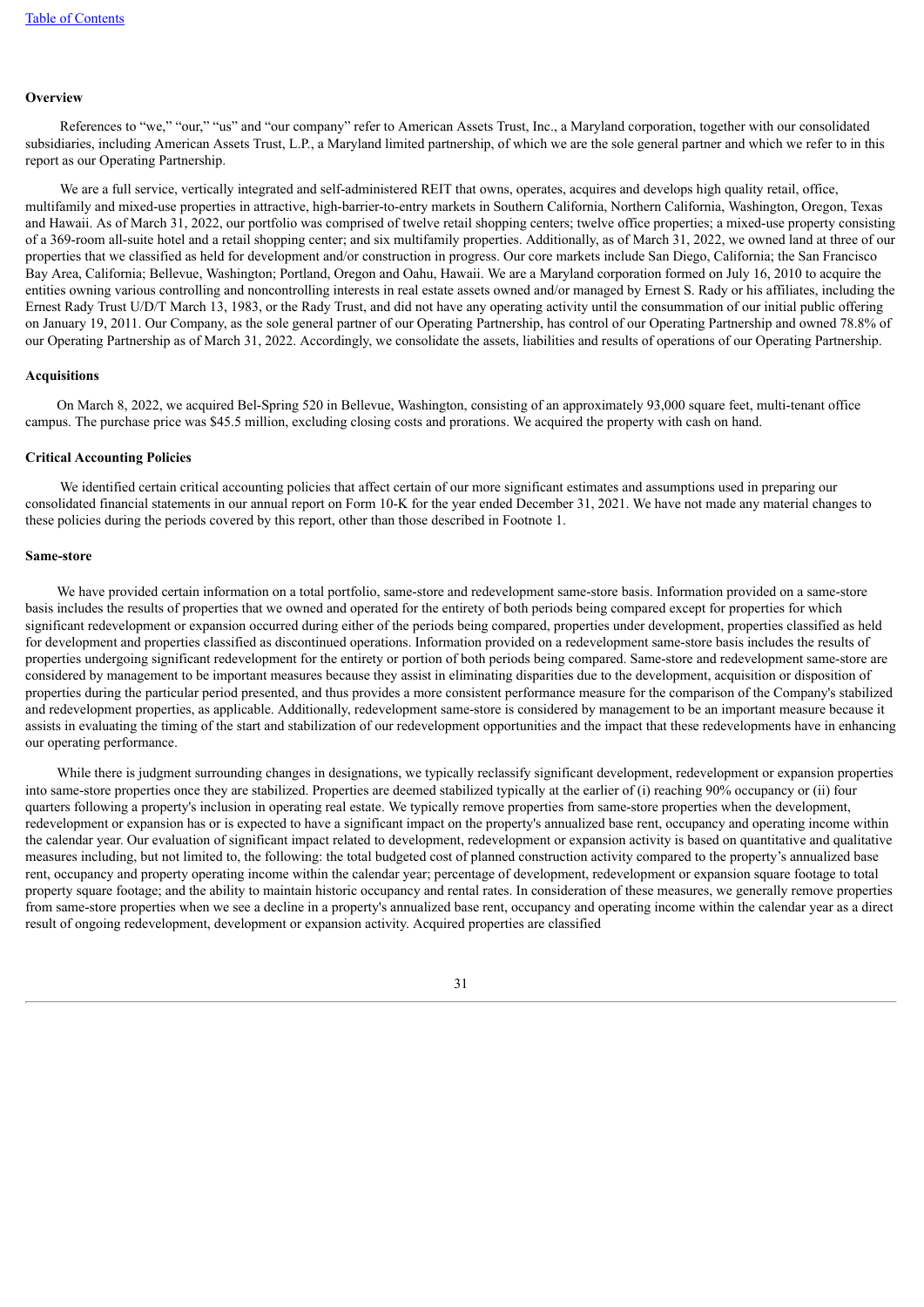## Overview

References to "we," "our," "us" and "our company" refer to American Assets Trust, Inc., a Maryland corporation, together with our consolidated subsidiaries, including American Assets Trust, L.P., a Maryland limited partnership, of which we are the sole general partner and which we refer to in this report as our Operating Partnership.

We are a full service, vertically integrated and self-administered REIT that owns, operates, acquires and develops high quality retail, office, multifamily and mixed-use properties in attractive, high-barrier-to-entry markets in Southern California, Northern California, Washington, Oregon, Texas and Hawaii. As of March 31, 2022, our portfolio was comprised of twelve retail shopping centers; twelve office properties; a mixed-use property consisting of a 369-room all-suite hotel and a retail shopping center; and six multifamily properties. Additionally, as of March 31, 2022, we owned land at three of our properties that we classified as held for development and/or construction in progress. Our core markets include San Diego, California; the San Francisco Bay Area, California; Bellevue, Washington; Portland, Oregon and Oahu, Hawaii. We are a Maryland corporation formed on July 16, 2010 to acquire the entities owning various controlling and noncontrolling interests in real estate assets owned and/or managed by Ernest S. Rady or his affiliates, including the Ernest Rady Trust U/D/T March 13, 1983, or the Rady Trust, and did not have any operating activity until the consummation of our initial public offering on January 19, 2011. Our Company, as the sole general partner of our Operating Partnership, has control of our Operating Partnership and owned 78.8% of our Operating Partnership as of March 31, 2022. Accordingly, we consolidate the assets, liabilities and results of operations of our Operating Partnership.

## Acquisitions

On March 8, 2022, we acquired Bel-Spring 520 in Bellevue, Washington, consisting of an approximately 93,000 square feet, multi-tenant office campus. The purchase price was $45.5 million, excluding closing costs and prorations. We acquired the property with cash on hand.

## Critical Accounting Policies

We identified certain critical accounting policies that affect certain of our more significant estimates and assumptions used in preparing our consolidated financial statements in our annual report on Form 10-K for the year ended December 31, 2021. We have not made any material changes to these policies during the periods covered by this report, other than those described in Footnote 1.

## Same-store

We have provided certain information on a total portfolio, same-store and redevelopment same-store basis. Information provided on a same-store basis includes the results of properties that we owned and operated for the entirety of both periods being compared except for properties for which significant redevelopment or expansion occurred during either of the periods being compared, properties under development, properties classified as held for development and properties classified as discontinued operations. Information provided on a redevelopment same-store basis includes the results of properties undergoing significant redevelopment for the entirety or portion of both periods being compared. Same-store and redevelopment same-store are considered by management to be important measures because they assist in eliminating disparities due to the development, acquisition or disposition of properties during the particular period presented, and thus provides a more consistent performance measure for the comparison of the Company's stabilized and redevelopment properties, as applicable. Additionally, redevelopment same-store is considered by management to be an important measure because it assists in evaluating the timing of the start and stabilization of our redevelopment opportunities and the impact that these redevelopments have in enhancing our operating performance.

While there is judgment surrounding changes in designations, we typically reclassify significant development, redevelopment or expansion properties into same-store properties once they are stabilized. Properties are deemed stabilized typically at the earlier of (i) reaching 90% occupancy or (ii) four quarters following a property's inclusion in operating real estate. We typically remove properties from same-store properties when the development, redevelopment or expansion has or is expected to have a significant impact on the property's annualized base rent, occupancy and operating income within the calendar year. Our evaluation of significant impact related to development, redevelopment or expansion activity is based on quantitative and qualitative measures including, but not limited to, the following: the total budgeted cost of planned construction activity compared to the property's annualized base rent, occupancy and property operating income within the calendar year; percentage of development, redevelopment or expansion square footage to total property square footage; and the ability to maintain historic occupancy and rental rates. In consideration of these measures, we generally remove properties from same-store properties when we see a decline in a property's annualized base rent, occupancy and operating income within the calendar year as a direct result of ongoing redevelopment, development or expansion activity. Acquired properties are classified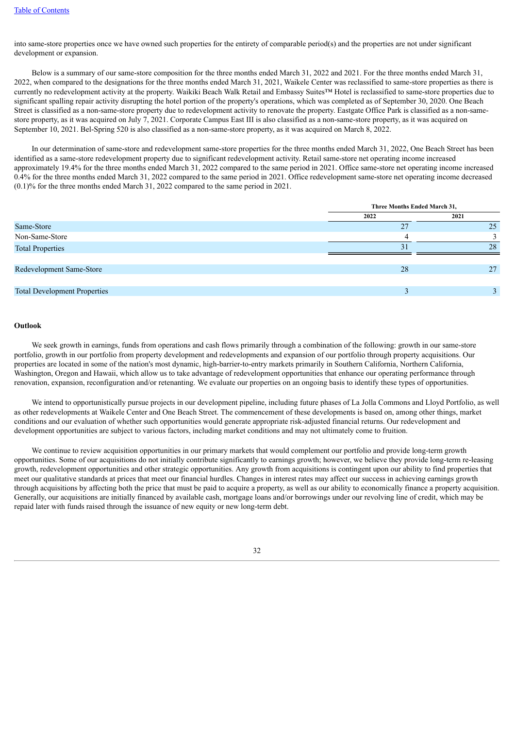into same-store properties once we have owned such properties for the entirety of comparable period(s) and the properties are not under significant development or expansion.

Below is a summary of our same-store composition for the three months ended March 31, 2022 and 2021. For the three months ended March 31, 2022, when compared to the designations for the three months ended March 31, 2021, Waikele Center was reclassified to same-store properties as there is currently no redevelopment activity at the property. Waikiki Beach Walk Retail and Embassy Suites™ Hotel is reclassified to same-store properties due to significant spalling repair activity disrupting the hotel portion of the property's operations, which was completed as of September 30, 2020. One Beach Street is classified as a non-same-store property due to redevelopment activity to renovate the property. Eastgate Office Park is classified as a non-same-store property, as it was acquired on July 7, 2021. Corporate Campus East III is also classified as a non-same-store property, as it was acquired on September 10, 2021. Bel-Spring 520 is also classified as a non-same-store property, as it was acquired on March 8, 2022.

In our determination of same-store and redevelopment same-store properties for the three months ended March 31, 2022, One Beach Street has been identified as a same-store redevelopment property due to significant redevelopment activity. Retail same-store net operating income increased approximately 19.4% for the three months ended March 31, 2022 compared to the same period in 2021. Office same-store net operating income increased 0.4% for the three months ended March 31, 2022 compared to the same period in 2021. Office redevelopment same-store net operating income decreased (0.1)% for the three months ended March 31, 2022 compared to the same period in 2021.

| | Three Months Ended March 31, | |
|---|---|---|
| | 2022 | 2021 |
| Same-Store | 27 | 25 |
| Non-Same-Store | 4 | 3 |
| Total Properties | 31 | 28 |
| | | |
| Redevelopment Same-Store | 28 | 27 |
| | | |
| Total Development Properties | 3 | 3 |

### Outlook

We seek growth in earnings, funds from operations and cash flows primarily through a combination of the following: growth in our same-store portfolio, growth in our portfolio from property development and redevelopments and expansion of our portfolio through property acquisitions. Our properties are located in some of the nation's most dynamic, high-barrier-to-entry markets primarily in Southern California, Northern California, Washington, Oregon and Hawaii, which allow us to take advantage of redevelopment opportunities that enhance our operating performance through renovation, expansion, reconfiguration and/or retenanting. We evaluate our properties on an ongoing basis to identify these types of opportunities.

We intend to opportunistically pursue projects in our development pipeline, including future phases of La Jolla Commons and Lloyd Portfolio, as well as other redevelopments at Waikele Center and One Beach Street. The commencement of these developments is based on, among other things, market conditions and our evaluation of whether such opportunities would generate appropriate risk-adjusted financial returns. Our redevelopment and development opportunities are subject to various factors, including market conditions and may not ultimately come to fruition.

We continue to review acquisition opportunities in our primary markets that would complement our portfolio and provide long-term growth opportunities. Some of our acquisitions do not initially contribute significantly to earnings growth; however, we believe they provide long-term re-leasing growth, redevelopment opportunities and other strategic opportunities. Any growth from acquisitions is contingent upon our ability to find properties that meet our qualitative standards at prices that meet our financial hurdles. Changes in interest rates may affect our success in achieving earnings growth through acquisitions by affecting both the price that must be paid to acquire a property, as well as our ability to economically finance a property acquisition. Generally, our acquisitions are initially financed by available cash, mortgage loans and/or borrowings under our revolving line of credit, which may be repaid later with funds raised through the issuance of new equity or new long-term debt.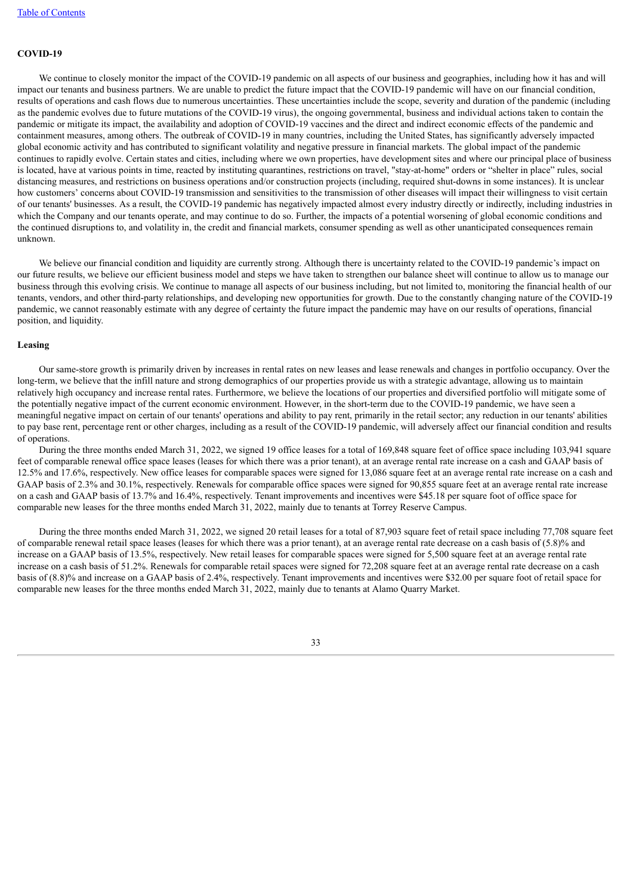**COVID-19**

We continue to closely monitor the impact of the COVID-19 pandemic on all aspects of our business and geographies, including how it has and will impact our tenants and business partners. We are unable to predict the future impact that the COVID-19 pandemic will have on our financial condition, results of operations and cash flows due to numerous uncertainties. These uncertainties include the scope, severity and duration of the pandemic (including as the pandemic evolves due to future mutations of the COVID-19 virus), the ongoing governmental, business and individual actions taken to contain the pandemic or mitigate its impact, the availability and adoption of COVID-19 vaccines and the direct and indirect economic effects of the pandemic and containment measures, among others. The outbreak of COVID-19 in many countries, including the United States, has significantly adversely impacted global economic activity and has contributed to significant volatility and negative pressure in financial markets. The global impact of the pandemic continues to rapidly evolve. Certain states and cities, including where we own properties, have development sites and where our principal place of business is located, have at various points in time, reacted by instituting quarantines, restrictions on travel, "stay-at-home" orders or "shelter in place" rules, social distancing measures, and restrictions on business operations and/or construction projects (including, required shut-downs in some instances). It is unclear how customers' concerns about COVID-19 transmission and sensitivities to the transmission of other diseases will impact their willingness to visit certain of our tenants' businesses. As a result, the COVID-19 pandemic has negatively impacted almost every industry directly or indirectly, including industries in which the Company and our tenants operate, and may continue to do so. Further, the impacts of a potential worsening of global economic conditions and the continued disruptions to, and volatility in, the credit and financial markets, consumer spending as well as other unanticipated consequences remain unknown.

We believe our financial condition and liquidity are currently strong. Although there is uncertainty related to the COVID-19 pandemic's impact on our future results, we believe our efficient business model and steps we have taken to strengthen our balance sheet will continue to allow us to manage our business through this evolving crisis. We continue to manage all aspects of our business including, but not limited to, monitoring the financial health of our tenants, vendors, and other third-party relationships, and developing new opportunities for growth. Due to the constantly changing nature of the COVID-19 pandemic, we cannot reasonably estimate with any degree of certainty the future impact the pandemic may have on our results of operations, financial position, and liquidity.

**Leasing**

Our same-store growth is primarily driven by increases in rental rates on new leases and lease renewals and changes in portfolio occupancy. Over the long-term, we believe that the infill nature and strong demographics of our properties provide us with a strategic advantage, allowing us to maintain relatively high occupancy and increase rental rates. Furthermore, we believe the locations of our properties and diversified portfolio will mitigate some of the potentially negative impact of the current economic environment. However, in the short-term due to the COVID-19 pandemic, we have seen a meaningful negative impact on certain of our tenants' operations and ability to pay rent, primarily in the retail sector; any reduction in our tenants' abilities to pay base rent, percentage rent or other charges, including as a result of the COVID-19 pandemic, will adversely affect our financial condition and results of operations.

During the three months ended March 31, 2022, we signed 19 office leases for a total of 169,848 square feet of office space including 103,941 square feet of comparable renewal office space leases (leases for which there was a prior tenant), at an average rental rate increase on a cash and GAAP basis of 12.5% and 17.6%, respectively. New office leases for comparable spaces were signed for 13,086 square feet at an average rental rate increase on a cash and GAAP basis of 2.3% and 30.1%, respectively. Renewals for comparable office spaces were signed for 90,855 square feet at an average rental rate increase on a cash and GAAP basis of 13.7% and 16.4%, respectively. Tenant improvements and incentives were $45.18 per square foot of office space for comparable new leases for the three months ended March 31, 2022, mainly due to tenants at Torrey Reserve Campus.

During the three months ended March 31, 2022, we signed 20 retail leases for a total of 87,903 square feet of retail space including 77,708 square feet of comparable renewal retail space leases (leases for which there was a prior tenant), at an average rental rate decrease on a cash basis of (5.8)% and increase on a GAAP basis of 13.5%, respectively. New retail leases for comparable spaces were signed for 5,500 square feet at an average rental rate increase on a cash basis of 51.2%. Renewals for comparable retail spaces were signed for 72,208 square feet at an average rental rate decrease on a cash basis of (8.8)% and increase on a GAAP basis of 2.4%, respectively. Tenant improvements and incentives were $32.00 per square foot of retail space for comparable new leases for the three months ended March 31, 2022, mainly due to tenants at Alamo Quarry Market.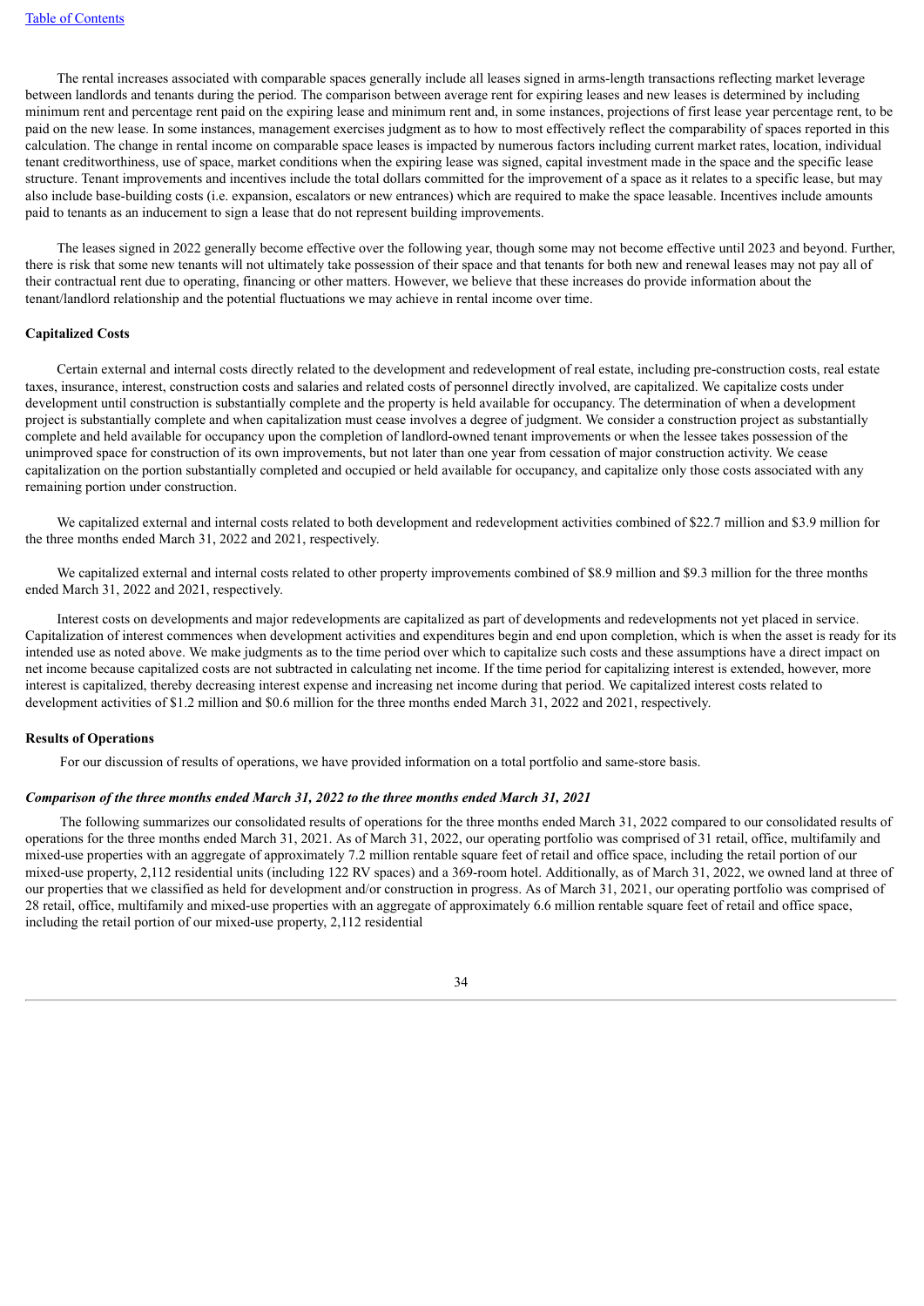The rental increases associated with comparable spaces generally include all leases signed in arms-length transactions reflecting market leverage between landlords and tenants during the period. The comparison between average rent for expiring leases and new leases is determined by including minimum rent and percentage rent paid on the expiring lease and minimum rent and, in some instances, projections of first lease year percentage rent, to be paid on the new lease. In some instances, management exercises judgment as to how to most effectively reflect the comparability of spaces reported in this calculation. The change in rental income on comparable space leases is impacted by numerous factors including current market rates, location, individual tenant creditworthiness, use of space, market conditions when the expiring lease was signed, capital investment made in the space and the specific lease structure. Tenant improvements and incentives include the total dollars committed for the improvement of a space as it relates to a specific lease, but may also include base-building costs (i.e. expansion, escalators or new entrances) which are required to make the space leasable. Incentives include amounts paid to tenants as an inducement to sign a lease that do not represent building improvements.

The leases signed in 2022 generally become effective over the following year, though some may not become effective until 2023 and beyond. Further, there is risk that some new tenants will not ultimately take possession of their space and that tenants for both new and renewal leases may not pay all of their contractual rent due to operating, financing or other matters. However, we believe that these increases do provide information about the tenant/landlord relationship and the potential fluctuations we may achieve in rental income over time.

### Capitalized Costs

Certain external and internal costs directly related to the development and redevelopment of real estate, including pre-construction costs, real estate taxes, insurance, interest, construction costs and salaries and related costs of personnel directly involved, are capitalized. We capitalize costs under development until construction is substantially complete and the property is held available for occupancy. The determination of when a development project is substantially complete and when capitalization must cease involves a degree of judgment. We consider a construction project as substantially complete and held available for occupancy upon the completion of landlord-owned tenant improvements or when the lessee takes possession of the unimproved space for construction of its own improvements, but not later than one year from cessation of major construction activity. We cease capitalization on the portion substantially completed and occupied or held available for occupancy, and capitalize only those costs associated with any remaining portion under construction.

We capitalized external and internal costs related to both development and redevelopment activities combined of $22.7 million and $3.9 million for the three months ended March 31, 2022 and 2021, respectively.

We capitalized external and internal costs related to other property improvements combined of $8.9 million and $9.3 million for the three months ended March 31, 2022 and 2021, respectively.

Interest costs on developments and major redevelopments are capitalized as part of developments and redevelopments not yet placed in service. Capitalization of interest commences when development activities and expenditures begin and end upon completion, which is when the asset is ready for its intended use as noted above. We make judgments as to the time period over which to capitalize such costs and these assumptions have a direct impact on net income because capitalized costs are not subtracted in calculating net income. If the time period for capitalizing interest is extended, however, more interest is capitalized, thereby decreasing interest expense and increasing net income during that period. We capitalized interest costs related to development activities of $1.2 million and $0.6 million for the three months ended March 31, 2022 and 2021, respectively.

### Results of Operations

For our discussion of results of operations, we have provided information on a total portfolio and same-store basis.

#### *Comparison of the three months ended March 31, 2022 to the three months ended March 31, 2021*

The following summarizes our consolidated results of operations for the three months ended March 31, 2022 compared to our consolidated results of operations for the three months ended March 31, 2021. As of March 31, 2022, our operating portfolio was comprised of 31 retail, office, multifamily and mixed-use properties with an aggregate of approximately 7.2 million rentable square feet of retail and office space, including the retail portion of our mixed-use property, 2,112 residential units (including 122 RV spaces) and a 369-room hotel. Additionally, as of March 31, 2022, we owned land at three of our properties that we classified as held for development and/or construction in progress. As of March 31, 2021, our operating portfolio was comprised of 28 retail, office, multifamily and mixed-use properties with an aggregate of approximately 6.6 million rentable square feet of retail and office space, including the retail portion of our mixed-use property, 2,112 residential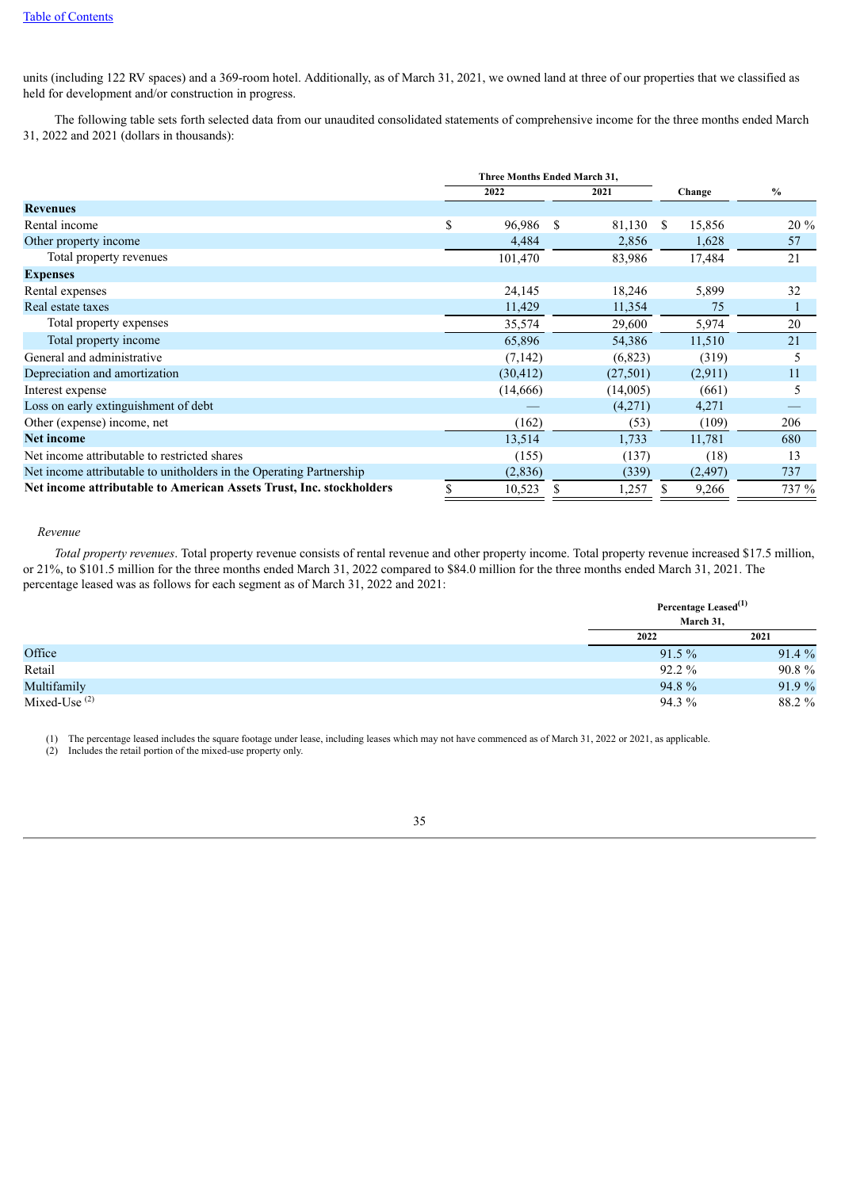units (including 122 RV spaces) and a 369-room hotel. Additionally, as of March 31, 2021, we owned land at three of our properties that we classified as held for development and/or construction in progress.

The following table sets forth selected data from our unaudited consolidated statements of comprehensive income for the three months ended March 31, 2022 and 2021 (dollars in thousands):

| | Three Months Ended March 31, | | | |
|---|---|---|---|---|
| | 2022 | 2021 | Change | % |
| **Revenues** | | | | |
| Rental income | $ 96,986 | $ 81,130 | $ 15,856 | 20 % |
| Other property income | 4,484 | 2,856 | 1,628 | 57 |
| Total property revenues | 101,470 | 83,986 | 17,484 | 21 |
| **Expenses** | | | | |
| Rental expenses | 24,145 | 18,246 | 5,899 | 32 |
| Real estate taxes | 11,429 | 11,354 | 75 | 1 |
| Total property expenses | 35,574 | 29,600 | 5,974 | 20 |
| Total property income | 65,896 | 54,386 | 11,510 | 21 |
| General and administrative | (7,142) | (6,823) | (319) | 5 |
| Depreciation and amortization | (30,412) | (27,501) | (2,911) | 11 |
| Interest expense | (14,666) | (14,005) | (661) | 5 |
| Loss on early extinguishment of debt | — | (4,271) | 4,271 | — |
| Other (expense) income, net | (162) | (53) | (109) | 206 |
| **Net income** | 13,514 | 1,733 | 11,781 | 680 |
| Net income attributable to restricted shares | (155) | (137) | (18) | 13 |
| Net income attributable to unitholders in the Operating Partnership | (2,836) | (339) | (2,497) | 737 |
| **Net income attributable to American Assets Trust, Inc. stockholders** | $ 10,523 | $ 1,257 | $ 9,266 | 737 % |

*Revenue*

*Total property revenues*. Total property revenue consists of rental revenue and other property income. Total property revenue increased $17.5 million, or 21%, to $101.5 million for the three months ended March 31, 2022 compared to $84.0 million for the three months ended March 31, 2021. The percentage leased was as follows for each segment as of March 31, 2022 and 2021:

| | Percentage Leased[1] March 31, | |
|---|---|---|
| | 2022 | 2021 |
| Office | 91.5 % | 91.4 % |
| Retail | 92.2 % | 90.8 % |
| Multifamily | 94.8 % | 91.9 % |
| Mixed-Use [2] | 94.3 % | 88.2 % |

(1) The percentage leased includes the square footage under lease, including leases which may not have commenced as of March 31, 2022 or 2021, as applicable.

(2) Includes the retail portion of the mixed-use property only.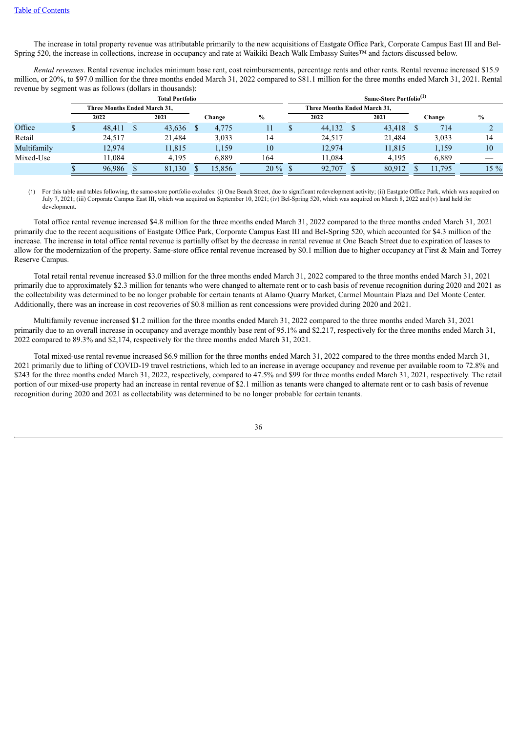The increase in total property revenue was attributable primarily to the new acquisitions of Eastgate Office Park, Corporate Campus East III and Bel-Spring 520, the increase in collections, increase in occupancy and rate at Waikiki Beach Walk Embassy Suites™ and factors discussed below.

*Rental revenues*. Rental revenue includes minimum base rent, cost reimbursements, percentage rents and other rents. Rental revenue increased $15.9 million, or 20%, to $97.0 million for the three months ended March 31, 2022 compared to $81.1 million for the three months ended March 31, 2021. Rental revenue by segment was as follows (dollars in thousands):

| | Total Portfolio | | | | Same-Store Portfolio[1] | | | |
|---|---|---|---|---|---|---|---|---|
| | Three Months Ended March 31, | | | | Three Months Ended March 31, | | | |
| | 2022 | 2021 | Change | % | 2022 | 2021 | Change | % |
| Office | $ 48,411 | $ 43,636 | $ 4,775 | 11 | $ 44,132 | $ 43,418 | $ 714 | 2 |
| Retail | 24,517 | 21,484 | 3,033 | 14 | 24,517 | 21,484 | 3,033 | 14 |
| Multifamily | 12,974 | 11,815 | 1,159 | 10 | 12,974 | 11,815 | 1,159 | 10 |
| Mixed-Use | 11,084 | 4,195 | 6,889 | 164 | 11,084 | 4,195 | 6,889 | — |
| | $ 96,986 | $ 81,130 | $ 15,856 | 20 % | $ 92,707 | $ 80,912 | $ 11,795 | 15 % |

(1) For this table and tables following, the same-store portfolio excludes: (i) One Beach Street, due to significant redevelopment activity; (ii) Eastgate Office Park, which was acquired on July 7, 2021; (iii) Corporate Campus East III, which was acquired on September 10, 2021; (iv) Bel-Spring 520, which was acquired on March 8, 2022 and (v) land held for development.

Total office rental revenue increased $4.8 million for the three months ended March 31, 2022 compared to the three months ended March 31, 2021 primarily due to the recent acquisitions of Eastgate Office Park, Corporate Campus East III and Bel-Spring 520, which accounted for $4.3 million of the increase. The increase in total office rental revenue is partially offset by the decrease in rental revenue at One Beach Street due to expiration of leases to allow for the modernization of the property. Same-store office rental revenue increased by $0.1 million due to higher occupancy at First & Main and Torrey Reserve Campus.

Total retail rental revenue increased $3.0 million for the three months ended March 31, 2022 compared to the three months ended March 31, 2021 primarily due to approximately $2.3 million for tenants who were changed to alternate rent or to cash basis of revenue recognition during 2020 and 2021 as the collectability was determined to be no longer probable for certain tenants at Alamo Quarry Market, Carmel Mountain Plaza and Del Monte Center. Additionally, there was an increase in cost recoveries of $0.8 million as rent concessions were provided during 2020 and 2021.

Multifamily revenue increased $1.2 million for the three months ended March 31, 2022 compared to the three months ended March 31, 2021 primarily due to an overall increase in occupancy and average monthly base rent of 95.1% and $2,217, respectively for the three months ended March 31, 2022 compared to 89.3% and $2,174, respectively for the three months ended March 31, 2021.

Total mixed-use rental revenue increased $6.9 million for the three months ended March 31, 2022 compared to the three months ended March 31, 2021 primarily due to lifting of COVID-19 travel restrictions, which led to an increase in average occupancy and revenue per available room to 72.8% and $243 for the three months ended March 31, 2022, respectively, compared to 47.5% and $99 for three months ended March 31, 2021, respectively. The retail portion of our mixed-use property had an increase in rental revenue of $2.1 million as tenants were changed to alternate rent or to cash basis of revenue recognition during 2020 and 2021 as collectability was determined to be no longer probable for certain tenants.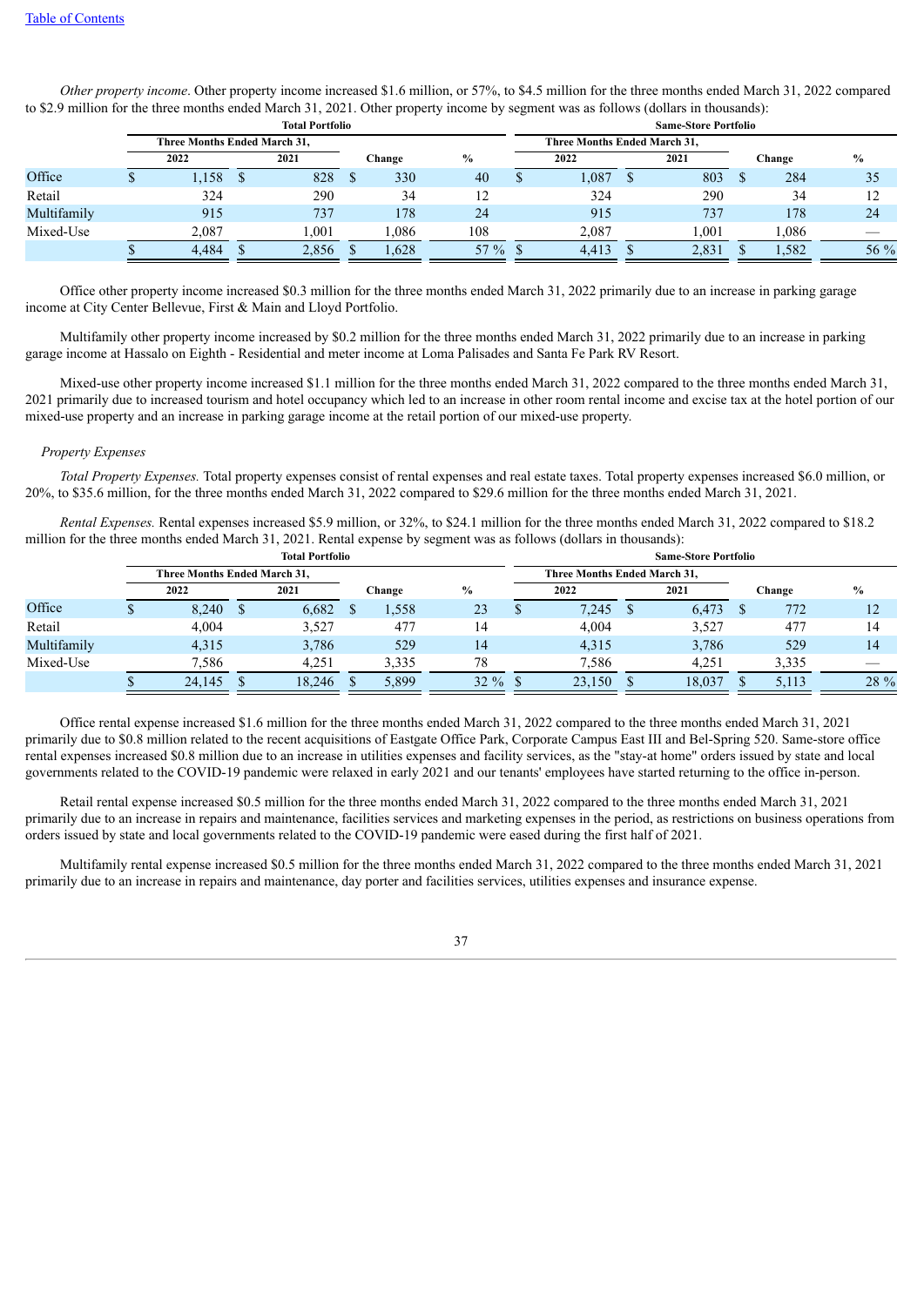*Other property income*. Other property income increased $1.6 million, or 57%, to $4.5 million for the three months ended March 31, 2022 compared to $2.9 million for the three months ended March 31, 2021. Other property income by segment was as follows (dollars in thousands):

| | Total Portfolio | | | | Same-Store Portfolio | | | |
|---|---|---|---|---|---|---|---|---|
| | Three Months Ended March 31, | | | | Three Months Ended March 31, | | | |
| | 2022 | 2021 | Change | % | 2022 | 2021 | Change | % |
| Office | $ 1,158 | $ 828 | $ 330 | 40 | $ 1,087 | $ 803 | $ 284 | 35 |
| Retail | 324 | 290 | 34 | 12 | 324 | 290 | 34 | 12 |
| Multifamily | 915 | 737 | 178 | 24 | 915 | 737 | 178 | 24 |
| Mixed-Use | 2,087 | 1,001 | 1,086 | 108 | 2,087 | 1,001 | 1,086 | — |
| | $ 4,484 | $ 2,856 | $ 1,628 | 57 % | $ 4,413 | $ 2,831 | $ 1,582 | 56 % |

Office other property income increased $0.3 million for the three months ended March 31, 2022 primarily due to an increase in parking garage income at City Center Bellevue, First & Main and Lloyd Portfolio.

Multifamily other property income increased by $0.2 million for the three months ended March 31, 2022 primarily due to an increase in parking garage income at Hassalo on Eighth - Residential and meter income at Loma Palisades and Santa Fe Park RV Resort.

Mixed-use other property income increased $1.1 million for the three months ended March 31, 2022 compared to the three months ended March 31, 2021 primarily due to increased tourism and hotel occupancy which led to an increase in other room rental income and excise tax at the hotel portion of our mixed-use property and an increase in parking garage income at the retail portion of our mixed-use property.

*Property Expenses*

*Total Property Expenses.* Total property expenses consist of rental expenses and real estate taxes. Total property expenses increased $6.0 million, or 20%, to $35.6 million, for the three months ended March 31, 2022 compared to $29.6 million for the three months ended March 31, 2021.

*Rental Expenses.* Rental expenses increased $5.9 million, or 32%, to $24.1 million for the three months ended March 31, 2022 compared to $18.2 million for the three months ended March 31, 2021. Rental expense by segment was as follows (dollars in thousands):

| | Total Portfolio | | | | Same-Store Portfolio | | | |
|---|---|---|---|---|---|---|---|---|
| | Three Months Ended March 31, | | | | Three Months Ended March 31, | | | |
| | 2022 | 2021 | Change | % | 2022 | 2021 | Change | % |
| Office | $ 8,240 | $ 6,682 | $ 1,558 | 23 | $ 7,245 | $ 6,473 | $ 772 | 12 |
| Retail | 4,004 | 3,527 | 477 | 14 | 4,004 | 3,527 | 477 | 14 |
| Multifamily | 4,315 | 3,786 | 529 | 14 | 4,315 | 3,786 | 529 | 14 |
| Mixed-Use | 7,586 | 4,251 | 3,335 | 78 | 7,586 | 4,251 | 3,335 | — |
| | $ 24,145 | $ 18,246 | $ 5,899 | 32 % | $ 23,150 | $ 18,037 | $ 5,113 | 28 % |

Office rental expense increased $1.6 million for the three months ended March 31, 2022 compared to the three months ended March 31, 2021 primarily due to $0.8 million related to the recent acquisitions of Eastgate Office Park, Corporate Campus East III and Bel-Spring 520. Same-store office rental expenses increased $0.8 million due to an increase in utilities expenses and facility services, as the "stay-at home" orders issued by state and local governments related to the COVID-19 pandemic were relaxed in early 2021 and our tenants' employees have started returning to the office in-person.

Retail rental expense increased $0.5 million for the three months ended March 31, 2022 compared to the three months ended March 31, 2021 primarily due to an increase in repairs and maintenance, facilities services and marketing expenses in the period, as restrictions on business operations from orders issued by state and local governments related to the COVID-19 pandemic were eased during the first half of 2021.

Multifamily rental expense increased $0.5 million for the three months ended March 31, 2022 compared to the three months ended March 31, 2021 primarily due to an increase in repairs and maintenance, day porter and facilities services, utilities expenses and insurance expense.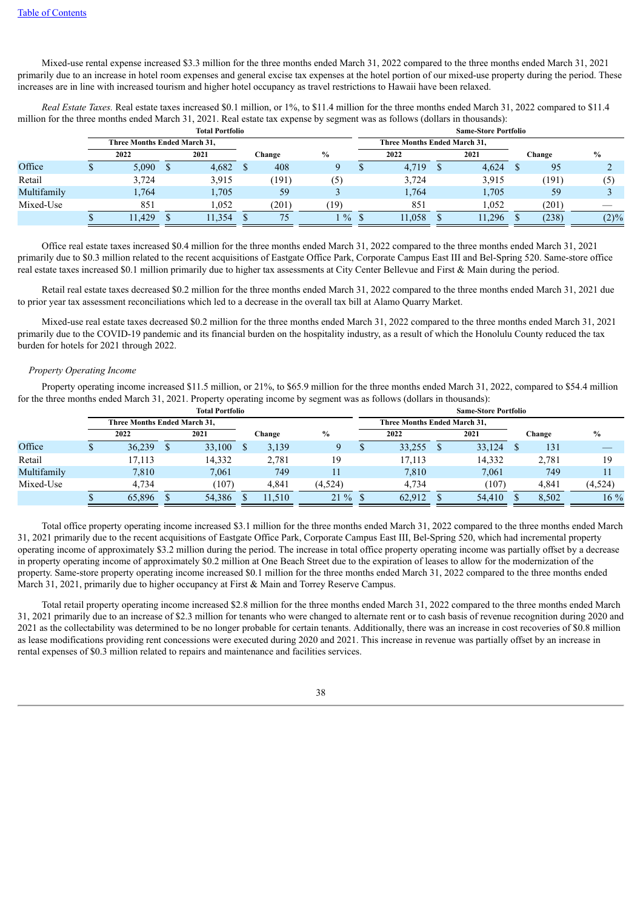Mixed-use rental expense increased $3.3 million for the three months ended March 31, 2022 compared to the three months ended March 31, 2021 primarily due to an increase in hotel room expenses and general excise tax expenses at the hotel portion of our mixed-use property during the period. These increases are in line with increased tourism and higher hotel occupancy as travel restrictions to Hawaii have been relaxed.

*Real Estate Taxes.* Real estate taxes increased $0.1 million, or 1%, to $11.4 million for the three months ended March 31, 2022 compared to $11.4 million for the three months ended March 31, 2021. Real estate tax expense by segment was as follows (dollars in thousands):

| | Total Portfolio | | | | Same-Store Portfolio | | | |
|---|---|---|---|---|---|---|---|---|
| | Three Months Ended March 31, | | | | Three Months Ended March 31, | | | |
| | 2022 | 2021 | Change | % | 2022 | 2021 | Change | % |
| Office | $ 5,090 | $ 4,682 | $ 408 | 9 | $ 4,719 | $ 4,624 | $ 95 | 2 |
| Retail | 3,724 | 3,915 | (191) | (5) | 3,724 | 3,915 | (191) | (5) |
| Multifamily | 1,764 | 1,705 | 59 | 3 | 1,764 | 1,705 | 59 | 3 |
| Mixed-Use | 851 | 1,052 | (201) | (19) | 851 | 1,052 | (201) | — |
| | $ 11,429 | $ 11,354 | $ 75 | 1 % | $ 11,058 | $ 11,296 | $ (238) | (2)% |

Office real estate taxes increased $0.4 million for the three months ended March 31, 2022 compared to the three months ended March 31, 2021 primarily due to $0.3 million related to the recent acquisitions of Eastgate Office Park, Corporate Campus East III and Bel-Spring 520. Same-store office real estate taxes increased $0.1 million primarily due to higher tax assessments at City Center Bellevue and First & Main during the period.

Retail real estate taxes decreased $0.2 million for the three months ended March 31, 2022 compared to the three months ended March 31, 2021 due to prior year tax assessment reconciliations which led to a decrease in the overall tax bill at Alamo Quarry Market.

Mixed-use real estate taxes decreased $0.2 million for the three months ended March 31, 2022 compared to the three months ended March 31, 2021 primarily due to the COVID-19 pandemic and its financial burden on the hospitality industry, as a result of which the Honolulu County reduced the tax burden for hotels for 2021 through 2022.

*Property Operating Income*

Property operating income increased $11.5 million, or 21%, to $65.9 million for the three months ended March 31, 2022, compared to $54.4 million for the three months ended March 31, 2021. Property operating income by segment was as follows (dollars in thousands):

| | Total Portfolio | | | | Same-Store Portfolio | | | |
|---|---|---|---|---|---|---|---|---|
| | Three Months Ended March 31, | | | | Three Months Ended March 31, | | | |
| | 2022 | 2021 | Change | % | 2022 | 2021 | Change | % |
| Office | $ 36,239 | $ 33,100 | $ 3,139 | 9 | $ 33,255 | $ 33,124 | $ 131 | — |
| Retail | 17,113 | 14,332 | 2,781 | 19 | 17,113 | 14,332 | 2,781 | 19 |
| Multifamily | 7,810 | 7,061 | 749 | 11 | 7,810 | 7,061 | 749 | 11 |
| Mixed-Use | 4,734 | (107) | 4,841 | (4,524) | 4,734 | (107) | 4,841 | (4,524) |
| | $ 65,896 | $ 54,386 | $ 11,510 | 21 % | $ 62,912 | $ 54,410 | $ 8,502 | 16 % |

Total office property operating income increased $3.1 million for the three months ended March 31, 2022 compared to the three months ended March 31, 2021 primarily due to the recent acquisitions of Eastgate Office Park, Corporate Campus East III, Bel-Spring 520, which had incremental property operating income of approximately $3.2 million during the period. The increase in total office property operating income was partially offset by a decrease in property operating income of approximately $0.2 million at One Beach Street due to the expiration of leases to allow for the modernization of the property. Same-store property operating income increased $0.1 million for the three months ended March 31, 2022 compared to the three months ended March 31, 2021, primarily due to higher occupancy at First & Main and Torrey Reserve Campus.

Total retail property operating income increased $2.8 million for the three months ended March 31, 2022 compared to the three months ended March 31, 2021 primarily due to an increase of $2.3 million for tenants who were changed to alternate rent or to cash basis of revenue recognition during 2020 and 2021 as the collectability was determined to be no longer probable for certain tenants. Additionally, there was an increase in cost recoveries of $0.8 million as lease modifications providing rent concessions were executed during 2020 and 2021. This increase in revenue was partially offset by an increase in rental expenses of $0.3 million related to repairs and maintenance and facilities services.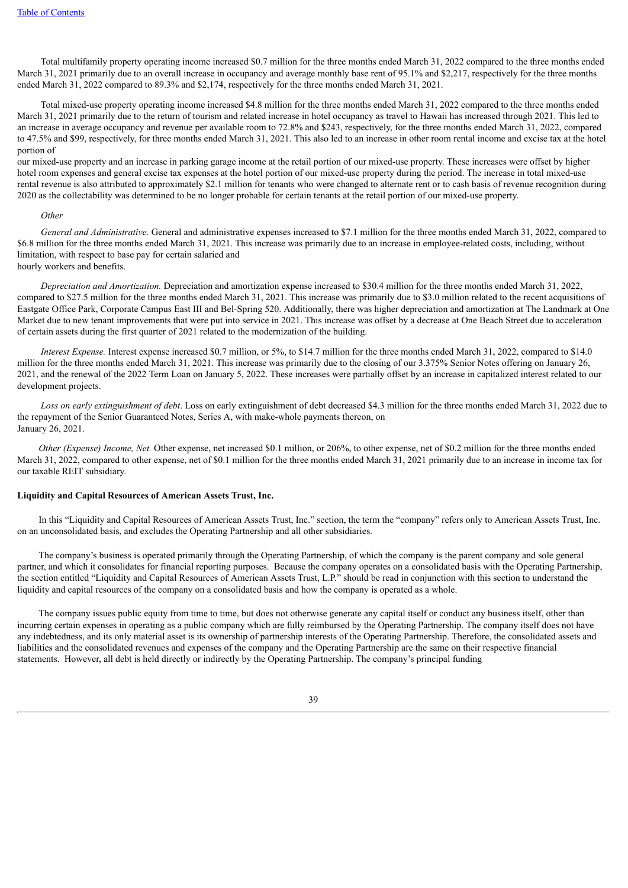Total multifamily property operating income increased $0.7 million for the three months ended March 31, 2022 compared to the three months ended March 31, 2021 primarily due to an overall increase in occupancy and average monthly base rent of 95.1% and $2,217, respectively for the three months ended March 31, 2022 compared to 89.3% and $2,174, respectively for the three months ended March 31, 2021.

Total mixed-use property operating income increased $4.8 million for the three months ended March 31, 2022 compared to the three months ended March 31, 2021 primarily due to the return of tourism and related increase in hotel occupancy as travel to Hawaii has increased through 2021. This led to an increase in average occupancy and revenue per available room to 72.8% and $243, respectively, for the three months ended March 31, 2022, compared to 47.5% and $99, respectively, for three months ended March 31, 2021. This also led to an increase in other room rental income and excise tax at the hotel portion of our mixed-use property and an increase in parking garage income at the retail portion of our mixed-use property. These increases were offset by higher hotel room expenses and general excise tax expenses at the hotel portion of our mixed-use property during the period. The increase in total mixed-use rental revenue is also attributed to approximately $2.1 million for tenants who were changed to alternate rent or to cash basis of revenue recognition during 2020 as the collectability was determined to be no longer probable for certain tenants at the retail portion of our mixed-use property.

*Other*

*General and Administrative.* General and administrative expenses increased to $7.1 million for the three months ended March 31, 2022, compared to $6.8 million for the three months ended March 31, 2021. This increase was primarily due to an increase in employee-related costs, including, without limitation, with respect to base pay for certain salaried and hourly workers and benefits.

*Depreciation and Amortization.* Depreciation and amortization expense increased to $30.4 million for the three months ended March 31, 2022, compared to $27.5 million for the three months ended March 31, 2021. This increase was primarily due to $3.0 million related to the recent acquisitions of Eastgate Office Park, Corporate Campus East III and Bel-Spring 520. Additionally, there was higher depreciation and amortization at The Landmark at One Market due to new tenant improvements that were put into service in 2021. This increase was offset by a decrease at One Beach Street due to acceleration of certain assets during the first quarter of 2021 related to the modernization of the building.

*Interest Expense.* Interest expense increased $0.7 million, or 5%, to $14.7 million for the three months ended March 31, 2022, compared to $14.0 million for the three months ended March 31, 2021. This increase was primarily due to the closing of our 3.375% Senior Notes offering on January 26, 2021, and the renewal of the 2022 Term Loan on January 5, 2022. These increases were partially offset by an increase in capitalized interest related to our development projects.

*Loss on early extinguishment of debt*. Loss on early extinguishment of debt decreased $4.3 million for the three months ended March 31, 2022 due to the repayment of the Senior Guaranteed Notes, Series A, with make-whole payments thereon, on January 26, 2021.

*Other (Expense) Income, Net.* Other expense, net increased $0.1 million, or 206%, to other expense, net of $0.2 million for the three months ended March 31, 2022, compared to other expense, net of $0.1 million for the three months ended March 31, 2021 primarily due to an increase in income tax for our taxable REIT subsidiary.

**Liquidity and Capital Resources of American Assets Trust, Inc.**

In this "Liquidity and Capital Resources of American Assets Trust, Inc." section, the term the "company" refers only to American Assets Trust, Inc. on an unconsolidated basis, and excludes the Operating Partnership and all other subsidiaries.

The company's business is operated primarily through the Operating Partnership, of which the company is the parent company and sole general partner, and which it consolidates for financial reporting purposes. Because the company operates on a consolidated basis with the Operating Partnership, the section entitled "Liquidity and Capital Resources of American Assets Trust, L.P." should be read in conjunction with this section to understand the liquidity and capital resources of the company on a consolidated basis and how the company is operated as a whole.

The company issues public equity from time to time, but does not otherwise generate any capital itself or conduct any business itself, other than incurring certain expenses in operating as a public company which are fully reimbursed by the Operating Partnership. The company itself does not have any indebtedness, and its only material asset is its ownership of partnership interests of the Operating Partnership. Therefore, the consolidated assets and liabilities and the consolidated revenues and expenses of the company and the Operating Partnership are the same on their respective financial statements. However, all debt is held directly or indirectly by the Operating Partnership. The company's principal funding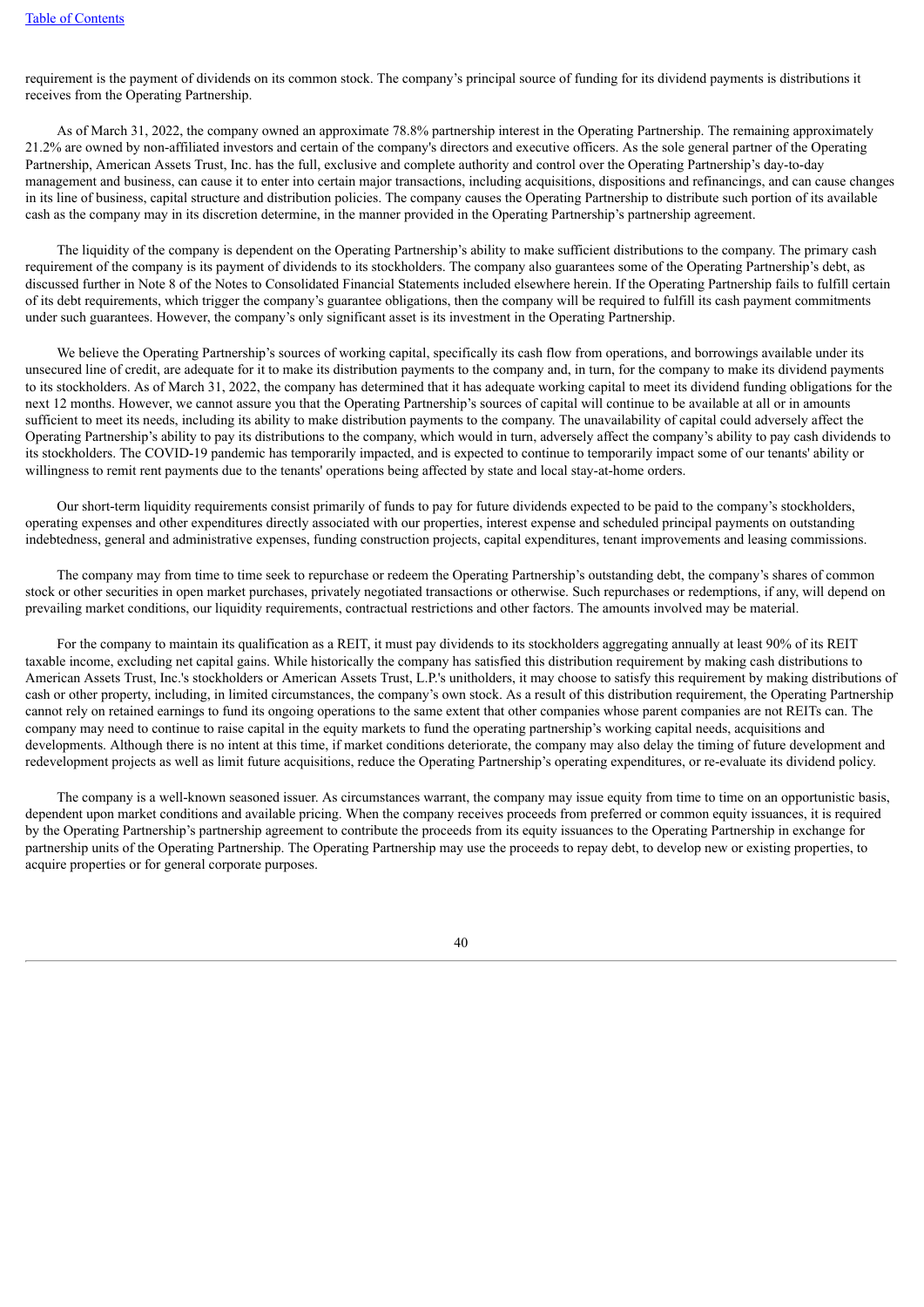requirement is the payment of dividends on its common stock. The company's principal source of funding for its dividend payments is distributions it receives from the Operating Partnership.

As of March 31, 2022, the company owned an approximate 78.8% partnership interest in the Operating Partnership. The remaining approximately 21.2% are owned by non-affiliated investors and certain of the company's directors and executive officers. As the sole general partner of the Operating Partnership, American Assets Trust, Inc. has the full, exclusive and complete authority and control over the Operating Partnership's day-to-day management and business, can cause it to enter into certain major transactions, including acquisitions, dispositions and refinancings, and can cause changes in its line of business, capital structure and distribution policies. The company causes the Operating Partnership to distribute such portion of its available cash as the company may in its discretion determine, in the manner provided in the Operating Partnership's partnership agreement.

The liquidity of the company is dependent on the Operating Partnership's ability to make sufficient distributions to the company. The primary cash requirement of the company is its payment of dividends to its stockholders. The company also guarantees some of the Operating Partnership's debt, as discussed further in Note 8 of the Notes to Consolidated Financial Statements included elsewhere herein. If the Operating Partnership fails to fulfill certain of its debt requirements, which trigger the company's guarantee obligations, then the company will be required to fulfill its cash payment commitments under such guarantees. However, the company's only significant asset is its investment in the Operating Partnership.

We believe the Operating Partnership's sources of working capital, specifically its cash flow from operations, and borrowings available under its unsecured line of credit, are adequate for it to make its distribution payments to the company and, in turn, for the company to make its dividend payments to its stockholders. As of March 31, 2022, the company has determined that it has adequate working capital to meet its dividend funding obligations for the next 12 months. However, we cannot assure you that the Operating Partnership's sources of capital will continue to be available at all or in amounts sufficient to meet its needs, including its ability to make distribution payments to the company. The unavailability of capital could adversely affect the Operating Partnership's ability to pay its distributions to the company, which would in turn, adversely affect the company's ability to pay cash dividends to its stockholders. The COVID-19 pandemic has temporarily impacted, and is expected to continue to temporarily impact some of our tenants' ability or willingness to remit rent payments due to the tenants' operations being affected by state and local stay-at-home orders.

Our short-term liquidity requirements consist primarily of funds to pay for future dividends expected to be paid to the company's stockholders, operating expenses and other expenditures directly associated with our properties, interest expense and scheduled principal payments on outstanding indebtedness, general and administrative expenses, funding construction projects, capital expenditures, tenant improvements and leasing commissions.

The company may from time to time seek to repurchase or redeem the Operating Partnership's outstanding debt, the company's shares of common stock or other securities in open market purchases, privately negotiated transactions or otherwise. Such repurchases or redemptions, if any, will depend on prevailing market conditions, our liquidity requirements, contractual restrictions and other factors. The amounts involved may be material.

For the company to maintain its qualification as a REIT, it must pay dividends to its stockholders aggregating annually at least 90% of its REIT taxable income, excluding net capital gains. While historically the company has satisfied this distribution requirement by making cash distributions to American Assets Trust, Inc.'s stockholders or American Assets Trust, L.P.'s unitholders, it may choose to satisfy this requirement by making distributions of cash or other property, including, in limited circumstances, the company's own stock. As a result of this distribution requirement, the Operating Partnership cannot rely on retained earnings to fund its ongoing operations to the same extent that other companies whose parent companies are not REITs can. The company may need to continue to raise capital in the equity markets to fund the operating partnership's working capital needs, acquisitions and developments. Although there is no intent at this time, if market conditions deteriorate, the company may also delay the timing of future development and redevelopment projects as well as limit future acquisitions, reduce the Operating Partnership's operating expenditures, or re-evaluate its dividend policy.

The company is a well-known seasoned issuer. As circumstances warrant, the company may issue equity from time to time on an opportunistic basis, dependent upon market conditions and available pricing. When the company receives proceeds from preferred or common equity issuances, it is required by the Operating Partnership's partnership agreement to contribute the proceeds from its equity issuances to the Operating Partnership in exchange for partnership units of the Operating Partnership. The Operating Partnership may use the proceeds to repay debt, to develop new or existing properties, to acquire properties or for general corporate purposes.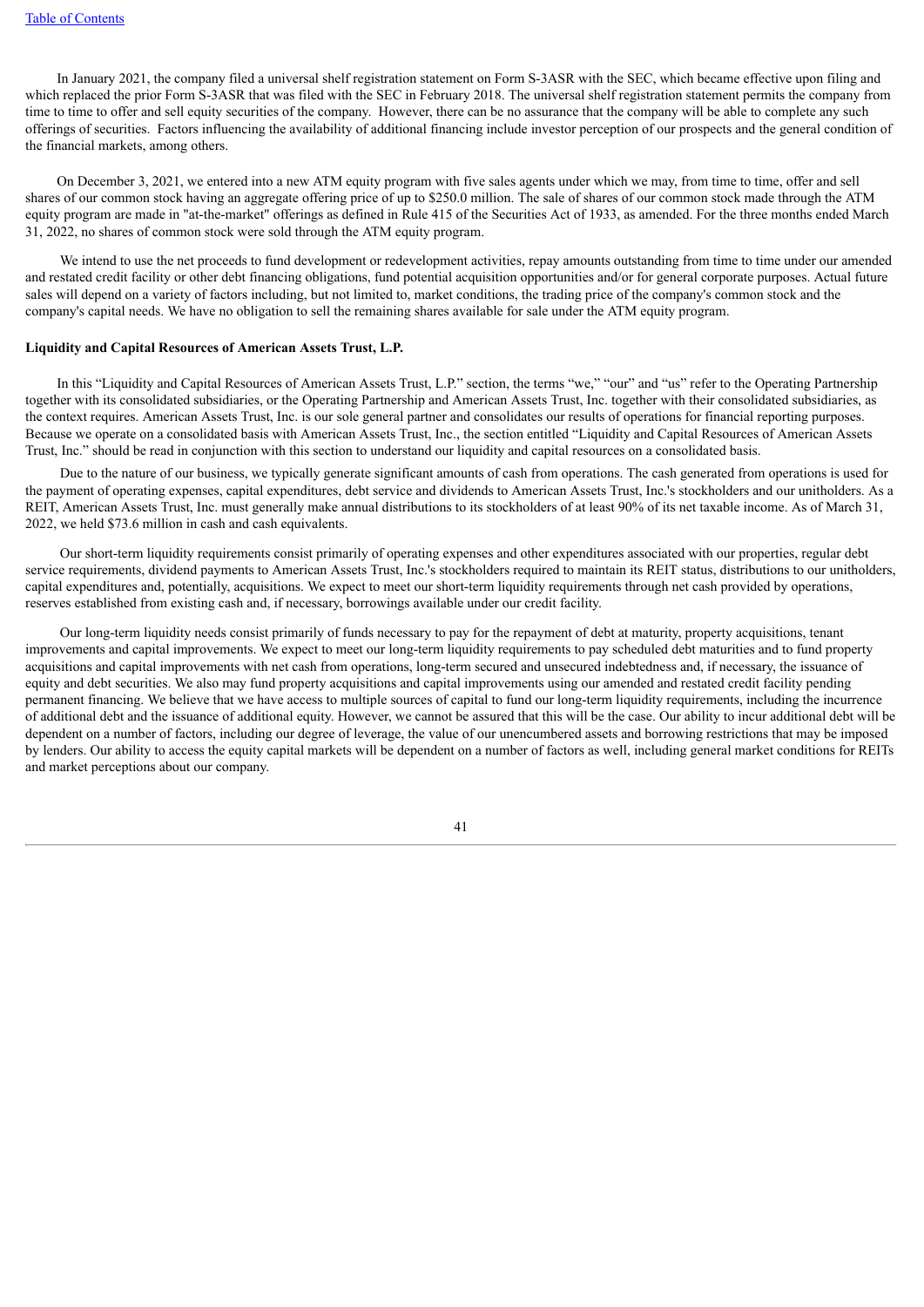In January 2021, the company filed a universal shelf registration statement on Form S-3ASR with the SEC, which became effective upon filing and which replaced the prior Form S-3ASR that was filed with the SEC in February 2018. The universal shelf registration statement permits the company from time to time to offer and sell equity securities of the company. However, there can be no assurance that the company will be able to complete any such offerings of securities. Factors influencing the availability of additional financing include investor perception of our prospects and the general condition of the financial markets, among others.

On December 3, 2021, we entered into a new ATM equity program with five sales agents under which we may, from time to time, offer and sell shares of our common stock having an aggregate offering price of up to $250.0 million. The sale of shares of our common stock made through the ATM equity program are made in "at-the-market" offerings as defined in Rule 415 of the Securities Act of 1933, as amended. For the three months ended March 31, 2022, no shares of common stock were sold through the ATM equity program.

We intend to use the net proceeds to fund development or redevelopment activities, repay amounts outstanding from time to time under our amended and restated credit facility or other debt financing obligations, fund potential acquisition opportunities and/or for general corporate purposes. Actual future sales will depend on a variety of factors including, but not limited to, market conditions, the trading price of the company's common stock and the company's capital needs. We have no obligation to sell the remaining shares available for sale under the ATM equity program.

**Liquidity and Capital Resources of American Assets Trust, L.P.**

In this "Liquidity and Capital Resources of American Assets Trust, L.P." section, the terms "we," "our" and "us" refer to the Operating Partnership together with its consolidated subsidiaries, or the Operating Partnership and American Assets Trust, Inc. together with their consolidated subsidiaries, as the context requires. American Assets Trust, Inc. is our sole general partner and consolidates our results of operations for financial reporting purposes. Because we operate on a consolidated basis with American Assets Trust, Inc., the section entitled "Liquidity and Capital Resources of American Assets Trust, Inc." should be read in conjunction with this section to understand our liquidity and capital resources on a consolidated basis.

Due to the nature of our business, we typically generate significant amounts of cash from operations. The cash generated from operations is used for the payment of operating expenses, capital expenditures, debt service and dividends to American Assets Trust, Inc.'s stockholders and our unitholders. As a REIT, American Assets Trust, Inc. must generally make annual distributions to its stockholders of at least 90% of its net taxable income. As of March 31, 2022, we held $73.6 million in cash and cash equivalents.

Our short-term liquidity requirements consist primarily of operating expenses and other expenditures associated with our properties, regular debt service requirements, dividend payments to American Assets Trust, Inc.'s stockholders required to maintain its REIT status, distributions to our unitholders, capital expenditures and, potentially, acquisitions. We expect to meet our short-term liquidity requirements through net cash provided by operations, reserves established from existing cash and, if necessary, borrowings available under our credit facility.

Our long-term liquidity needs consist primarily of funds necessary to pay for the repayment of debt at maturity, property acquisitions, tenant improvements and capital improvements. We expect to meet our long-term liquidity requirements to pay scheduled debt maturities and to fund property acquisitions and capital improvements with net cash from operations, long-term secured and unsecured indebtedness and, if necessary, the issuance of equity and debt securities. We also may fund property acquisitions and capital improvements using our amended and restated credit facility pending permanent financing. We believe that we have access to multiple sources of capital to fund our long-term liquidity requirements, including the incurrence of additional debt and the issuance of additional equity. However, we cannot be assured that this will be the case. Our ability to incur additional debt will be dependent on a number of factors, including our degree of leverage, the value of our unencumbered assets and borrowing restrictions that may be imposed by lenders. Our ability to access the equity capital markets will be dependent on a number of factors as well, including general market conditions for REITs and market perceptions about our company.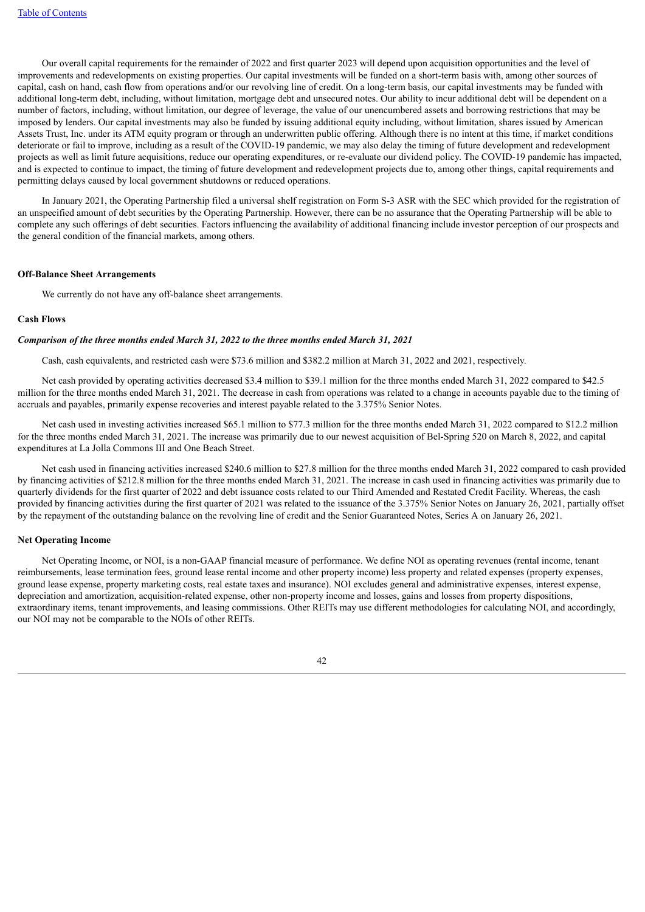Our overall capital requirements for the remainder of 2022 and first quarter 2023 will depend upon acquisition opportunities and the level of improvements and redevelopments on existing properties. Our capital investments will be funded on a short-term basis with, among other sources of capital, cash on hand, cash flow from operations and/or our revolving line of credit. On a long-term basis, our capital investments may be funded with additional long-term debt, including, without limitation, mortgage debt and unsecured notes. Our ability to incur additional debt will be dependent on a number of factors, including, without limitation, our degree of leverage, the value of our unencumbered assets and borrowing restrictions that may be imposed by lenders. Our capital investments may also be funded by issuing additional equity including, without limitation, shares issued by American Assets Trust, Inc. under its ATM equity program or through an underwritten public offering. Although there is no intent at this time, if market conditions deteriorate or fail to improve, including as a result of the COVID-19 pandemic, we may also delay the timing of future development and redevelopment projects as well as limit future acquisitions, reduce our operating expenditures, or re-evaluate our dividend policy. The COVID-19 pandemic has impacted, and is expected to continue to impact, the timing of future development and redevelopment projects due to, among other things, capital requirements and permitting delays caused by local government shutdowns or reduced operations.

In January 2021, the Operating Partnership filed a universal shelf registration on Form S-3 ASR with the SEC which provided for the registration of an unspecified amount of debt securities by the Operating Partnership. However, there can be no assurance that the Operating Partnership will be able to complete any such offerings of debt securities. Factors influencing the availability of additional financing include investor perception of our prospects and the general condition of the financial markets, among others.

**Off-Balance Sheet Arrangements**

We currently do not have any off-balance sheet arrangements.

**Cash Flows**

***Comparison of the three months ended March 31, 2022 to the three months ended March 31, 2021***

Cash, cash equivalents, and restricted cash were $73.6 million and $382.2 million at March 31, 2022 and 2021, respectively.

Net cash provided by operating activities decreased $3.4 million to $39.1 million for the three months ended March 31, 2022 compared to $42.5 million for the three months ended March 31, 2021. The decrease in cash from operations was related to a change in accounts payable due to the timing of accruals and payables, primarily expense recoveries and interest payable related to the 3.375% Senior Notes.

Net cash used in investing activities increased $65.1 million to $77.3 million for the three months ended March 31, 2022 compared to $12.2 million for the three months ended March 31, 2021. The increase was primarily due to our newest acquisition of Bel-Spring 520 on March 8, 2022, and capital expenditures at La Jolla Commons III and One Beach Street.

Net cash used in financing activities increased $240.6 million to $27.8 million for the three months ended March 31, 2022 compared to cash provided by financing activities of $212.8 million for the three months ended March 31, 2021. The increase in cash used in financing activities was primarily due to quarterly dividends for the first quarter of 2022 and debt issuance costs related to our Third Amended and Restated Credit Facility. Whereas, the cash provided by financing activities during the first quarter of 2021 was related to the issuance of the 3.375% Senior Notes on January 26, 2021, partially offset by the repayment of the outstanding balance on the revolving line of credit and the Senior Guaranteed Notes, Series A on January 26, 2021.

**Net Operating Income**

Net Operating Income, or NOI, is a non-GAAP financial measure of performance. We define NOI as operating revenues (rental income, tenant reimbursements, lease termination fees, ground lease rental income and other property income) less property and related expenses (property expenses, ground lease expense, property marketing costs, real estate taxes and insurance). NOI excludes general and administrative expenses, interest expense, depreciation and amortization, acquisition-related expense, other non-property income and losses, gains and losses from property dispositions, extraordinary items, tenant improvements, and leasing commissions. Other REITs may use different methodologies for calculating NOI, and accordingly, our NOI may not be comparable to the NOIs of other REITs.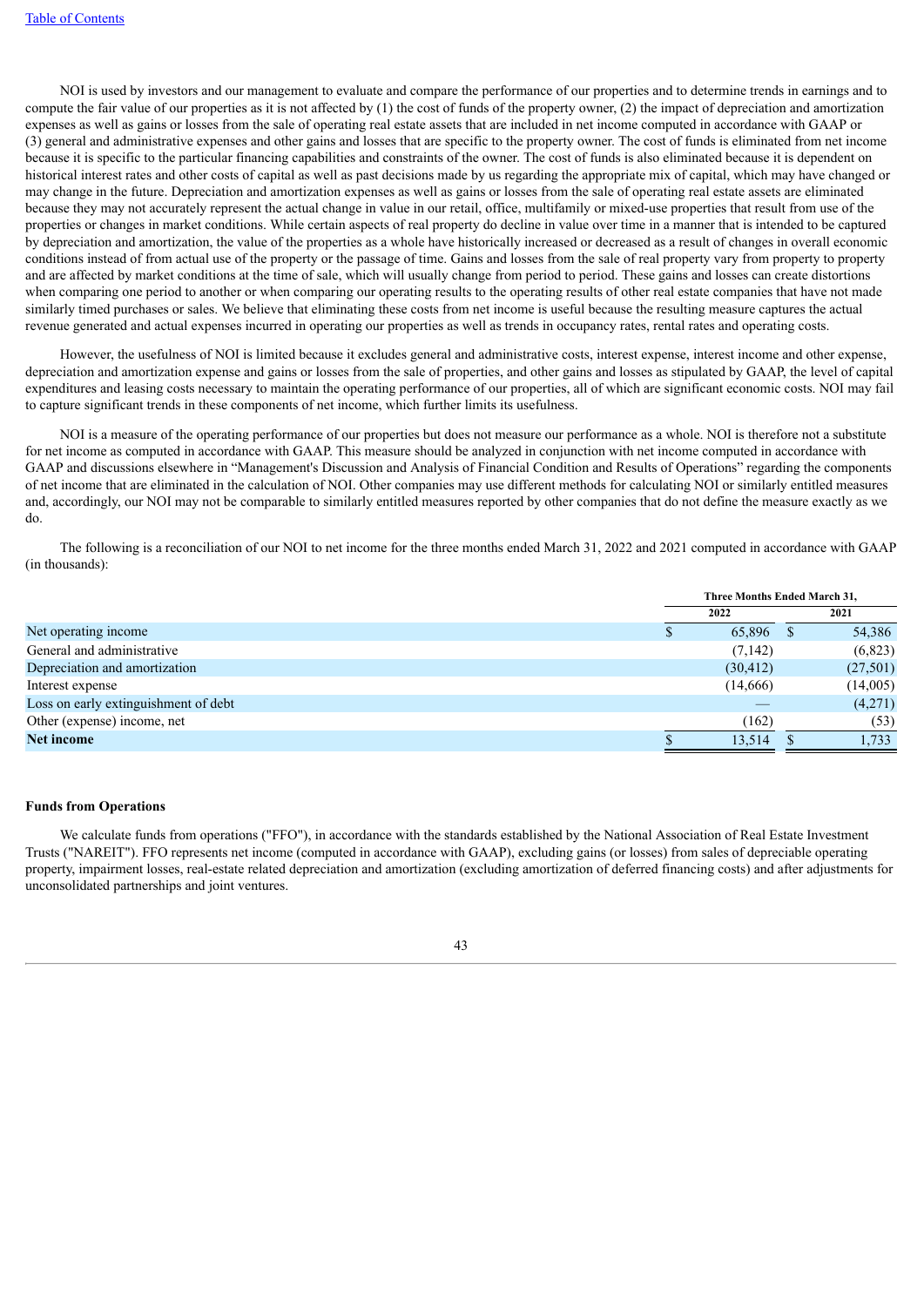NOI is used by investors and our management to evaluate and compare the performance of our properties and to determine trends in earnings and to compute the fair value of our properties as it is not affected by (1) the cost of funds of the property owner, (2) the impact of depreciation and amortization expenses as well as gains or losses from the sale of operating real estate assets that are included in net income computed in accordance with GAAP or (3) general and administrative expenses and other gains and losses that are specific to the property owner. The cost of funds is eliminated from net income because it is specific to the particular financing capabilities and constraints of the owner. The cost of funds is also eliminated because it is dependent on historical interest rates and other costs of capital as well as past decisions made by us regarding the appropriate mix of capital, which may have changed or may change in the future. Depreciation and amortization expenses as well as gains or losses from the sale of operating real estate assets are eliminated because they may not accurately represent the actual change in value in our retail, office, multifamily or mixed-use properties that result from use of the properties or changes in market conditions. While certain aspects of real property do decline in value over time in a manner that is intended to be captured by depreciation and amortization, the value of the properties as a whole have historically increased or decreased as a result of changes in overall economic conditions instead of from actual use of the property or the passage of time. Gains and losses from the sale of real property vary from property to property and are affected by market conditions at the time of sale, which will usually change from period to period. These gains and losses can create distortions when comparing one period to another or when comparing our operating results to the operating results of other real estate companies that have not made similarly timed purchases or sales. We believe that eliminating these costs from net income is useful because the resulting measure captures the actual revenue generated and actual expenses incurred in operating our properties as well as trends in occupancy rates, rental rates and operating costs.

However, the usefulness of NOI is limited because it excludes general and administrative costs, interest expense, interest income and other expense, depreciation and amortization expense and gains or losses from the sale of properties, and other gains and losses as stipulated by GAAP, the level of capital expenditures and leasing costs necessary to maintain the operating performance of our properties, all of which are significant economic costs. NOI may fail to capture significant trends in these components of net income, which further limits its usefulness.

NOI is a measure of the operating performance of our properties but does not measure our performance as a whole. NOI is therefore not a substitute for net income as computed in accordance with GAAP. This measure should be analyzed in conjunction with net income computed in accordance with GAAP and discussions elsewhere in "Management's Discussion and Analysis of Financial Condition and Results of Operations" regarding the components of net income that are eliminated in the calculation of NOI. Other companies may use different methods for calculating NOI or similarly entitled measures and, accordingly, our NOI may not be comparable to similarly entitled measures reported by other companies that do not define the measure exactly as we do.

The following is a reconciliation of our NOI to net income for the three months ended March 31, 2022 and 2021 computed in accordance with GAAP (in thousands):

| | Three Months Ended March 31, | |
|---|---|---|
| | 2022 | 2021 |
| Net operating income | $ 65,896 | $ 54,386 |
| General and administrative | (7,142) | (6,823) |
| Depreciation and amortization | (30,412) | (27,501) |
| Interest expense | (14,666) | (14,005) |
| Loss on early extinguishment of debt | — | (4,271) |
| Other (expense) income, net | (162) | (53) |
| **Net income** | $ 13,514 | $ 1,733 |

**Funds from Operations**

We calculate funds from operations ("FFO"), in accordance with the standards established by the National Association of Real Estate Investment Trusts ("NAREIT"). FFO represents net income (computed in accordance with GAAP), excluding gains (or losses) from sales of depreciable operating property, impairment losses, real-estate related depreciation and amortization (excluding amortization of deferred financing costs) and after adjustments for unconsolidated partnerships and joint ventures.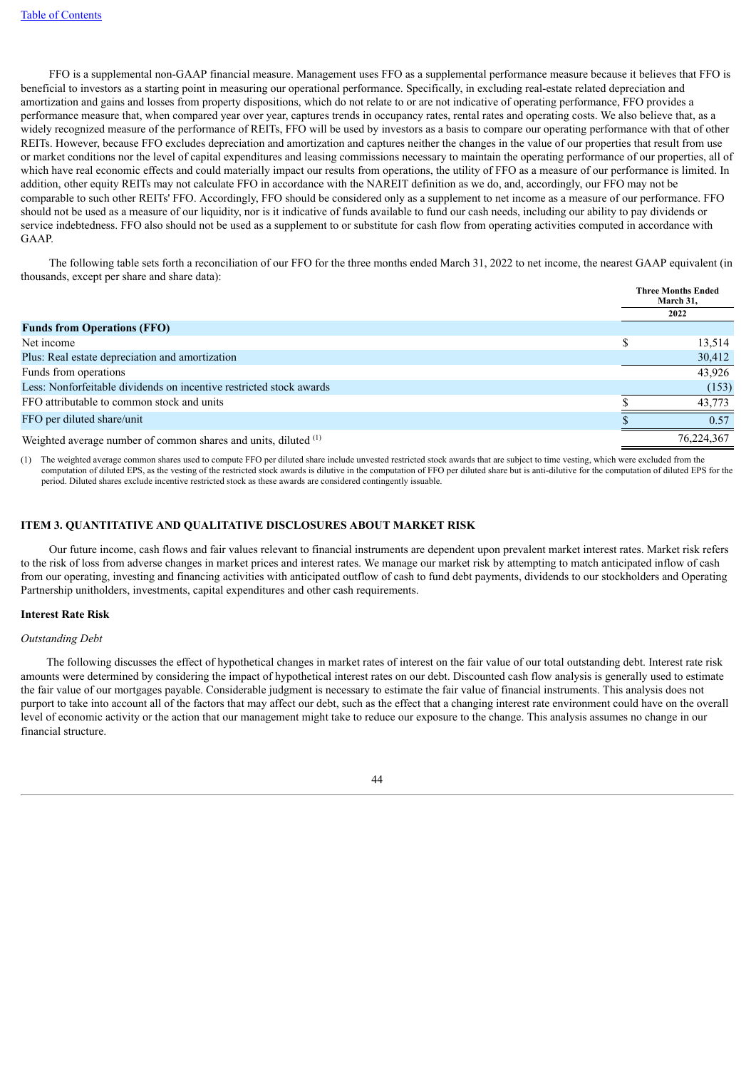FFO is a supplemental non-GAAP financial measure. Management uses FFO as a supplemental performance measure because it believes that FFO is beneficial to investors as a starting point in measuring our operational performance. Specifically, in excluding real-estate related depreciation and amortization and gains and losses from property dispositions, which do not relate to or are not indicative of operating performance, FFO provides a performance measure that, when compared year over year, captures trends in occupancy rates, rental rates and operating costs. We also believe that, as a widely recognized measure of the performance of REITs, FFO will be used by investors as a basis to compare our operating performance with that of other REITs. However, because FFO excludes depreciation and amortization and captures neither the changes in the value of our properties that result from use or market conditions nor the level of capital expenditures and leasing commissions necessary to maintain the operating performance of our properties, all of which have real economic effects and could materially impact our results from operations, the utility of FFO as a measure of our performance is limited. In addition, other equity REITs may not calculate FFO in accordance with the NAREIT definition as we do, and, accordingly, our FFO may not be comparable to such other REITs' FFO. Accordingly, FFO should be considered only as a supplement to net income as a measure of our performance. FFO should not be used as a measure of our liquidity, nor is it indicative of funds available to fund our cash needs, including our ability to pay dividends or service indebtedness. FFO also should not be used as a supplement to or substitute for cash flow from operating activities computed in accordance with GAAP.

The following table sets forth a reconciliation of our FFO for the three months ended March 31, 2022 to net income, the nearest GAAP equivalent (in thousands, except per share and share data):

| | Three Months Ended March 31, 2022 |
|---|---|
| **Funds from Operations (FFO)** | |
| Net income | $ 13,514 |
| Plus: Real estate depreciation and amortization | 30,412 |
| Funds from operations | 43,926 |
| Less: Nonforfeitable dividends on incentive restricted stock awards | (153) |
| FFO attributable to common stock and units | $ 43,773 |
| FFO per diluted share/unit | $ 0.57 |
| Weighted average number of common shares and units, diluted [(1)] | 76,224,367 |

(1) The weighted average common shares used to compute FFO per diluted share include unvested restricted stock awards that are subject to time vesting, which were excluded from the computation of diluted EPS, as the vesting of the restricted stock awards is dilutive in the computation of FFO per diluted share but is anti-dilutive for the computation of diluted EPS for the period. Diluted shares exclude incentive restricted stock as these awards are considered contingently issuable.

## ITEM 3. QUANTITATIVE AND QUALITATIVE DISCLOSURES ABOUT MARKET RISK

Our future income, cash flows and fair values relevant to financial instruments are dependent upon prevalent market interest rates. Market risk refers to the risk of loss from adverse changes in market prices and interest rates. We manage our market risk by attempting to match anticipated inflow of cash from our operating, investing and financing activities with anticipated outflow of cash to fund debt payments, dividends to our stockholders and Operating Partnership unitholders, investments, capital expenditures and other cash requirements.

### Interest Rate Risk

*Outstanding Debt*

The following discusses the effect of hypothetical changes in market rates of interest on the fair value of our total outstanding debt. Interest rate risk amounts were determined by considering the impact of hypothetical interest rates on our debt. Discounted cash flow analysis is generally used to estimate the fair value of our mortgages payable. Considerable judgment is necessary to estimate the fair value of financial instruments. This analysis does not purport to take into account all of the factors that may affect our debt, such as the effect that a changing interest rate environment could have on the overall level of economic activity or the action that our management might take to reduce our exposure to the change. This analysis assumes no change in our financial structure.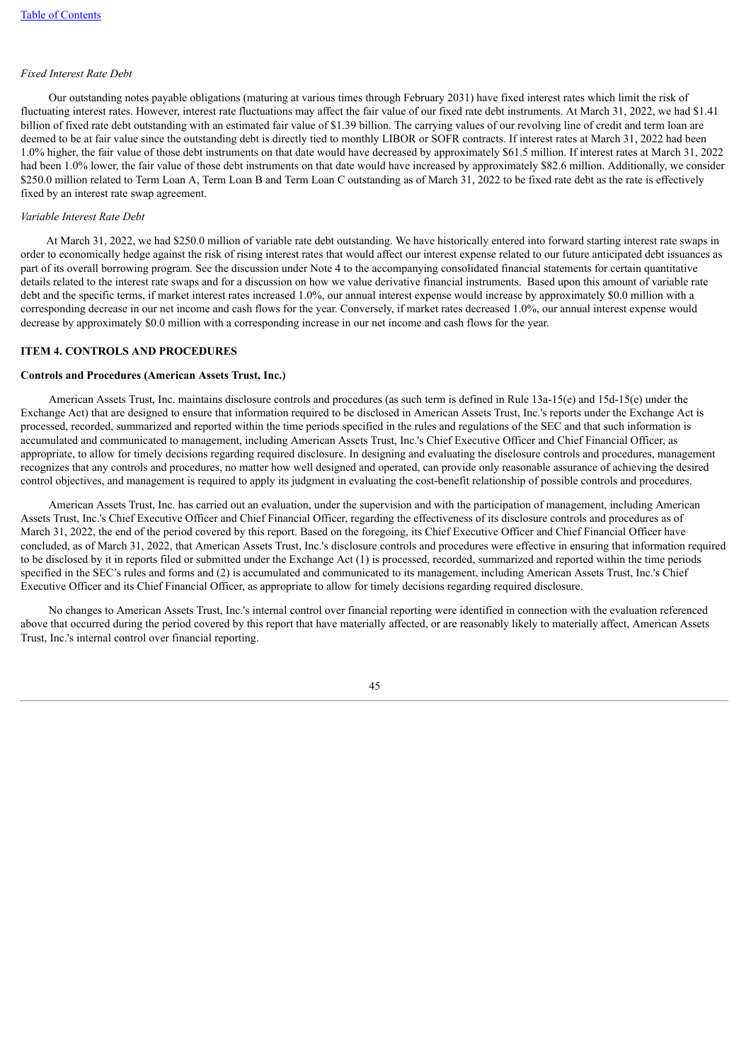*Fixed Interest Rate Debt*

Our outstanding notes payable obligations (maturing at various times through February 2031) have fixed interest rates which limit the risk of fluctuating interest rates. However, interest rate fluctuations may affect the fair value of our fixed rate debt instruments. At March 31, 2022, we had $1.41 billion of fixed rate debt outstanding with an estimated fair value of $1.39 billion. The carrying values of our revolving line of credit and term loan are deemed to be at fair value since the outstanding debt is directly tied to monthly LIBOR or SOFR contracts. If interest rates at March 31, 2022 had been 1.0% higher, the fair value of those debt instruments on that date would have decreased by approximately $61.5 million. If interest rates at March 31, 2022 had been 1.0% lower, the fair value of those debt instruments on that date would have increased by approximately $82.6 million. Additionally, we consider $250.0 million related to Term Loan A, Term Loan B and Term Loan C outstanding as of March 31, 2022 to be fixed rate debt as the rate is effectively fixed by an interest rate swap agreement.

*Variable Interest Rate Debt*

At March 31, 2022, we had $250.0 million of variable rate debt outstanding. We have historically entered into forward starting interest rate swaps in order to economically hedge against the risk of rising interest rates that would affect our interest expense related to our future anticipated debt issuances as part of its overall borrowing program. See the discussion under Note 4 to the accompanying consolidated financial statements for certain quantitative details related to the interest rate swaps and for a discussion on how we value derivative financial instruments. Based upon this amount of variable rate debt and the specific terms, if market interest rates increased 1.0%, our annual interest expense would increase by approximately $0.0 million with a corresponding decrease in our net income and cash flows for the year. Conversely, if market rates decreased 1.0%, our annual interest expense would decrease by approximately $0.0 million with a corresponding increase in our net income and cash flows for the year.

## ITEM 4. CONTROLS AND PROCEDURES

**Controls and Procedures (American Assets Trust, Inc.)**

American Assets Trust, Inc. maintains disclosure controls and procedures (as such term is defined in Rule 13a-15(e) and 15d-15(e) under the Exchange Act) that are designed to ensure that information required to be disclosed in American Assets Trust, Inc.'s reports under the Exchange Act is processed, recorded, summarized and reported within the time periods specified in the rules and regulations of the SEC and that such information is accumulated and communicated to management, including American Assets Trust, Inc.'s Chief Executive Officer and Chief Financial Officer, as appropriate, to allow for timely decisions regarding required disclosure. In designing and evaluating the disclosure controls and procedures, management recognizes that any controls and procedures, no matter how well designed and operated, can provide only reasonable assurance of achieving the desired control objectives, and management is required to apply its judgment in evaluating the cost-benefit relationship of possible controls and procedures.

American Assets Trust, Inc. has carried out an evaluation, under the supervision and with the participation of management, including American Assets Trust, Inc.'s Chief Executive Officer and Chief Financial Officer, regarding the effectiveness of its disclosure controls and procedures as of March 31, 2022, the end of the period covered by this report. Based on the foregoing, its Chief Executive Officer and Chief Financial Officer have concluded, as of March 31, 2022, that American Assets Trust, Inc.'s disclosure controls and procedures were effective in ensuring that information required to be disclosed by it in reports filed or submitted under the Exchange Act (1) is processed, recorded, summarized and reported within the time periods specified in the SEC's rules and forms and (2) is accumulated and communicated to its management, including American Assets Trust, Inc.'s Chief Executive Officer and its Chief Financial Officer, as appropriate to allow for timely decisions regarding required disclosure.

No changes to American Assets Trust, Inc.'s internal control over financial reporting were identified in connection with the evaluation referenced above that occurred during the period covered by this report that have materially affected, or are reasonably likely to materially affect, American Assets Trust, Inc.'s internal control over financial reporting.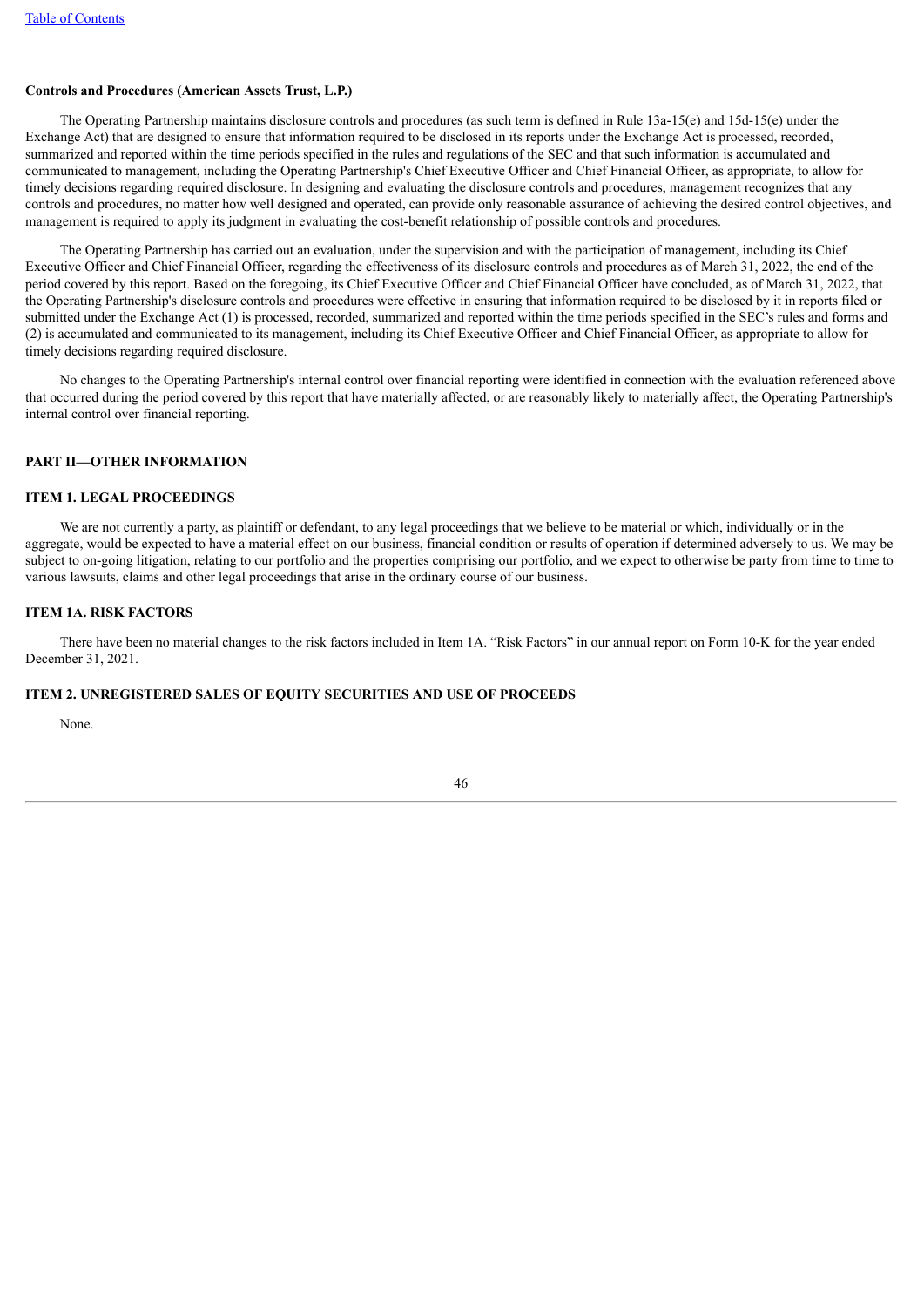**Controls and Procedures (American Assets Trust, L.P.)**

The Operating Partnership maintains disclosure controls and procedures (as such term is defined in Rule 13a-15(e) and 15d-15(e) under the Exchange Act) that are designed to ensure that information required to be disclosed in its reports under the Exchange Act is processed, recorded, summarized and reported within the time periods specified in the rules and regulations of the SEC and that such information is accumulated and communicated to management, including the Operating Partnership's Chief Executive Officer and Chief Financial Officer, as appropriate, to allow for timely decisions regarding required disclosure. In designing and evaluating the disclosure controls and procedures, management recognizes that any controls and procedures, no matter how well designed and operated, can provide only reasonable assurance of achieving the desired control objectives, and management is required to apply its judgment in evaluating the cost-benefit relationship of possible controls and procedures.

The Operating Partnership has carried out an evaluation, under the supervision and with the participation of management, including its Chief Executive Officer and Chief Financial Officer, regarding the effectiveness of its disclosure controls and procedures as of March 31, 2022, the end of the period covered by this report. Based on the foregoing, its Chief Executive Officer and Chief Financial Officer have concluded, as of March 31, 2022, that the Operating Partnership's disclosure controls and procedures were effective in ensuring that information required to be disclosed by it in reports filed or submitted under the Exchange Act (1) is processed, recorded, summarized and reported within the time periods specified in the SEC's rules and forms and (2) is accumulated and communicated to its management, including its Chief Executive Officer and Chief Financial Officer, as appropriate to allow for timely decisions regarding required disclosure.

No changes to the Operating Partnership's internal control over financial reporting were identified in connection with the evaluation referenced above that occurred during the period covered by this report that have materially affected, or are reasonably likely to materially affect, the Operating Partnership's internal control over financial reporting.

## PART II—OTHER INFORMATION

### ITEM 1. LEGAL PROCEEDINGS

We are not currently a party, as plaintiff or defendant, to any legal proceedings that we believe to be material or which, individually or in the aggregate, would be expected to have a material effect on our business, financial condition or results of operation if determined adversely to us. We may be subject to on-going litigation, relating to our portfolio and the properties comprising our portfolio, and we expect to otherwise be party from time to time to various lawsuits, claims and other legal proceedings that arise in the ordinary course of our business.

### ITEM 1A. RISK FACTORS

There have been no material changes to the risk factors included in Item 1A. "Risk Factors" in our annual report on Form 10-K for the year ended December 31, 2021.

### ITEM 2. UNREGISTERED SALES OF EQUITY SECURITIES AND USE OF PROCEEDS

None.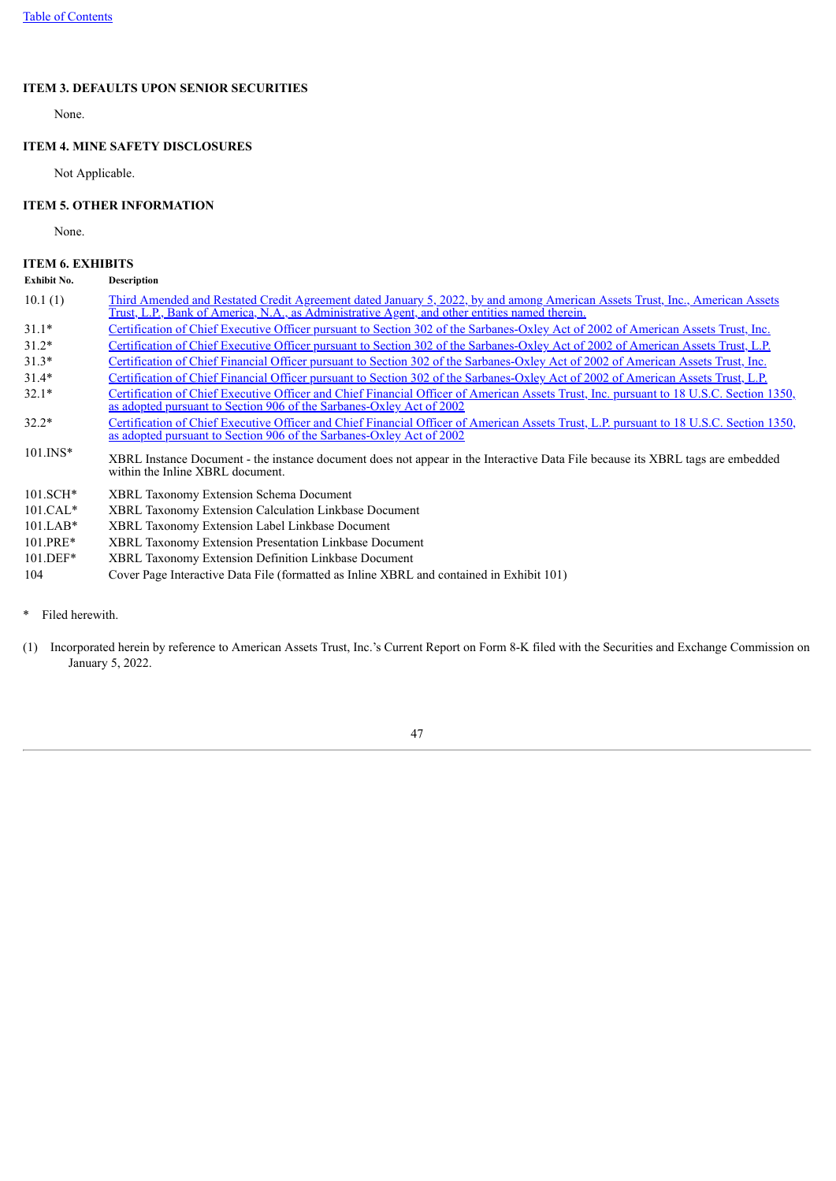Table of Contents

## ITEM 3. DEFAULTS UPON SENIOR SECURITIES

None.

## ITEM 4. MINE SAFETY DISCLOSURES

Not Applicable.

## ITEM 5. OTHER INFORMATION

None.

## ITEM 6. EXHIBITS

| Exhibit No. | Description |
|---|---|
| 10.1 (1) | Third Amended and Restated Credit Agreement dated January 5, 2022, by and among American Assets Trust, Inc., American Assets Trust, L.P., Bank of America, N.A., as Administrative Agent, and other entities named therein. |
| 31.1* | Certification of Chief Executive Officer pursuant to Section 302 of the Sarbanes-Oxley Act of 2002 of American Assets Trust, Inc. |
| 31.2* | Certification of Chief Executive Officer pursuant to Section 302 of the Sarbanes-Oxley Act of 2002 of American Assets Trust, L.P. |
| 31.3* | Certification of Chief Financial Officer pursuant to Section 302 of the Sarbanes-Oxley Act of 2002 of American Assets Trust, Inc. |
| 31.4* | Certification of Chief Financial Officer pursuant to Section 302 of the Sarbanes-Oxley Act of 2002 of American Assets Trust, L.P. |
| 32.1* | Certification of Chief Executive Officer and Chief Financial Officer of American Assets Trust, Inc. pursuant to 18 U.S.C. Section 1350, as adopted pursuant to Section 906 of the Sarbanes-Oxley Act of 2002 |
| 32.2* | Certification of Chief Executive Officer and Chief Financial Officer of American Assets Trust, L.P. pursuant to 18 U.S.C. Section 1350, as adopted pursuant to Section 906 of the Sarbanes-Oxley Act of 2002 |
| 101.INS* | XBRL Instance Document - the instance document does not appear in the Interactive Data File because its XBRL tags are embedded within the Inline XBRL document. |
| 101.SCH* | XBRL Taxonomy Extension Schema Document |
| 101.CAL* | XBRL Taxonomy Extension Calculation Linkbase Document |
| 101.LAB* | XBRL Taxonomy Extension Label Linkbase Document |
| 101.PRE* | XBRL Taxonomy Extension Presentation Linkbase Document |
| 101.DEF* | XBRL Taxonomy Extension Definition Linkbase Document |
| 104 | Cover Page Interactive Data File (formatted as Inline XBRL and contained in Exhibit 101) |

\* Filed herewith.

(1) Incorporated herein by reference to American Assets Trust, Inc.'s Current Report on Form 8-K filed with the Securities and Exchange Commission on January 5, 2022.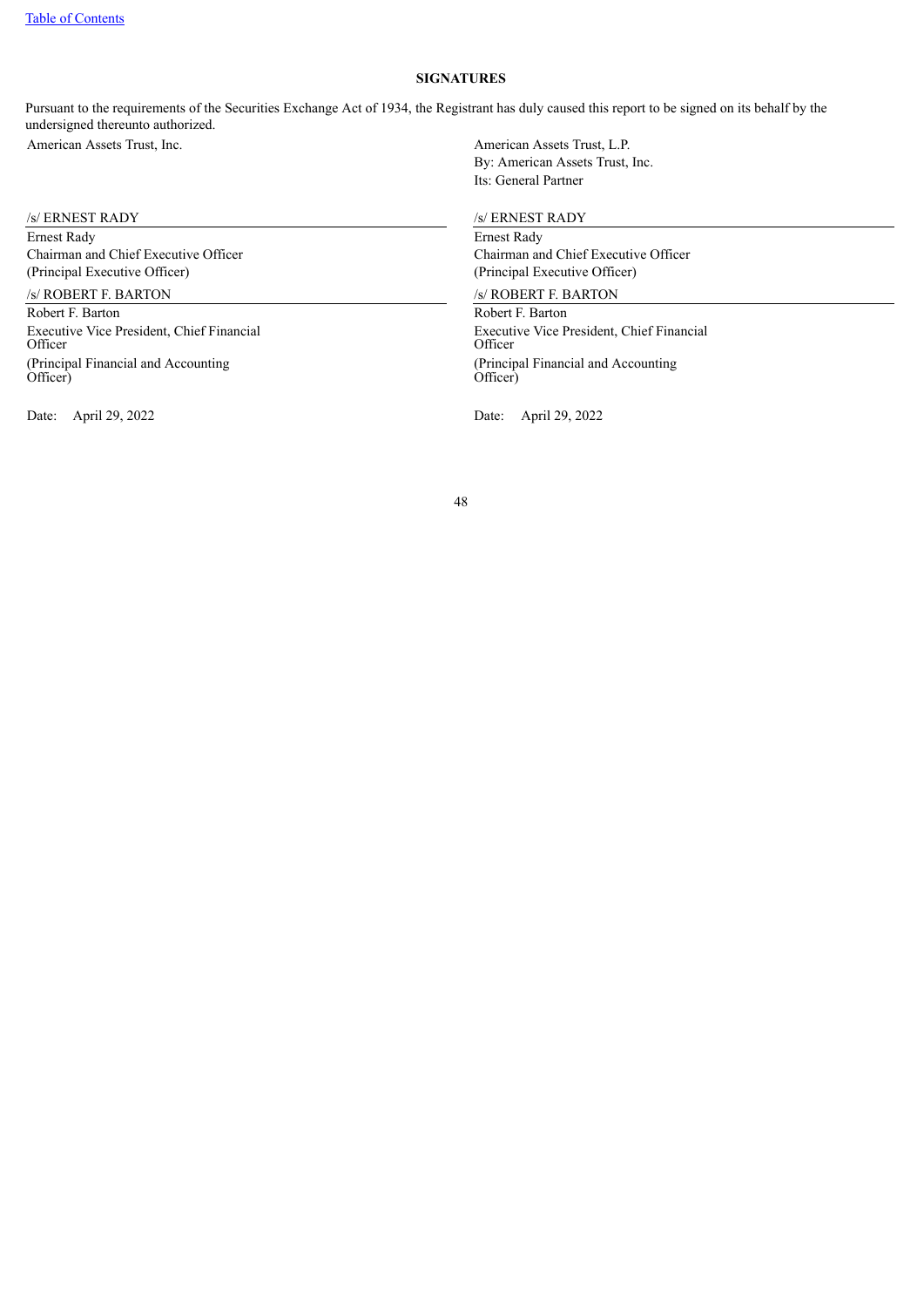## SIGNATURES

Pursuant to the requirements of the Securities Exchange Act of 1934, the Registrant has duly caused this report to be signed on its behalf by the undersigned thereunto authorized.

American Assets Trust, Inc.

/s/ ERNEST RADY

Ernest Rady
Chairman and Chief Executive Officer
(Principal Executive Officer)

/s/ ROBERT F. BARTON

Robert F. Barton
Executive Vice President, Chief Financial Officer
(Principal Financial and Accounting Officer)

Date: April 29, 2022

American Assets Trust, L.P.
By: American Assets Trust, Inc.
Its: General Partner

/s/ ERNEST RADY

Ernest Rady
Chairman and Chief Executive Officer
(Principal Executive Officer)

/s/ ROBERT F. BARTON

Robert F. Barton
Executive Vice President, Chief Financial Officer
(Principal Financial and Accounting Officer)

Date: April 29, 2022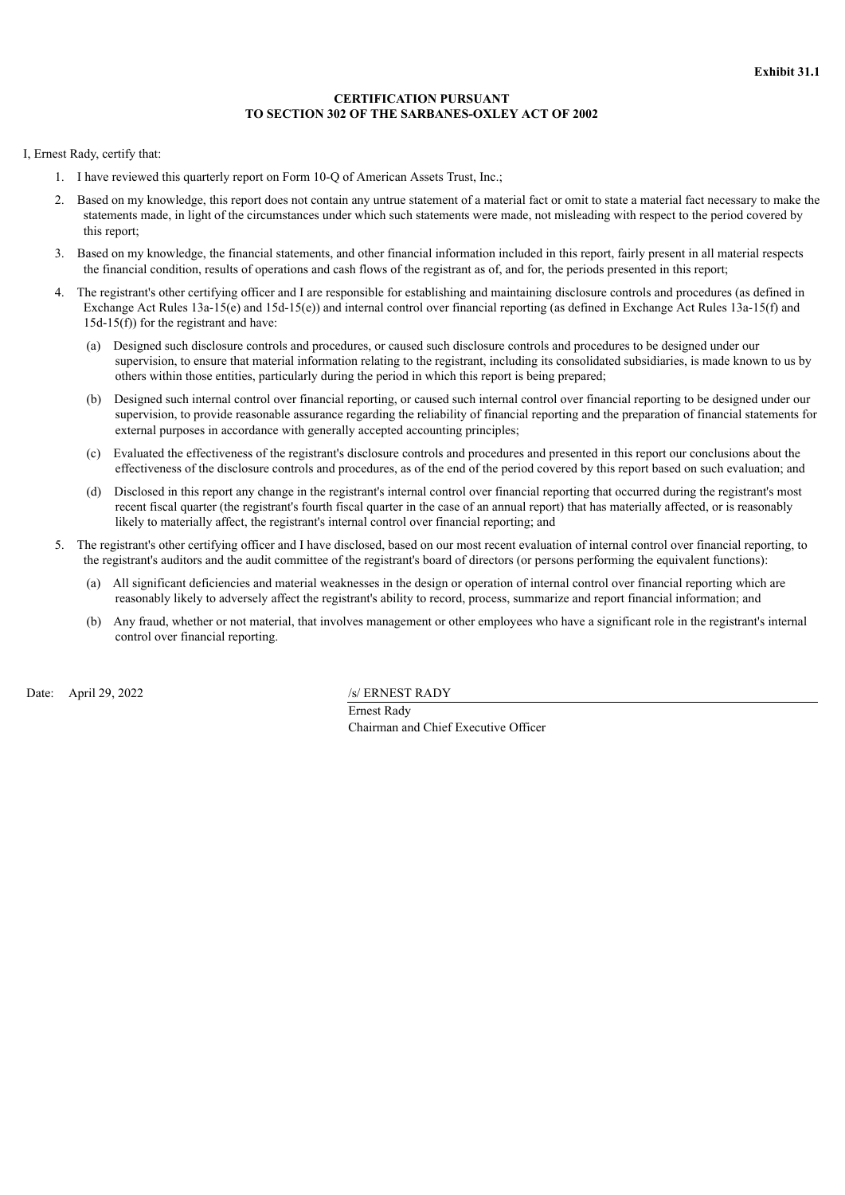**Exhibit 31.1**

**CERTIFICATION PURSUANT
TO SECTION 302 OF THE SARBANES-OXLEY ACT OF 2002**

I, Ernest Rady, certify that:

1. I have reviewed this quarterly report on Form 10-Q of American Assets Trust, Inc.;
2. Based on my knowledge, this report does not contain any untrue statement of a material fact or omit to state a material fact necessary to make the statements made, in light of the circumstances under which such statements were made, not misleading with respect to the period covered by this report;
3. Based on my knowledge, the financial statements, and other financial information included in this report, fairly present in all material respects the financial condition, results of operations and cash flows of the registrant as of, and for, the periods presented in this report;
4. The registrant's other certifying officer and I are responsible for establishing and maintaining disclosure controls and procedures (as defined in Exchange Act Rules 13a-15(e) and 15d-15(e)) and internal control over financial reporting (as defined in Exchange Act Rules 13a-15(f) and 15d-15(f)) for the registrant and have:
   (a) Designed such disclosure controls and procedures, or caused such disclosure controls and procedures to be designed under our supervision, to ensure that material information relating to the registrant, including its consolidated subsidiaries, is made known to us by others within those entities, particularly during the period in which this report is being prepared;
   (b) Designed such internal control over financial reporting, or caused such internal control over financial reporting to be designed under our supervision, to provide reasonable assurance regarding the reliability of financial reporting and the preparation of financial statements for external purposes in accordance with generally accepted accounting principles;
   (c) Evaluated the effectiveness of the registrant's disclosure controls and procedures and presented in this report our conclusions about the effectiveness of the disclosure controls and procedures, as of the end of the period covered by this report based on such evaluation; and
   (d) Disclosed in this report any change in the registrant's internal control over financial reporting that occurred during the registrant's most recent fiscal quarter (the registrant's fourth fiscal quarter in the case of an annual report) that has materially affected, or is reasonably likely to materially affect, the registrant's internal control over financial reporting; and
5. The registrant's other certifying officer and I have disclosed, based on our most recent evaluation of internal control over financial reporting, to the registrant's auditors and the audit committee of the registrant's board of directors (or persons performing the equivalent functions):
   (a) All significant deficiencies and material weaknesses in the design or operation of internal control over financial reporting which are reasonably likely to adversely affect the registrant's ability to record, process, summarize and report financial information; and
   (b) Any fraud, whether or not material, that involves management or other employees who have a significant role in the registrant's internal control over financial reporting.

Date: April 29, 2022

/s/ ERNEST RADY
Ernest Rady
Chairman and Chief Executive Officer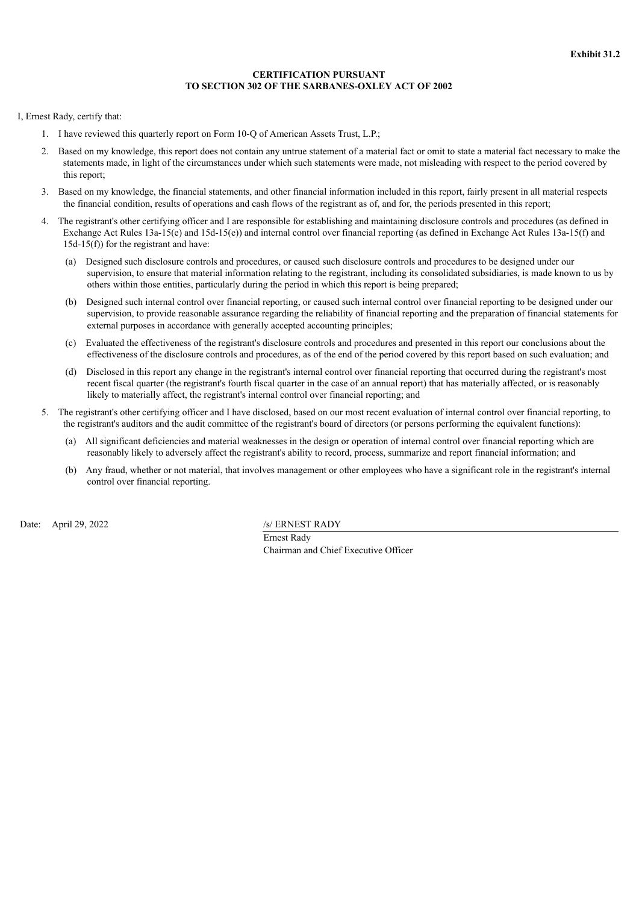**Exhibit 31.2**

**CERTIFICATION PURSUANT**
**TO SECTION 302 OF THE SARBANES-OXLEY ACT OF 2002**

I, Ernest Rady, certify that:

1. I have reviewed this quarterly report on Form 10-Q of American Assets Trust, L.P.;
2. Based on my knowledge, this report does not contain any untrue statement of a material fact or omit to state a material fact necessary to make the statements made, in light of the circumstances under which such statements were made, not misleading with respect to the period covered by this report;
3. Based on my knowledge, the financial statements, and other financial information included in this report, fairly present in all material respects the financial condition, results of operations and cash flows of the registrant as of, and for, the periods presented in this report;
4. The registrant's other certifying officer and I are responsible for establishing and maintaining disclosure controls and procedures (as defined in Exchange Act Rules 13a-15(e) and 15d-15(e)) and internal control over financial reporting (as defined in Exchange Act Rules 13a-15(f) and 15d-15(f)) for the registrant and have:
   (a) Designed such disclosure controls and procedures, or caused such disclosure controls and procedures to be designed under our supervision, to ensure that material information relating to the registrant, including its consolidated subsidiaries, is made known to us by others within those entities, particularly during the period in which this report is being prepared;
   (b) Designed such internal control over financial reporting, or caused such internal control over financial reporting to be designed under our supervision, to provide reasonable assurance regarding the reliability of financial reporting and the preparation of financial statements for external purposes in accordance with generally accepted accounting principles;
   (c) Evaluated the effectiveness of the registrant's disclosure controls and procedures and presented in this report our conclusions about the effectiveness of the disclosure controls and procedures, as of the end of the period covered by this report based on such evaluation; and
   (d) Disclosed in this report any change in the registrant's internal control over financial reporting that occurred during the registrant's most recent fiscal quarter (the registrant's fourth fiscal quarter in the case of an annual report) that has materially affected, or is reasonably likely to materially affect, the registrant's internal control over financial reporting; and
5. The registrant's other certifying officer and I have disclosed, based on our most recent evaluation of internal control over financial reporting, to the registrant's auditors and the audit committee of the registrant's board of directors (or persons performing the equivalent functions):
   (a) All significant deficiencies and material weaknesses in the design or operation of internal control over financial reporting which are reasonably likely to adversely affect the registrant's ability to record, process, summarize and report financial information; and
   (b) Any fraud, whether or not material, that involves management or other employees who have a significant role in the registrant's internal control over financial reporting.

Date: April 29, 2022

/s/ ERNEST RADY
Ernest Rady
Chairman and Chief Executive Officer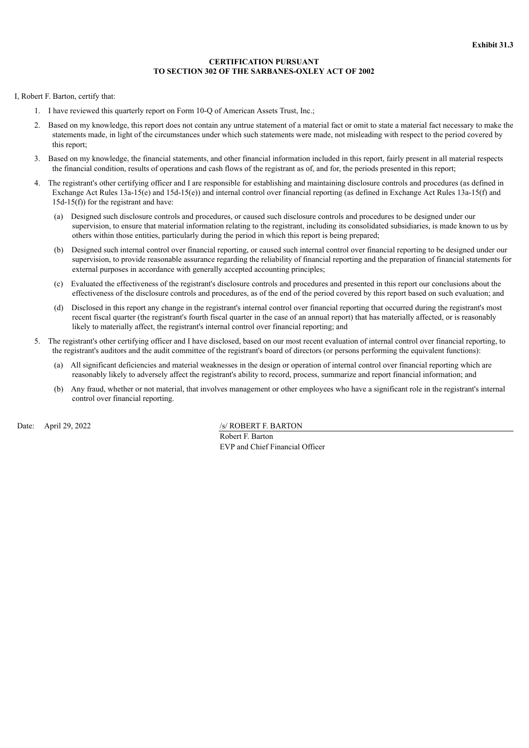**Exhibit 31.3**

**CERTIFICATION PURSUANT TO SECTION 302 OF THE SARBANES-OXLEY ACT OF 2002**

I, Robert F. Barton, certify that:

1. I have reviewed this quarterly report on Form 10-Q of American Assets Trust, Inc.;
2. Based on my knowledge, this report does not contain any untrue statement of a material fact or omit to state a material fact necessary to make the statements made, in light of the circumstances under which such statements were made, not misleading with respect to the period covered by this report;
3. Based on my knowledge, the financial statements, and other financial information included in this report, fairly present in all material respects the financial condition, results of operations and cash flows of the registrant as of, and for, the periods presented in this report;
4. The registrant's other certifying officer and I are responsible for establishing and maintaining disclosure controls and procedures (as defined in Exchange Act Rules 13a-15(e) and 15d-15(e)) and internal control over financial reporting (as defined in Exchange Act Rules 13a-15(f) and 15d-15(f)) for the registrant and have:
   - (a) Designed such disclosure controls and procedures, or caused such disclosure controls and procedures to be designed under our supervision, to ensure that material information relating to the registrant, including its consolidated subsidiaries, is made known to us by others within those entities, particularly during the period in which this report is being prepared;
   - (b) Designed such internal control over financial reporting, or caused such internal control over financial reporting to be designed under our supervision, to provide reasonable assurance regarding the reliability of financial reporting and the preparation of financial statements for external purposes in accordance with generally accepted accounting principles;
   - (c) Evaluated the effectiveness of the registrant's disclosure controls and procedures and presented in this report our conclusions about the effectiveness of the disclosure controls and procedures, as of the end of the period covered by this report based on such evaluation; and
   - (d) Disclosed in this report any change in the registrant's internal control over financial reporting that occurred during the registrant's most recent fiscal quarter (the registrant's fourth fiscal quarter in the case of an annual report) that has materially affected, or is reasonably likely to materially affect, the registrant's internal control over financial reporting; and
5. The registrant's other certifying officer and I have disclosed, based on our most recent evaluation of internal control over financial reporting, to the registrant's auditors and the audit committee of the registrant's board of directors (or persons performing the equivalent functions):
   - (a) All significant deficiencies and material weaknesses in the design or operation of internal control over financial reporting which are reasonably likely to adversely affect the registrant's ability to record, process, summarize and report financial information; and
   - (b) Any fraud, whether or not material, that involves management or other employees who have a significant role in the registrant's internal control over financial reporting.

Date: April 29, 2022

/s/ ROBERT F. BARTON

Robert F. Barton

EVP and Chief Financial Officer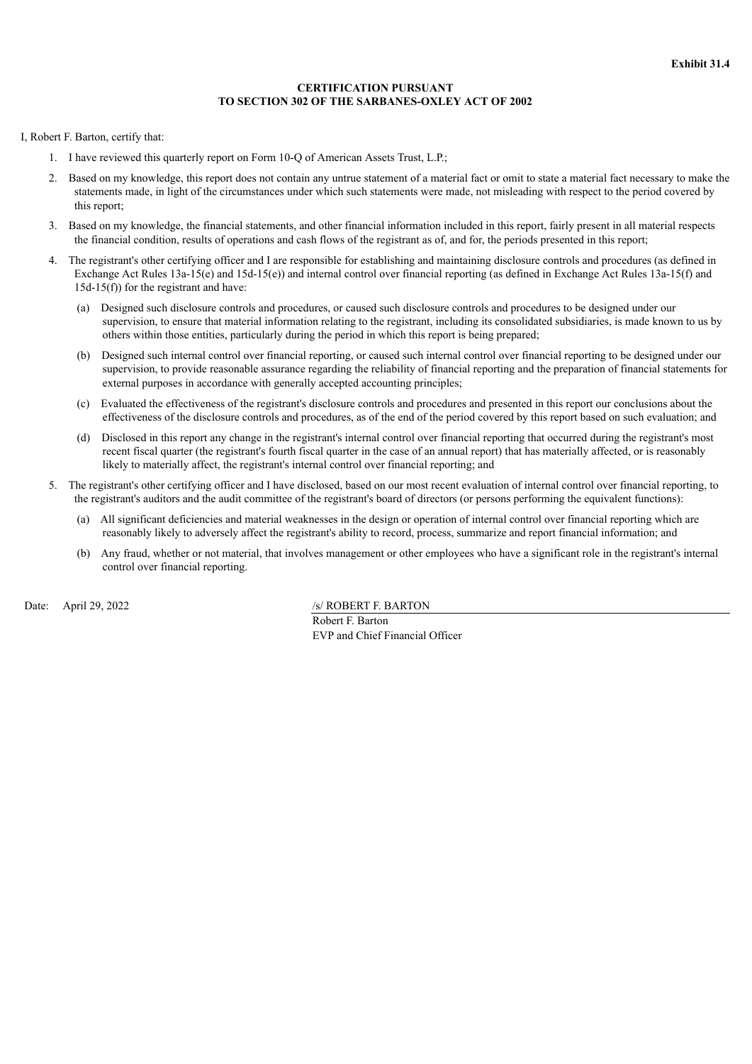**Exhibit 31.4**

**CERTIFICATION PURSUANT TO SECTION 302 OF THE SARBANES-OXLEY ACT OF 2002**

I, Robert F. Barton, certify that:

1. I have reviewed this quarterly report on Form 10-Q of American Assets Trust, L.P.;
2. Based on my knowledge, this report does not contain any untrue statement of a material fact or omit to state a material fact necessary to make the statements made, in light of the circumstances under which such statements were made, not misleading with respect to the period covered by this report;
3. Based on my knowledge, the financial statements, and other financial information included in this report, fairly present in all material respects the financial condition, results of operations and cash flows of the registrant as of, and for, the periods presented in this report;
4. The registrant's other certifying officer and I are responsible for establishing and maintaining disclosure controls and procedures (as defined in Exchange Act Rules 13a-15(e) and 15d-15(e)) and internal control over financial reporting (as defined in Exchange Act Rules 13a-15(f) and 15d-15(f)) for the registrant and have:
   (a) Designed such disclosure controls and procedures, or caused such disclosure controls and procedures to be designed under our supervision, to ensure that material information relating to the registrant, including its consolidated subsidiaries, is made known to us by others within those entities, particularly during the period in which this report is being prepared;
   (b) Designed such internal control over financial reporting, or caused such internal control over financial reporting to be designed under our supervision, to provide reasonable assurance regarding the reliability of financial reporting and the preparation of financial statements for external purposes in accordance with generally accepted accounting principles;
   (c) Evaluated the effectiveness of the registrant's disclosure controls and procedures and presented in this report our conclusions about the effectiveness of the disclosure controls and procedures, as of the end of the period covered by this report based on such evaluation; and
   (d) Disclosed in this report any change in the registrant's internal control over financial reporting that occurred during the registrant's most recent fiscal quarter (the registrant's fourth fiscal quarter in the case of an annual report) that has materially affected, or is reasonably likely to materially affect, the registrant's internal control over financial reporting; and
5. The registrant's other certifying officer and I have disclosed, based on our most recent evaluation of internal control over financial reporting, to the registrant's auditors and the audit committee of the registrant's board of directors (or persons performing the equivalent functions):
   (a) All significant deficiencies and material weaknesses in the design or operation of internal control over financial reporting which are reasonably likely to adversely affect the registrant's ability to record, process, summarize and report financial information; and
   (b) Any fraud, whether or not material, that involves management or other employees who have a significant role in the registrant's internal control over financial reporting.

Date: April 29, 2022

/s/ ROBERT F. BARTON
Robert F. Barton
EVP and Chief Financial Officer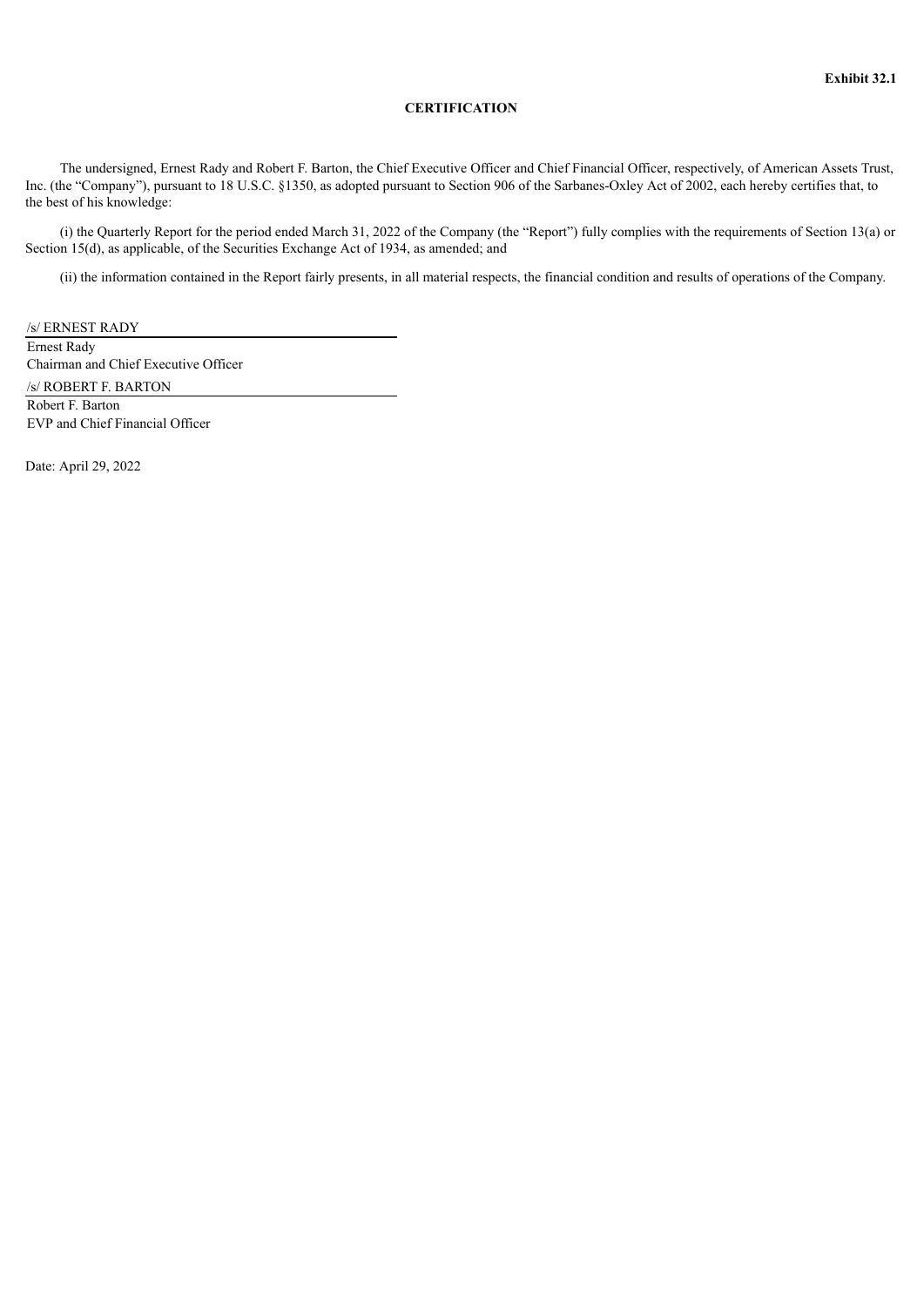**Exhibit 32.1**

**CERTIFICATION**

The undersigned, Ernest Rady and Robert F. Barton, the Chief Executive Officer and Chief Financial Officer, respectively, of American Assets Trust, Inc. (the "Company"), pursuant to 18 U.S.C. §1350, as adopted pursuant to Section 906 of the Sarbanes-Oxley Act of 2002, each hereby certifies that, to the best of his knowledge:

(i) the Quarterly Report for the period ended March 31, 2022 of the Company (the "Report") fully complies with the requirements of Section 13(a) or Section 15(d), as applicable, of the Securities Exchange Act of 1934, as amended; and

(ii) the information contained in the Report fairly presents, in all material respects, the financial condition and results of operations of the Company.

/s/ ERNEST RADY

Ernest Rady
Chairman and Chief Executive Officer

/s/ ROBERT F. BARTON

Robert F. Barton
EVP and Chief Financial Officer

Date: April 29, 2022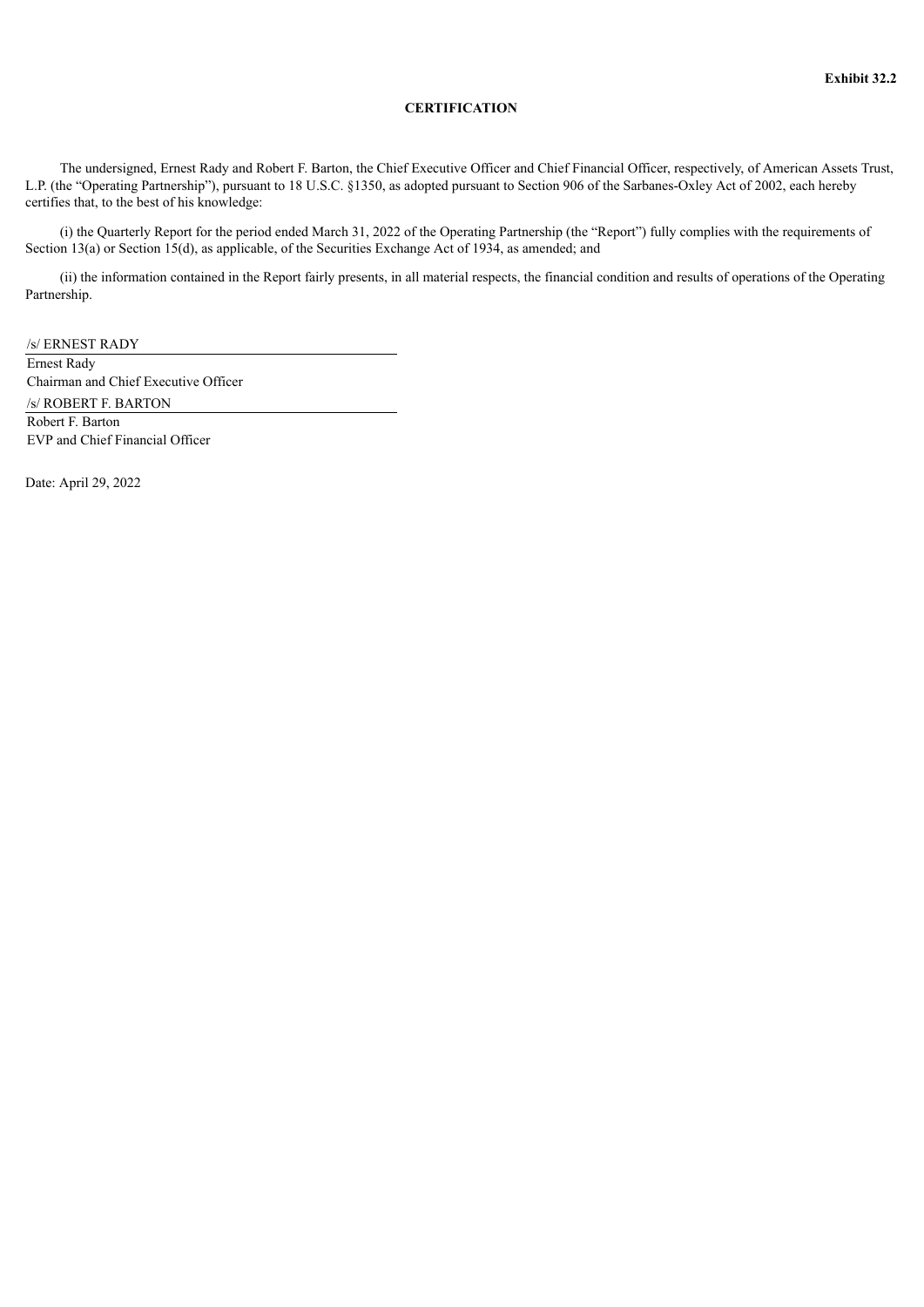**Exhibit 32.2**

**CERTIFICATION**

The undersigned, Ernest Rady and Robert F. Barton, the Chief Executive Officer and Chief Financial Officer, respectively, of American Assets Trust, L.P. (the "Operating Partnership"), pursuant to 18 U.S.C. §1350, as adopted pursuant to Section 906 of the Sarbanes-Oxley Act of 2002, each hereby certifies that, to the best of his knowledge:

(i) the Quarterly Report for the period ended March 31, 2022 of the Operating Partnership (the "Report") fully complies with the requirements of Section 13(a) or Section 15(d), as applicable, of the Securities Exchange Act of 1934, as amended; and

(ii) the information contained in the Report fairly presents, in all material respects, the financial condition and results of operations of the Operating Partnership.

/s/ ERNEST RADY

Ernest Rady
Chairman and Chief Executive Officer

/s/ ROBERT F. BARTON

Robert F. Barton
EVP and Chief Financial Officer

Date: April 29, 2022